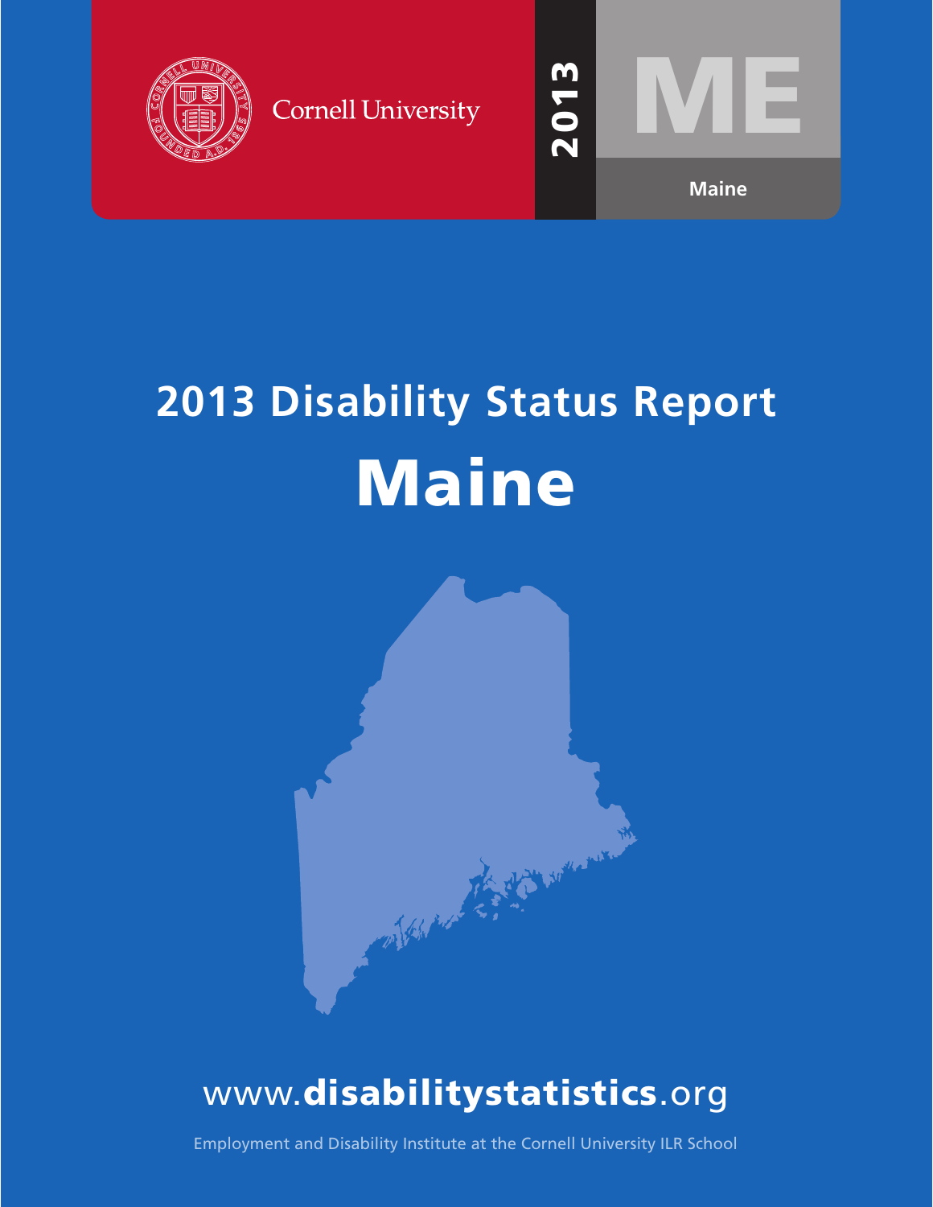Cornell University

2013

ME

Maine

# 2013 Disability Status Report

# Maine

www.**disabilitystatistics**.org

Employment and Disability Institute at the Cornell University ILR School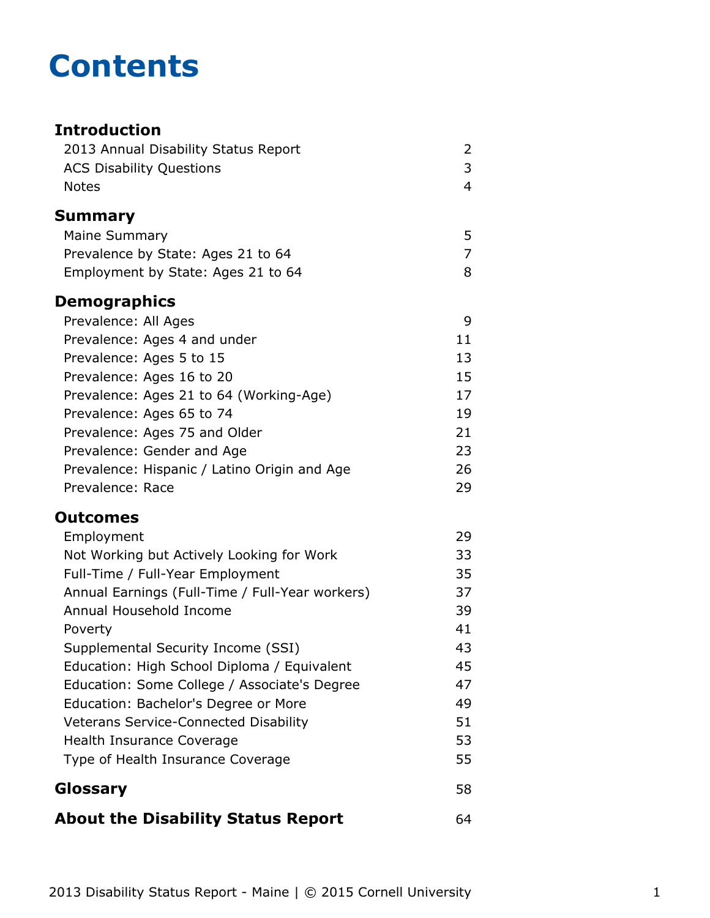# Contents

| | |
|---|---|
| **Introduction** | |
| 2013 Annual Disability Status Report | 2 |
| ACS Disability Questions | 3 |
| Notes | 4 |
| **Summary** | |
| Maine Summary | 5 |
| Prevalence by State: Ages 21 to 64 | 7 |
| Employment by State: Ages 21 to 64 | 8 |
| **Demographics** | |
| Prevalence: All Ages | 9 |
| Prevalence: Ages 4 and under | 11 |
| Prevalence: Ages 5 to 15 | 13 |
| Prevalence: Ages 16 to 20 | 15 |
| Prevalence: Ages 21 to 64 (Working-Age) | 17 |
| Prevalence: Ages 65 to 74 | 19 |
| Prevalence: Ages 75 and Older | 21 |
| Prevalence: Gender and Age | 23 |
| Prevalence: Hispanic / Latino Origin and Age | 26 |
| Prevalence: Race | 29 |
| **Outcomes** | |
| Employment | 29 |
| Not Working but Actively Looking for Work | 33 |
| Full-Time / Full-Year Employment | 35 |
| Annual Earnings (Full-Time / Full-Year workers) | 37 |
| Annual Household Income | 39 |
| Poverty | 41 |
| Supplemental Security Income (SSI) | 43 |
| Education: High School Diploma / Equivalent | 45 |
| Education: Some College / Associate's Degree | 47 |
| Education: Bachelor's Degree or More | 49 |
| Veterans Service-Connected Disability | 51 |
| Health Insurance Coverage | 53 |
| Type of Health Insurance Coverage | 55 |
| **Glossary** | 58 |
| **About the Disability Status Report** | 64 |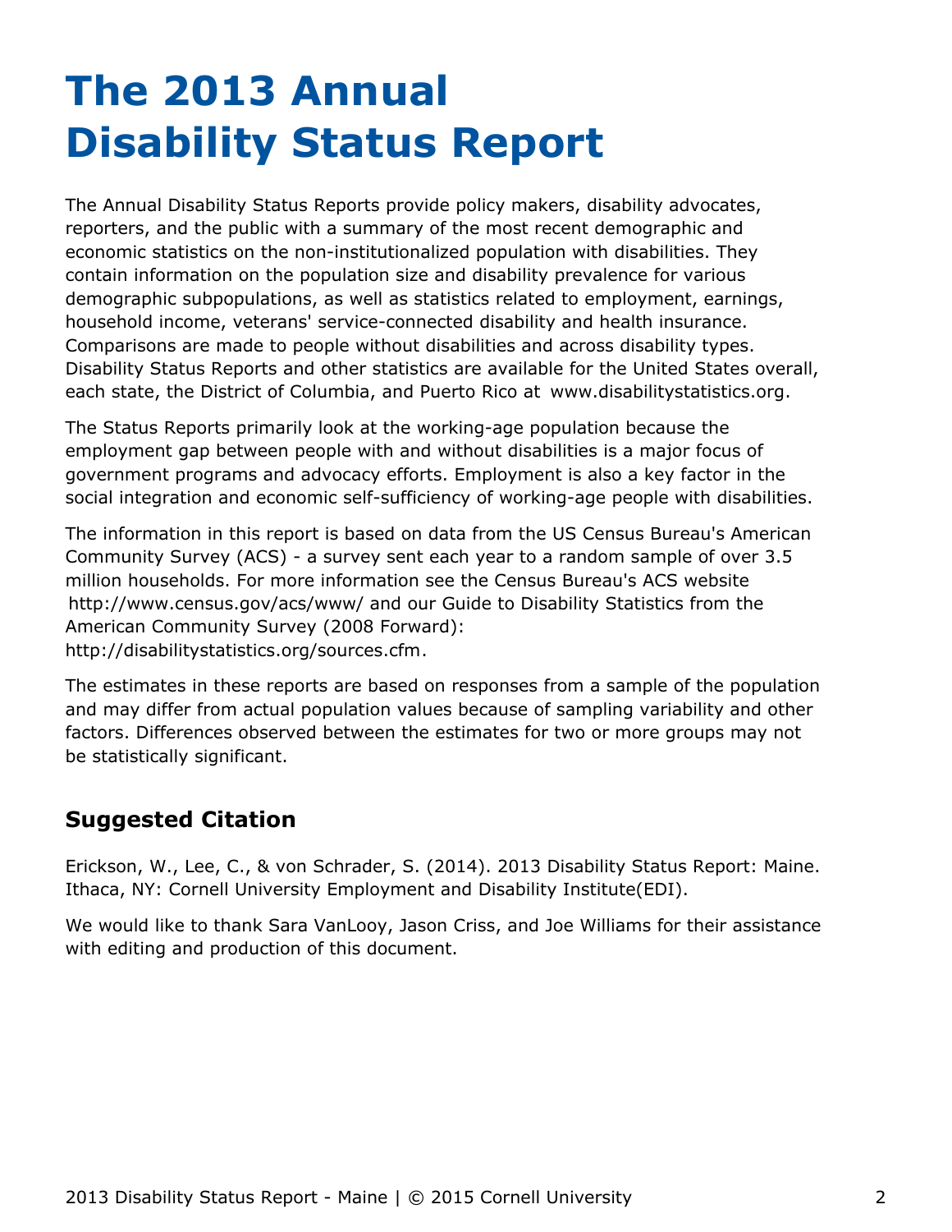# The 2013 Annual Disability Status Report

The Annual Disability Status Reports provide policy makers, disability advocates, reporters, and the public with a summary of the most recent demographic and economic statistics on the non-institutionalized population with disabilities. They contain information on the population size and disability prevalence for various demographic subpopulations, as well as statistics related to employment, earnings, household income, veterans' service-connected disability and health insurance. Comparisons are made to people without disabilities and across disability types. Disability Status Reports and other statistics are available for the United States overall, each state, the District of Columbia, and Puerto Rico at www.disabilitystatistics.org.

The Status Reports primarily look at the working-age population because the employment gap between people with and without disabilities is a major focus of government programs and advocacy efforts. Employment is also a key factor in the social integration and economic self-sufficiency of working-age people with disabilities.

The information in this report is based on data from the US Census Bureau's American Community Survey (ACS) - a survey sent each year to a random sample of over 3.5 million households. For more information see the Census Bureau's ACS website http://www.census.gov/acs/www/ and our Guide to Disability Statistics from the American Community Survey (2008 Forward): http://disabilitystatistics.org/sources.cfm.

The estimates in these reports are based on responses from a sample of the population and may differ from actual population values because of sampling variability and other factors. Differences observed between the estimates for two or more groups may not be statistically significant.

## Suggested Citation

Erickson, W., Lee, C., & von Schrader, S. (2014). 2013 Disability Status Report: Maine. Ithaca, NY: Cornell University Employment and Disability Institute(EDI).

We would like to thank Sara VanLooy, Jason Criss, and Joe Williams for their assistance with editing and production of this document.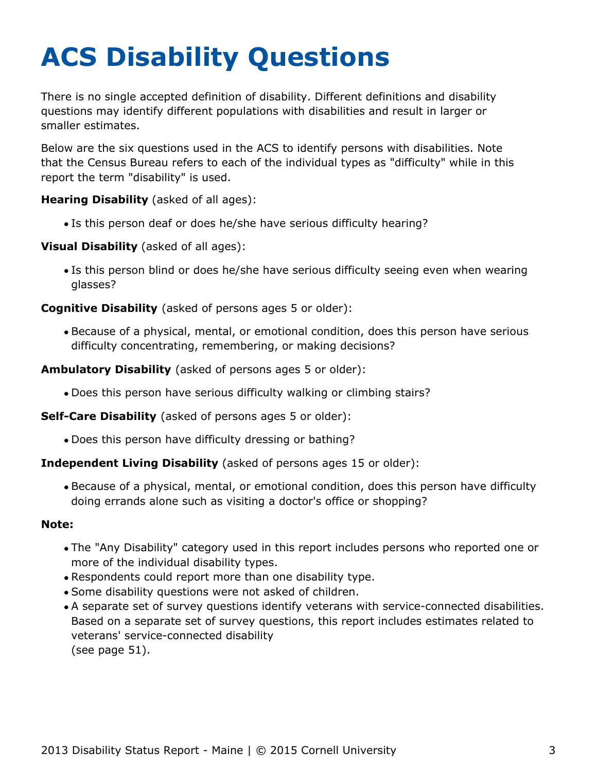# ACS Disability Questions

There is no single accepted definition of disability. Different definitions and disability questions may identify different populations with disabilities and result in larger or smaller estimates.

Below are the six questions used in the ACS to identify persons with disabilities. Note that the Census Bureau refers to each of the individual types as "difficulty" while in this report the term "disability" is used.

**Hearing Disability** (asked of all ages):

- Is this person deaf or does he/she have serious difficulty hearing?

**Visual Disability** (asked of all ages):

- Is this person blind or does he/she have serious difficulty seeing even when wearing glasses?

**Cognitive Disability** (asked of persons ages 5 or older):

- Because of a physical, mental, or emotional condition, does this person have serious difficulty concentrating, remembering, or making decisions?

**Ambulatory Disability** (asked of persons ages 5 or older):

- Does this person have serious difficulty walking or climbing stairs?

**Self-Care Disability** (asked of persons ages 5 or older):

- Does this person have difficulty dressing or bathing?

**Independent Living Disability** (asked of persons ages 15 or older):

- Because of a physical, mental, or emotional condition, does this person have difficulty doing errands alone such as visiting a doctor's office or shopping?

**Note:**

- The "Any Disability" category used in this report includes persons who reported one or more of the individual disability types.
- Respondents could report more than one disability type.
- Some disability questions were not asked of children.
- A separate set of survey questions identify veterans with service-connected disabilities. Based on a separate set of survey questions, this report includes estimates related to veterans' service-connected disability (see page 51).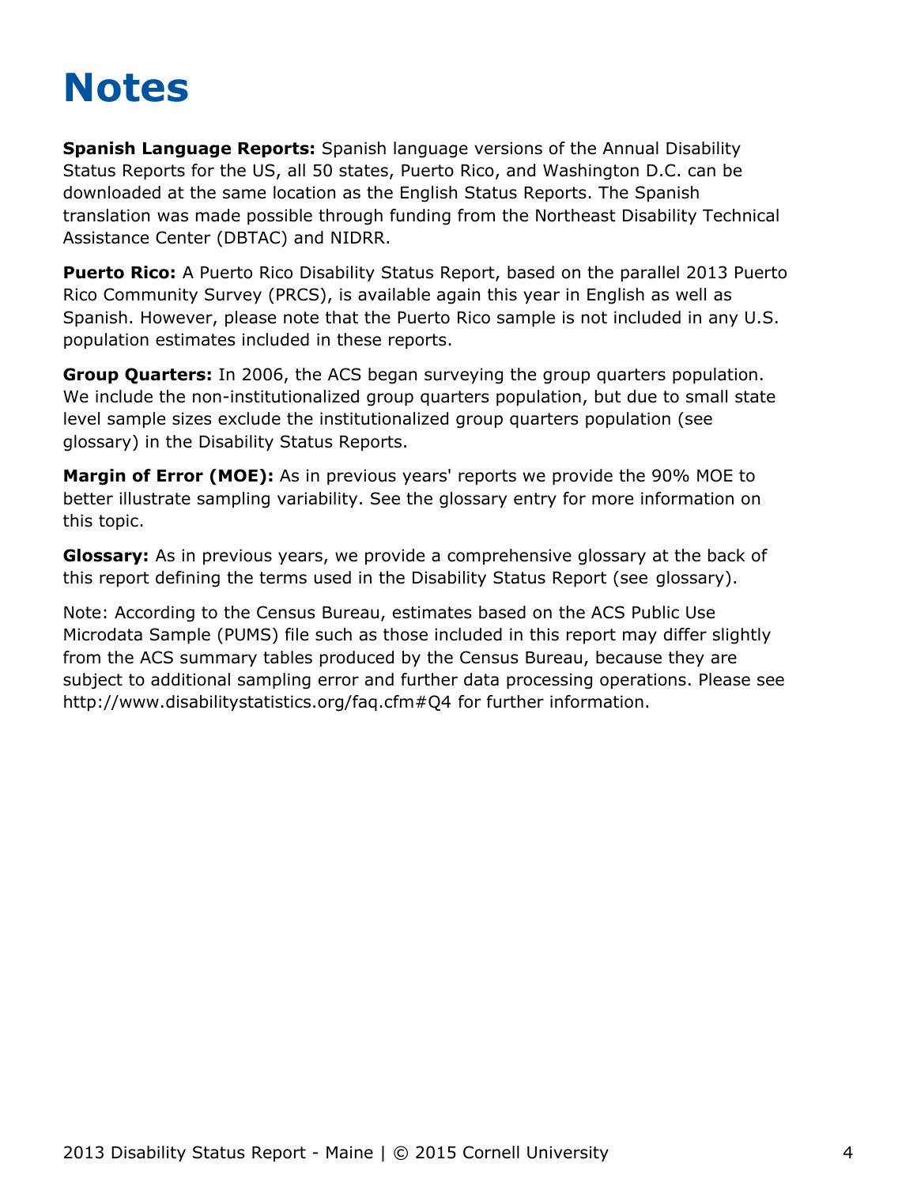# Notes

**Spanish Language Reports:** Spanish language versions of the Annual Disability Status Reports for the US, all 50 states, Puerto Rico, and Washington D.C. can be downloaded at the same location as the English Status Reports. The Spanish translation was made possible through funding from the Northeast Disability Technical Assistance Center (DBTAC) and NIDRR.

**Puerto Rico:** A Puerto Rico Disability Status Report, based on the parallel 2013 Puerto Rico Community Survey (PRCS), is available again this year in English as well as Spanish. However, please note that the Puerto Rico sample is not included in any U.S. population estimates included in these reports.

**Group Quarters:** In 2006, the ACS began surveying the group quarters population. We include the non-institutionalized group quarters population, but due to small state level sample sizes exclude the institutionalized group quarters population (see glossary) in the Disability Status Reports.

**Margin of Error (MOE):** As in previous years' reports we provide the 90% MOE to better illustrate sampling variability. See the glossary entry for more information on this topic.

**Glossary:** As in previous years, we provide a comprehensive glossary at the back of this report defining the terms used in the Disability Status Report (see glossary).

Note: According to the Census Bureau, estimates based on the ACS Public Use Microdata Sample (PUMS) file such as those included in this report may differ slightly from the ACS summary tables produced by the Census Bureau, because they are subject to additional sampling error and further data processing operations. Please see http://www.disabilitystatistics.org/faq.cfm#Q4 for further information.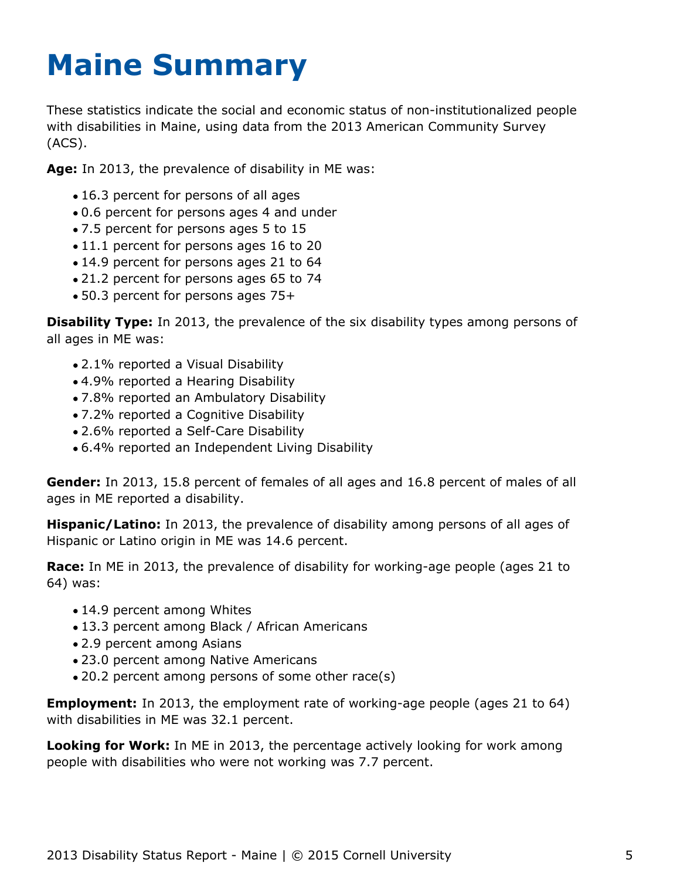# Maine Summary

These statistics indicate the social and economic status of non-institutionalized people with disabilities in Maine, using data from the 2013 American Community Survey (ACS).

**Age:** In 2013, the prevalence of disability in ME was:

- 16.3 percent for persons of all ages
- 0.6 percent for persons ages 4 and under
- 7.5 percent for persons ages 5 to 15
- 11.1 percent for persons ages 16 to 20
- 14.9 percent for persons ages 21 to 64
- 21.2 percent for persons ages 65 to 74
- 50.3 percent for persons ages 75+

**Disability Type:** In 2013, the prevalence of the six disability types among persons of all ages in ME was:

- 2.1% reported a Visual Disability
- 4.9% reported a Hearing Disability
- 7.8% reported an Ambulatory Disability
- 7.2% reported a Cognitive Disability
- 2.6% reported a Self-Care Disability
- 6.4% reported an Independent Living Disability

**Gender:** In 2013, 15.8 percent of females of all ages and 16.8 percent of males of all ages in ME reported a disability.

**Hispanic/Latino:** In 2013, the prevalence of disability among persons of all ages of Hispanic or Latino origin in ME was 14.6 percent.

**Race:** In ME in 2013, the prevalence of disability for working-age people (ages 21 to 64) was:

- 14.9 percent among Whites
- 13.3 percent among Black / African Americans
- 2.9 percent among Asians
- 23.0 percent among Native Americans
- 20.2 percent among persons of some other race(s)

**Employment:** In 2013, the employment rate of working-age people (ages 21 to 64) with disabilities in ME was 32.1 percent.

**Looking for Work:** In ME in 2013, the percentage actively looking for work among people with disabilities who were not working was 7.7 percent.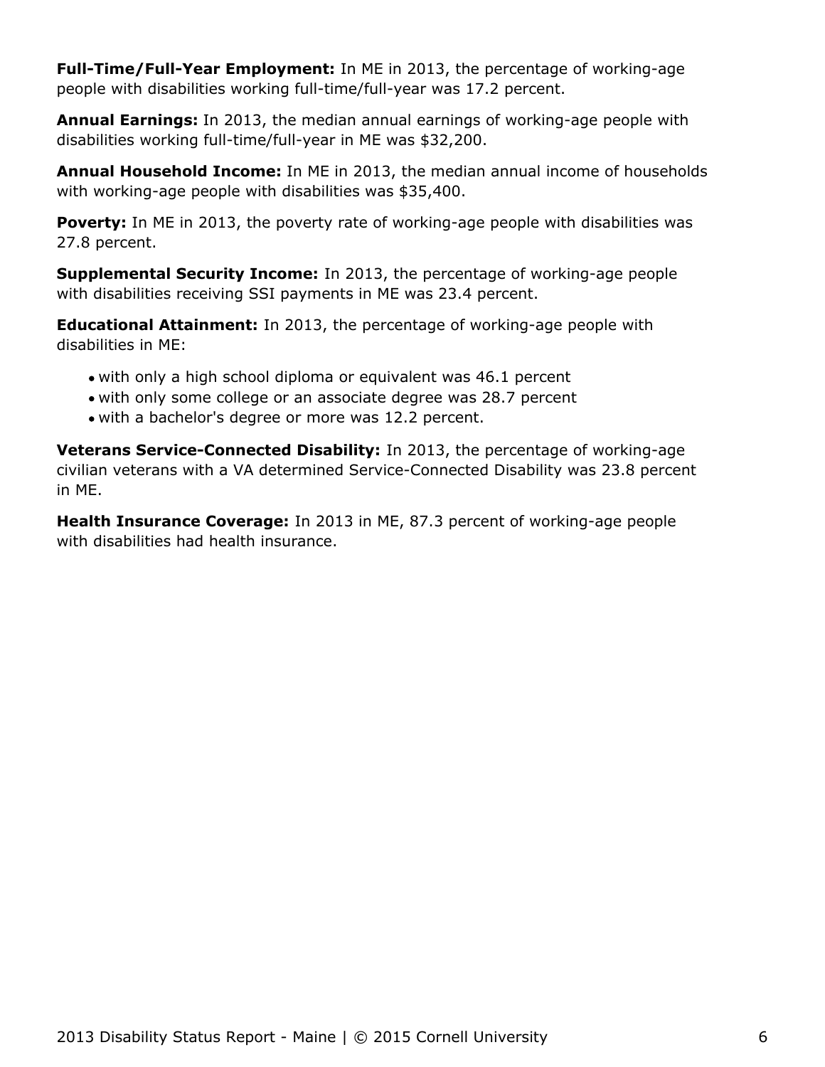**Full-Time/Full-Year Employment:** In ME in 2013, the percentage of working-age people with disabilities working full-time/full-year was 17.2 percent.

**Annual Earnings:** In 2013, the median annual earnings of working-age people with disabilities working full-time/full-year in ME was $32,200.

**Annual Household Income:** In ME in 2013, the median annual income of households with working-age people with disabilities was $35,400.

**Poverty:** In ME in 2013, the poverty rate of working-age people with disabilities was 27.8 percent.

**Supplemental Security Income:** In 2013, the percentage of working-age people with disabilities receiving SSI payments in ME was 23.4 percent.

**Educational Attainment:** In 2013, the percentage of working-age people with disabilities in ME:

- with only a high school diploma or equivalent was 46.1 percent
- with only some college or an associate degree was 28.7 percent
- with a bachelor's degree or more was 12.2 percent.

**Veterans Service-Connected Disability:** In 2013, the percentage of working-age civilian veterans with a VA determined Service-Connected Disability was 23.8 percent in ME.

**Health Insurance Coverage:** In 2013 in ME, 87.3 percent of working-age people with disabilities had health insurance.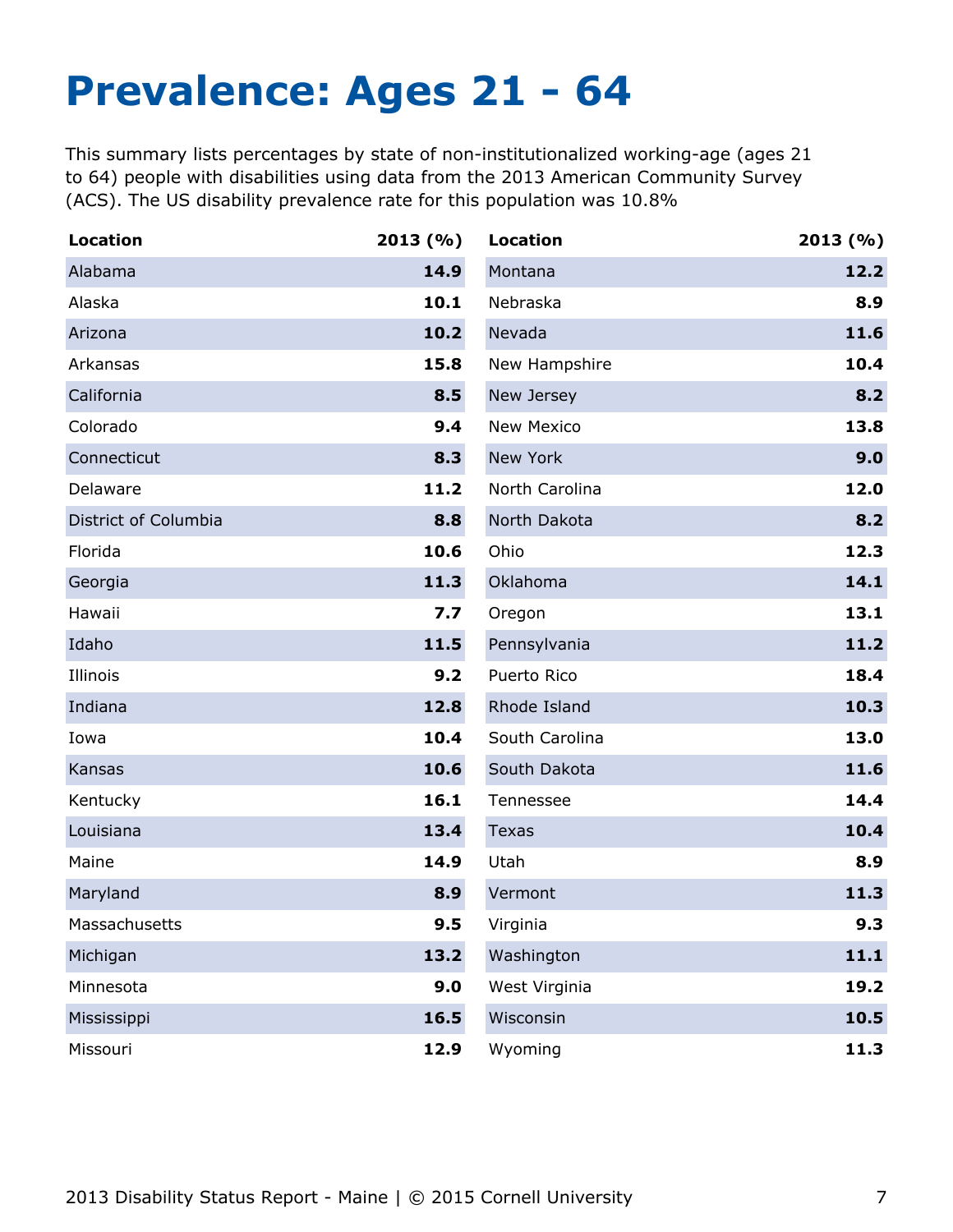# Prevalence: Ages 21 - 64

This summary lists percentages by state of non-institutionalized working-age (ages 21 to 64) people with disabilities using data from the 2013 American Community Survey (ACS). The US disability prevalence rate for this population was 10.8%

| Location | 2013 (%) |
|---|---|
| Alabama | **14.9** |
| Alaska | **10.1** |
| Arizona | **10.2** |
| Arkansas | **15.8** |
| California | **8.5** |
| Colorado | **9.4** |
| Connecticut | **8.3** |
| Delaware | **11.2** |
| District of Columbia | **8.8** |
| Florida | **10.6** |
| Georgia | **11.3** |
| Hawaii | **7.7** |
| Idaho | **11.5** |
| Illinois | **9.2** |
| Indiana | **12.8** |
| Iowa | **10.4** |
| Kansas | **10.6** |
| Kentucky | **16.1** |
| Louisiana | **13.4** |
| Maine | **14.9** |
| Maryland | **8.9** |
| Massachusetts | **9.5** |
| Michigan | **13.2** |
| Minnesota | **9.0** |
| Mississippi | **16.5** |
| Missouri | **12.9** |
| Montana | **12.2** |
| Nebraska | **8.9** |
| Nevada | **11.6** |
| New Hampshire | **10.4** |
| New Jersey | **8.2** |
| New Mexico | **13.8** |
| New York | **9.0** |
| North Carolina | **12.0** |
| North Dakota | **8.2** |
| Ohio | **12.3** |
| Oklahoma | **14.1** |
| Oregon | **13.1** |
| Pennsylvania | **11.2** |
| Puerto Rico | **18.4** |
| Rhode Island | **10.3** |
| South Carolina | **13.0** |
| South Dakota | **11.6** |
| Tennessee | **14.4** |
| Texas | **10.4** |
| Utah | **8.9** |
| Vermont | **11.3** |
| Virginia | **9.3** |
| Washington | **11.1** |
| West Virginia | **19.2** |
| Wisconsin | **10.5** |
| Wyoming | **11.3** |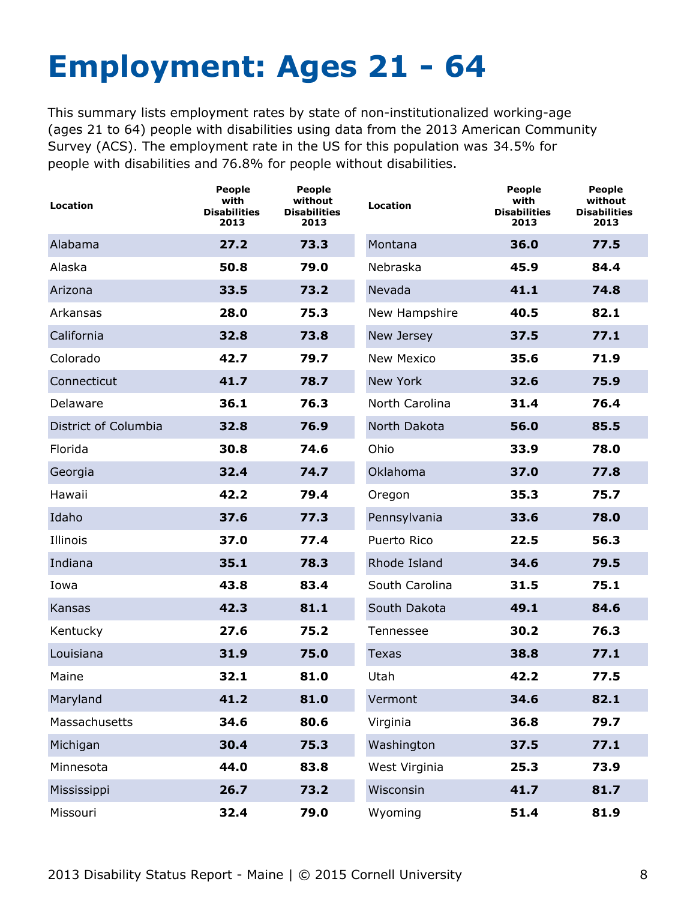# Employment: Ages 21 - 64

This summary lists employment rates by state of non-institutionalized working-age (ages 21 to 64) people with disabilities using data from the 2013 American Community Survey (ACS). The employment rate in the US for this population was 34.5% for people with disabilities and 76.8% for people without disabilities.

| Location | People with Disabilities 2013 | People without Disabilities 2013 |
|---|---|---|
| Alabama | **27.2** | **73.3** |
| Alaska | **50.8** | **79.0** |
| Arizona | **33.5** | **73.2** |
| Arkansas | **28.0** | **75.3** |
| California | **32.8** | **73.8** |
| Colorado | **42.7** | **79.7** |
| Connecticut | **41.7** | **78.7** |
| Delaware | **36.1** | **76.3** |
| District of Columbia | **32.8** | **76.9** |
| Florida | **30.8** | **74.6** |
| Georgia | **32.4** | **74.7** |
| Hawaii | **42.2** | **79.4** |
| Idaho | **37.6** | **77.3** |
| Illinois | **37.0** | **77.4** |
| Indiana | **35.1** | **78.3** |
| Iowa | **43.8** | **83.4** |
| Kansas | **42.3** | **81.1** |
| Kentucky | **27.6** | **75.2** |
| Louisiana | **31.9** | **75.0** |
| Maine | **32.1** | **81.0** |
| Maryland | **41.2** | **81.0** |
| Massachusetts | **34.6** | **80.6** |
| Michigan | **30.4** | **75.3** |
| Minnesota | **44.0** | **83.8** |
| Mississippi | **26.7** | **73.2** |
| Missouri | **32.4** | **79.0** |
| Montana | **36.0** | **77.5** |
| Nebraska | **45.9** | **84.4** |
| Nevada | **41.1** | **74.8** |
| New Hampshire | **40.5** | **82.1** |
| New Jersey | **37.5** | **77.1** |
| New Mexico | **35.6** | **71.9** |
| New York | **32.6** | **75.9** |
| North Carolina | **31.4** | **76.4** |
| North Dakota | **56.0** | **85.5** |
| Ohio | **33.9** | **78.0** |
| Oklahoma | **37.0** | **77.8** |
| Oregon | **35.3** | **75.7** |
| Pennsylvania | **33.6** | **78.0** |
| Puerto Rico | **22.5** | **56.3** |
| Rhode Island | **34.6** | **79.5** |
| South Carolina | **31.5** | **75.1** |
| South Dakota | **49.1** | **84.6** |
| Tennessee | **30.2** | **76.3** |
| Texas | **38.8** | **77.1** |
| Utah | **42.2** | **77.5** |
| Vermont | **34.6** | **82.1** |
| Virginia | **36.8** | **79.7** |
| Washington | **37.5** | **77.1** |
| West Virginia | **25.3** | **73.9** |
| Wisconsin | **41.7** | **81.7** |
| Wyoming | **51.4** | **81.9** |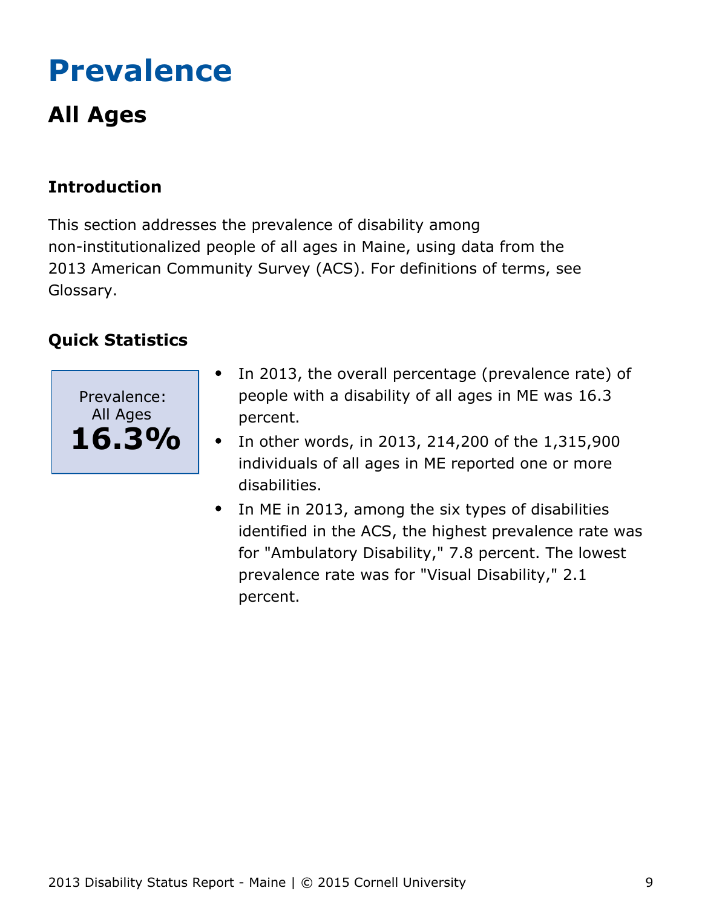# Prevalence

## All Ages

### Introduction

This section addresses the prevalence of disability among non-institutionalized people of all ages in Maine, using data from the 2013 American Community Survey (ACS). For definitions of terms, see Glossary.

### Quick Statistics

Prevalence: All Ages
**16.3%**

- In 2013, the overall percentage (prevalence rate) of people with a disability of all ages in ME was 16.3 percent.
- In other words, in 2013, 214,200 of the 1,315,900 individuals of all ages in ME reported one or more disabilities.
- In ME in 2013, among the six types of disabilities identified in the ACS, the highest prevalence rate was for "Ambulatory Disability," 7.8 percent. The lowest prevalence rate was for "Visual Disability," 2.1 percent.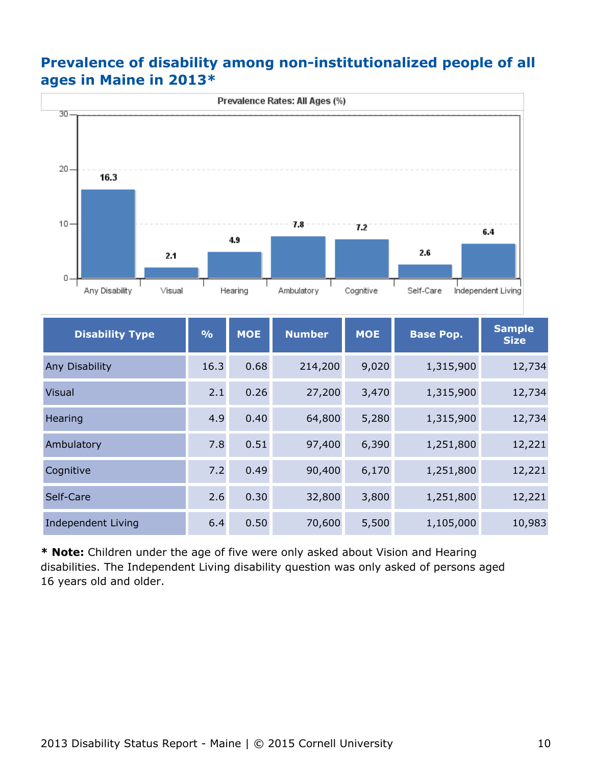## Prevalence of disability among non-institutionalized people of all ages in Maine in 2013*

Prevalence Rates: All Ages (%)

| Disability Type | % | MOE | Number | MOE | Base Pop. | Sample Size |
|---|---|---|---|---|---|---|
| Any Disability | 16.3 | 0.68 | 214,200 | 9,020 | 1,315,900 | 12,734 |
| Visual | 2.1 | 0.26 | 27,200 | 3,470 | 1,315,900 | 12,734 |
| Hearing | 4.9 | 0.40 | 64,800 | 5,280 | 1,315,900 | 12,734 |
| Ambulatory | 7.8 | 0.51 | 97,400 | 6,390 | 1,251,800 | 12,221 |
| Cognitive | 7.2 | 0.49 | 90,400 | 6,170 | 1,251,800 | 12,221 |
| Self-Care | 2.6 | 0.30 | 32,800 | 3,800 | 1,251,800 | 12,221 |
| Independent Living | 6.4 | 0.50 | 70,600 | 5,500 | 1,105,000 | 10,983 |

**\* Note:** Children under the age of five were only asked about Vision and Hearing disabilities. The Independent Living disability question was only asked of persons aged 16 years old and older.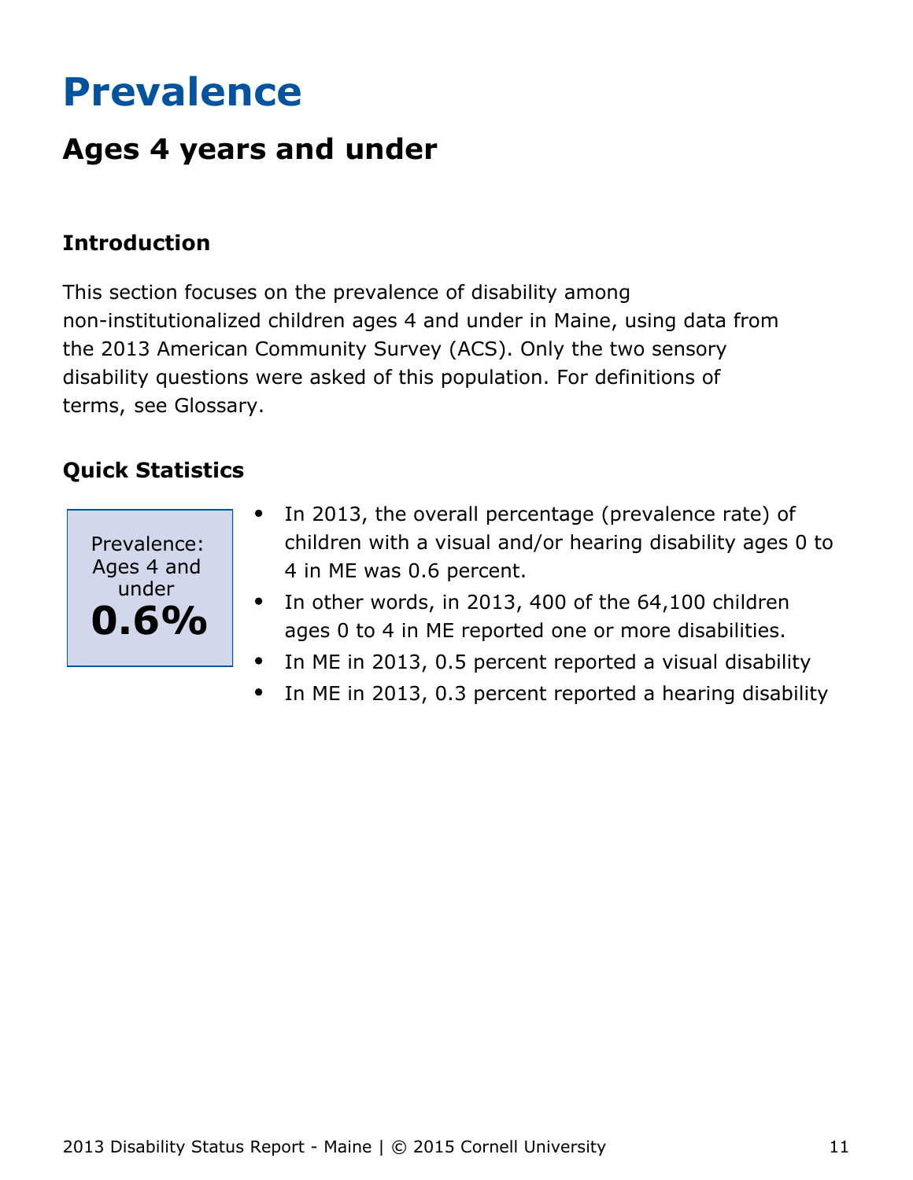# Prevalence

## Ages 4 years and under

### Introduction

This section focuses on the prevalence of disability among non-institutionalized children ages 4 and under in Maine, using data from the 2013 American Community Survey (ACS). Only the two sensory disability questions were asked of this population. For definitions of terms, see Glossary.

### Quick Statistics

Prevalence: Ages 4 and under

**0.6%**

- In 2013, the overall percentage (prevalence rate) of children with a visual and/or hearing disability ages 0 to 4 in ME was 0.6 percent.
- In other words, in 2013, 400 of the 64,100 children ages 0 to 4 in ME reported one or more disabilities.
- In ME in 2013, 0.5 percent reported a visual disability
- In ME in 2013, 0.3 percent reported a hearing disability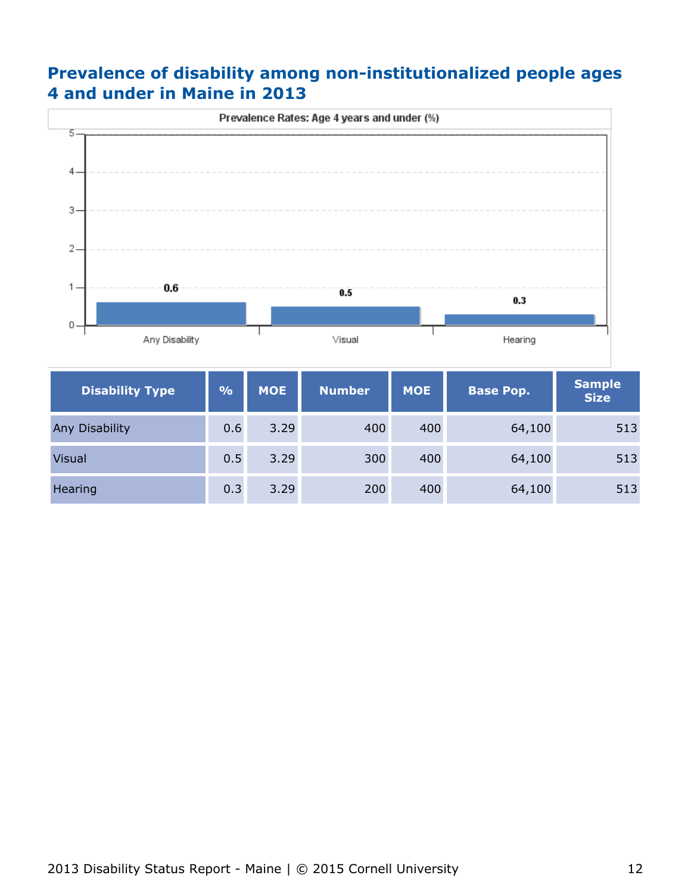## Prevalence of disability among non-institutionalized people ages 4 and under in Maine in 2013

| Disability Type | % | MOE | Number | MOE | Base Pop. | Sample Size |
|---|---|---|---|---|---|---|
| Any Disability | 0.6 | 3.29 | 400 | 400 | 64,100 | 513 |
| Visual | 0.5 | 3.29 | 300 | 400 | 64,100 | 513 |
| Hearing | 0.3 | 3.29 | 200 | 400 | 64,100 | 513 |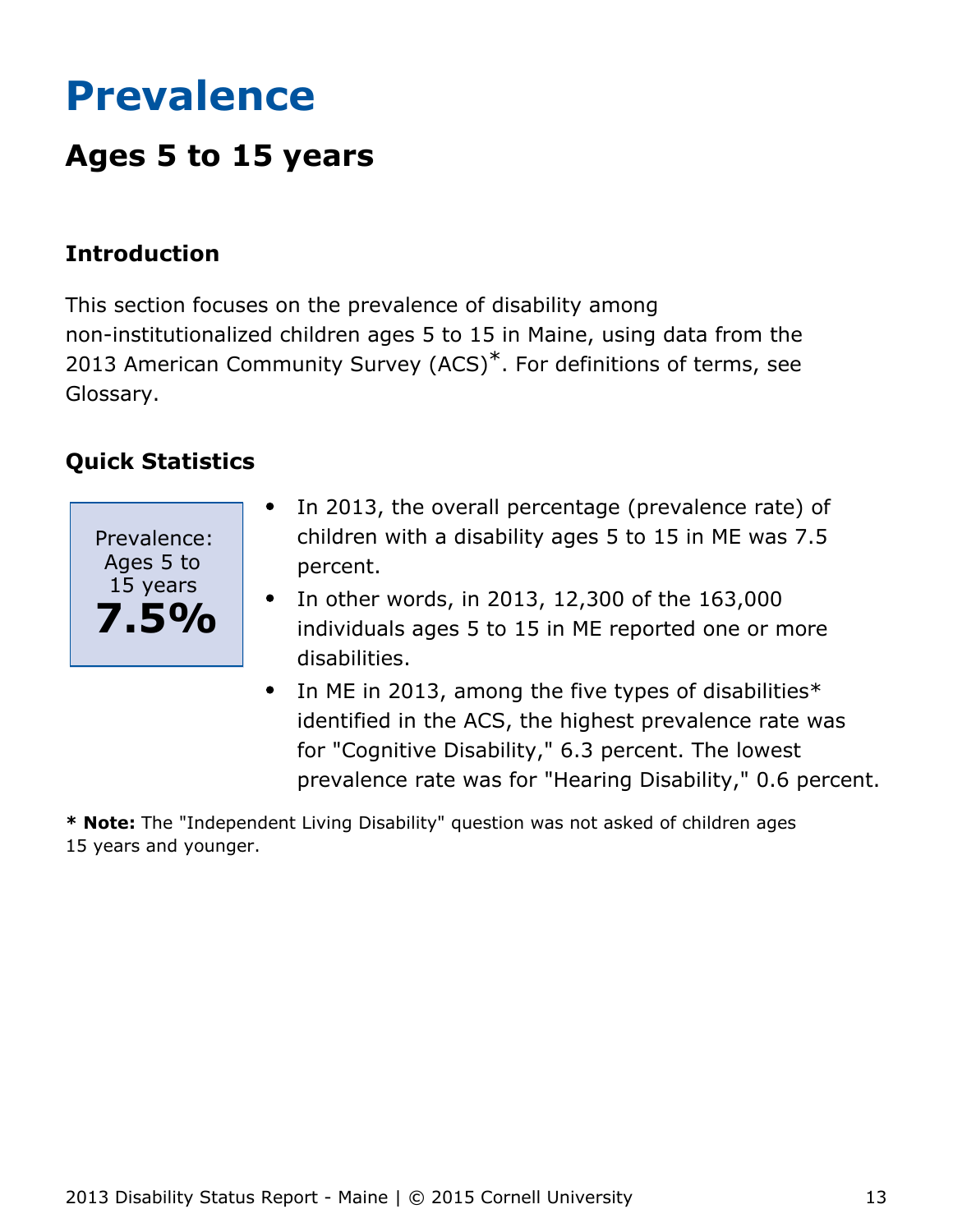# Prevalence

## Ages 5 to 15 years

### Introduction

This section focuses on the prevalence of disability among non-institutionalized children ages 5 to 15 in Maine, using data from the 2013 American Community Survey (ACS)*. For definitions of terms, see Glossary.

### Quick Statistics

Prevalence: Ages 5 to 15 years
**7.5%**

- In 2013, the overall percentage (prevalence rate) of children with a disability ages 5 to 15 in ME was 7.5 percent.
- In other words, in 2013, 12,300 of the 163,000 individuals ages 5 to 15 in ME reported one or more disabilities.
- In ME in 2013, among the five types of disabilities* identified in the ACS, the highest prevalence rate was for "Cognitive Disability," 6.3 percent. The lowest prevalence rate was for "Hearing Disability," 0.6 percent.

**\* Note:** The "Independent Living Disability" question was not asked of children ages 15 years and younger.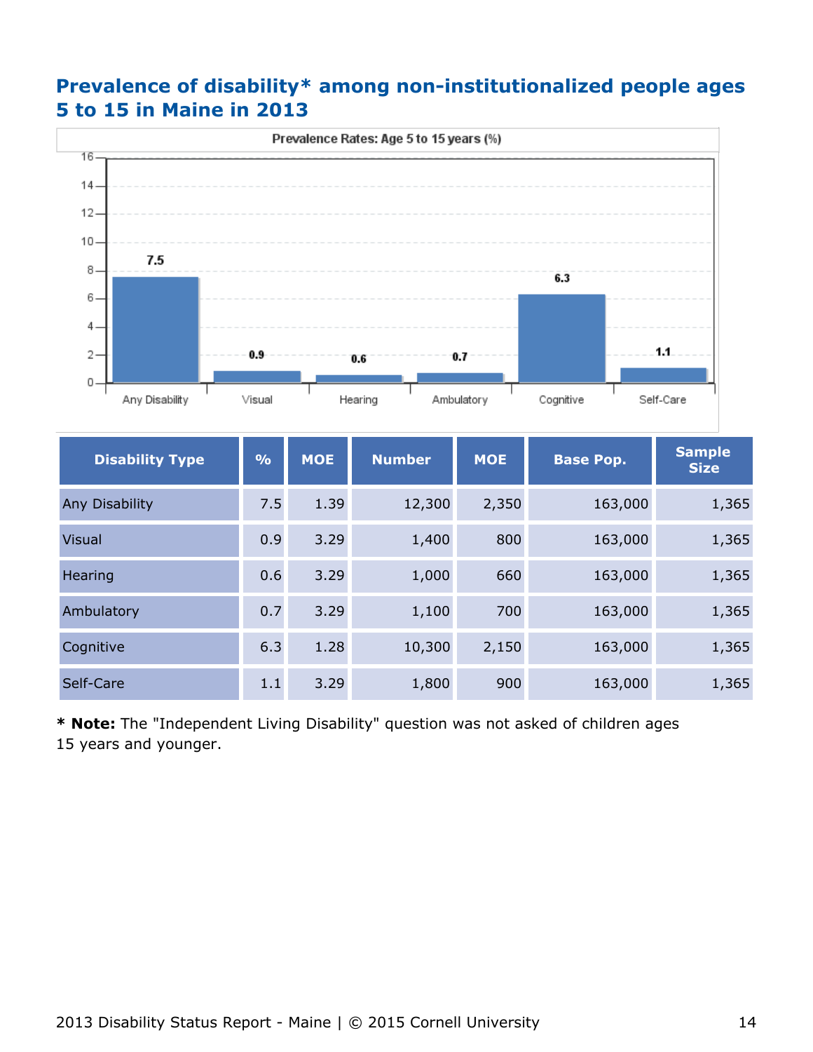## Prevalence of disability* among non-institutionalized people ages 5 to 15 in Maine in 2013

Prevalence Rates: Age 5 to 15 years (%)

| Disability Type | % | MOE | Number | MOE | Base Pop. | Sample Size |
|---|---|---|---|---|---|---|
| Any Disability | 7.5 | 1.39 | 12,300 | 2,350 | 163,000 | 1,365 |
| Visual | 0.9 | 3.29 | 1,400 | 800 | 163,000 | 1,365 |
| Hearing | 0.6 | 3.29 | 1,000 | 660 | 163,000 | 1,365 |
| Ambulatory | 0.7 | 3.29 | 1,100 | 700 | 163,000 | 1,365 |
| Cognitive | 6.3 | 1.28 | 10,300 | 2,150 | 163,000 | 1,365 |
| Self-Care | 1.1 | 3.29 | 1,800 | 900 | 163,000 | 1,365 |

**\* Note:** The "Independent Living Disability" question was not asked of children ages 15 years and younger.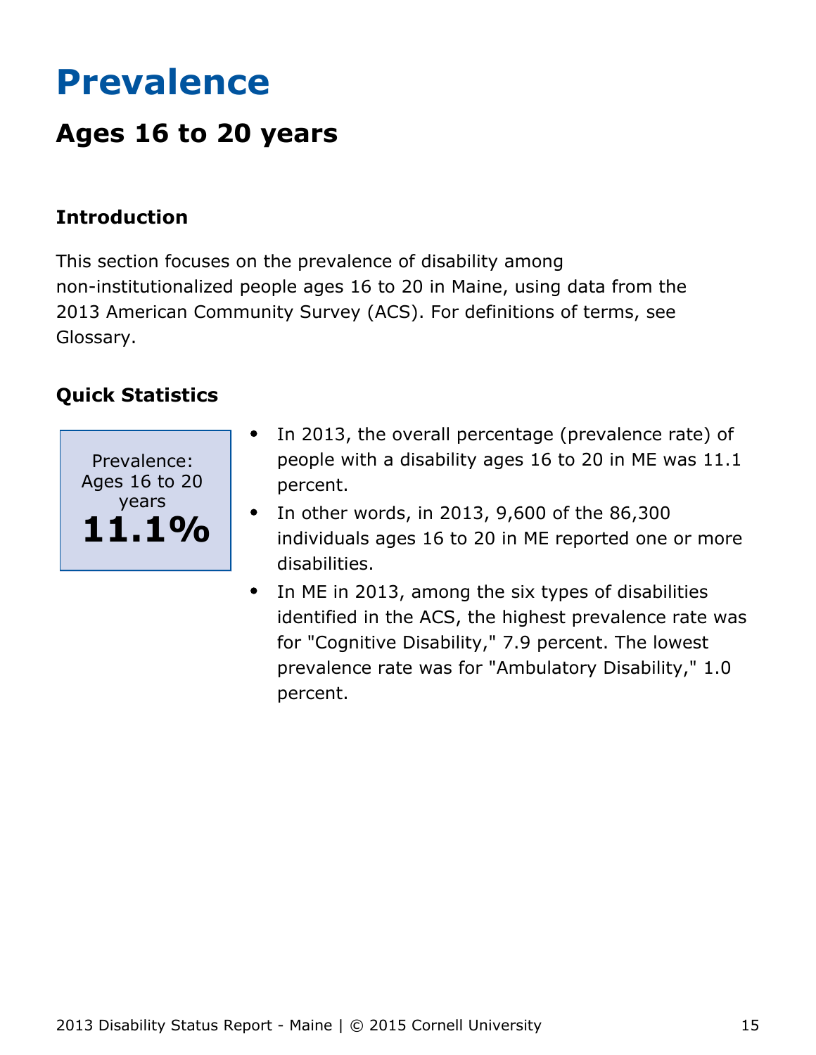# Prevalence

## Ages 16 to 20 years

### Introduction

This section focuses on the prevalence of disability among non-institutionalized people ages 16 to 20 in Maine, using data from the 2013 American Community Survey (ACS). For definitions of terms, see Glossary.

### Quick Statistics

Prevalence: Ages 16 to 20 years

**11.1%**

- In 2013, the overall percentage (prevalence rate) of people with a disability ages 16 to 20 in ME was 11.1 percent.
- In other words, in 2013, 9,600 of the 86,300 individuals ages 16 to 20 in ME reported one or more disabilities.
- In ME in 2013, among the six types of disabilities identified in the ACS, the highest prevalence rate was for "Cognitive Disability," 7.9 percent. The lowest prevalence rate was for "Ambulatory Disability," 1.0 percent.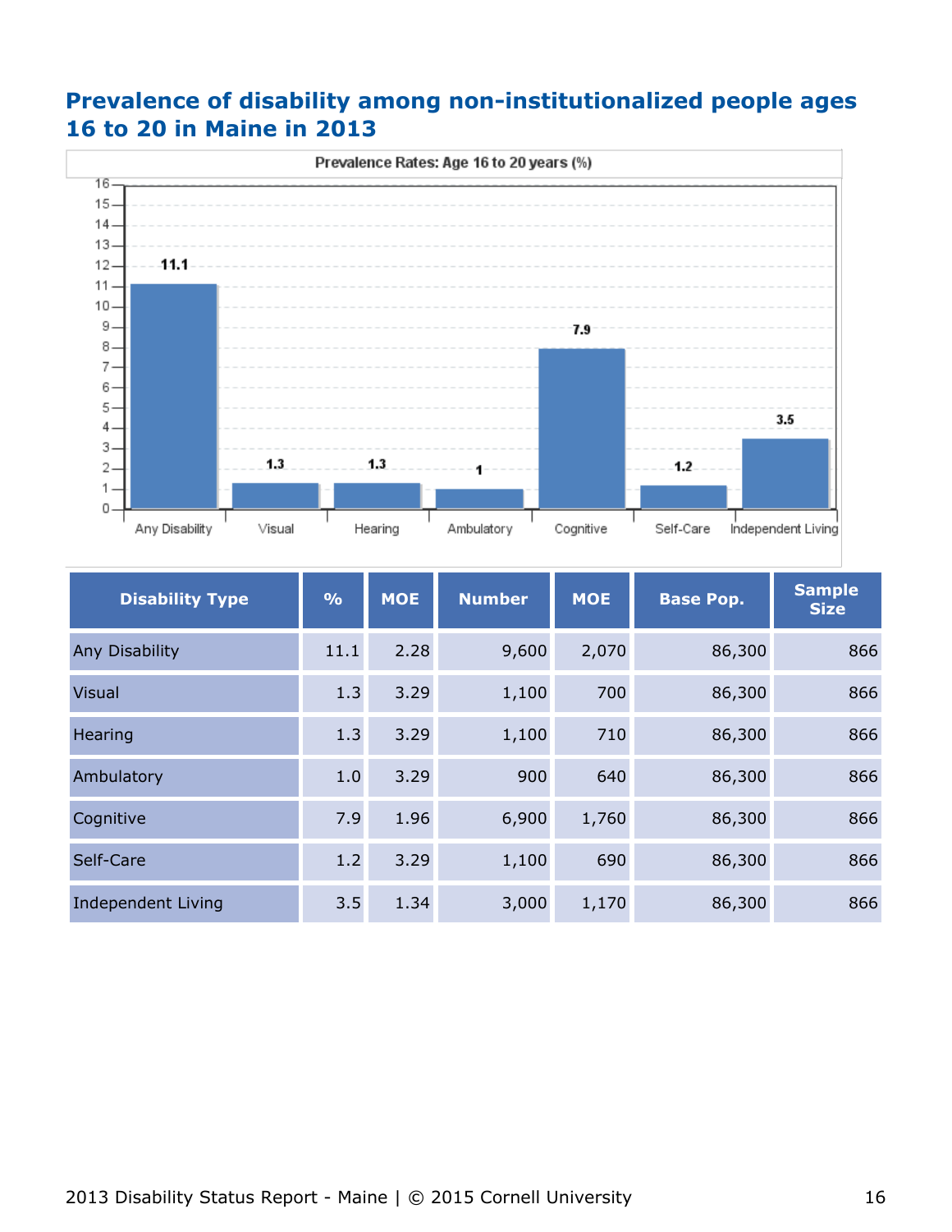## Prevalence of disability among non-institutionalized people ages 16 to 20 in Maine in 2013

Prevalence Rates: Age 16 to 20 years (%)

| Disability Type | % | MOE | Number | MOE | Base Pop. | Sample Size |
|---|---|---|---|---|---|---|
| Any Disability | 11.1 | 2.28 | 9,600 | 2,070 | 86,300 | 866 |
| Visual | 1.3 | 3.29 | 1,100 | 700 | 86,300 | 866 |
| Hearing | 1.3 | 3.29 | 1,100 | 710 | 86,300 | 866 |
| Ambulatory | 1.0 | 3.29 | 900 | 640 | 86,300 | 866 |
| Cognitive | 7.9 | 1.96 | 6,900 | 1,760 | 86,300 | 866 |
| Self-Care | 1.2 | 3.29 | 1,100 | 690 | 86,300 | 866 |
| Independent Living | 3.5 | 1.34 | 3,000 | 1,170 | 86,300 | 866 |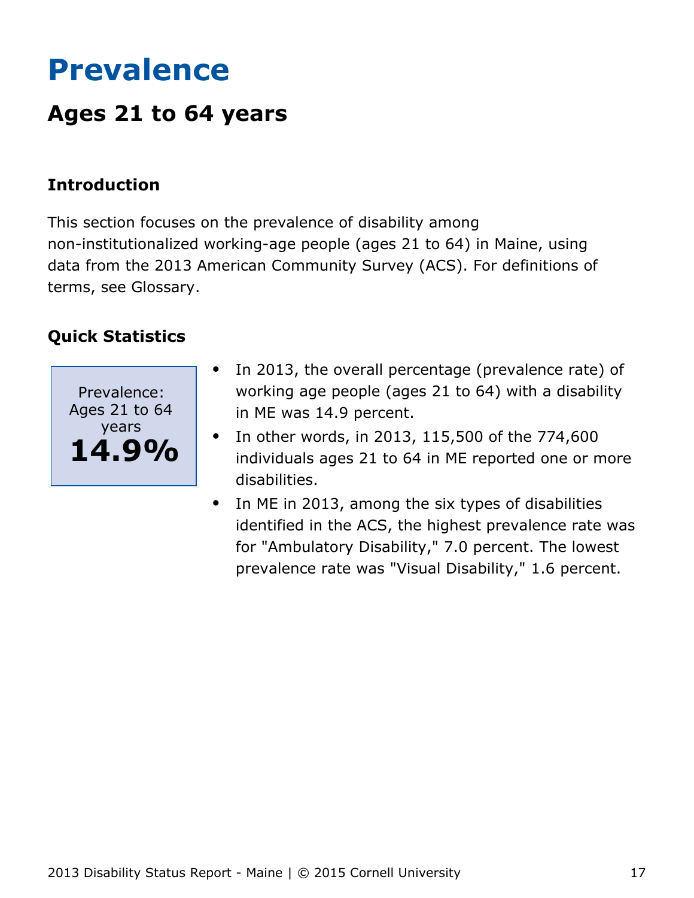# Prevalence

## Ages 21 to 64 years

### Introduction

This section focuses on the prevalence of disability among non-institutionalized working-age people (ages 21 to 64) in Maine, using data from the 2013 American Community Survey (ACS). For definitions of terms, see Glossary.

### Quick Statistics

Prevalence: Ages 21 to 64 years

**14.9%**

- In 2013, the overall percentage (prevalence rate) of working age people (ages 21 to 64) with a disability in ME was 14.9 percent.
- In other words, in 2013, 115,500 of the 774,600 individuals ages 21 to 64 in ME reported one or more disabilities.
- In ME in 2013, among the six types of disabilities identified in the ACS, the highest prevalence rate was for "Ambulatory Disability," 7.0 percent. The lowest prevalence rate was "Visual Disability," 1.6 percent.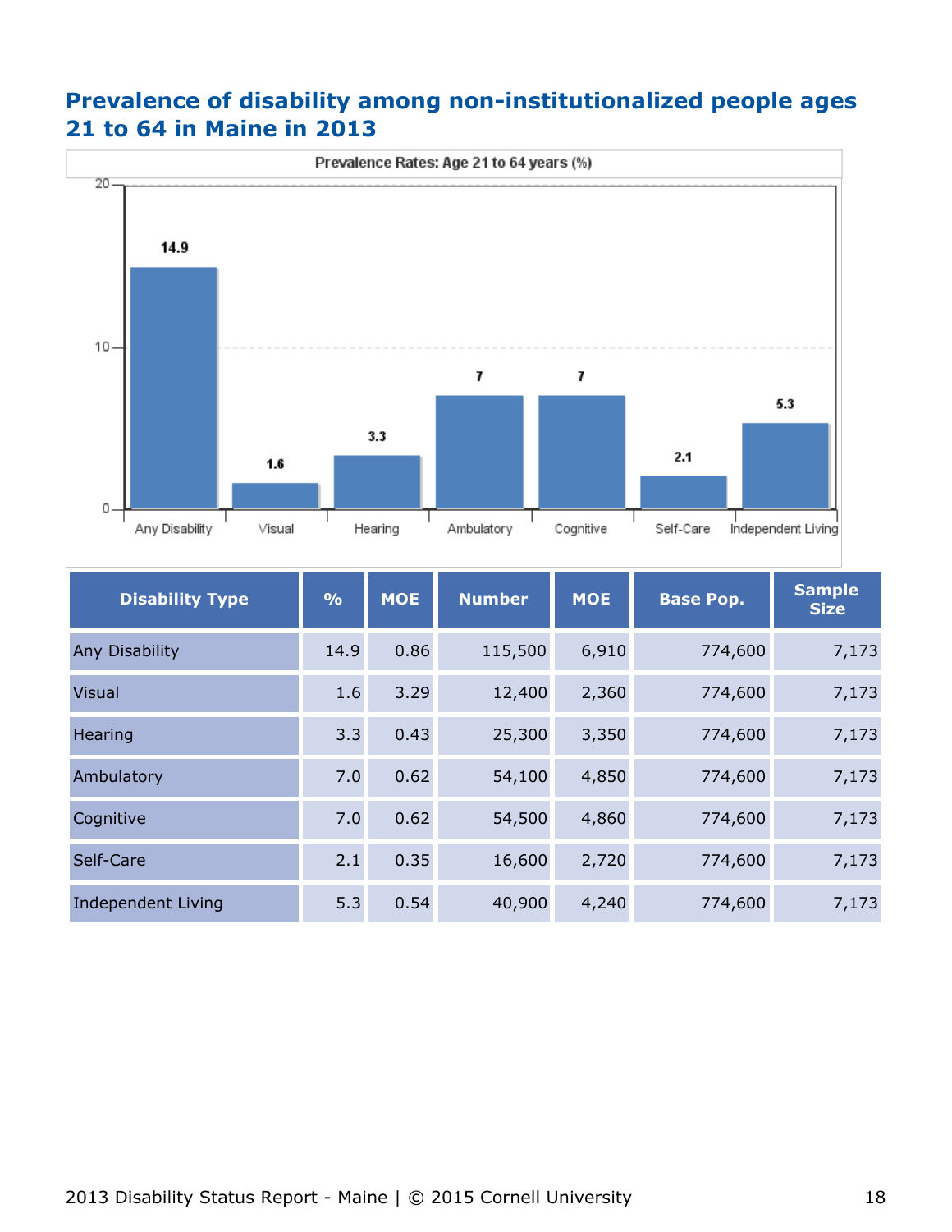## Prevalence of disability among non-institutionalized people ages 21 to 64 in Maine in 2013

Prevalence Rates: Age 21 to 64 years (%)

| Disability Type | % | MOE | Number | MOE | Base Pop. | Sample Size |
|---|---|---|---|---|---|---|
| Any Disability | 14.9 | 0.86 | 115,500 | 6,910 | 774,600 | 7,173 |
| Visual | 1.6 | 3.29 | 12,400 | 2,360 | 774,600 | 7,173 |
| Hearing | 3.3 | 0.43 | 25,300 | 3,350 | 774,600 | 7,173 |
| Ambulatory | 7.0 | 0.62 | 54,100 | 4,850 | 774,600 | 7,173 |
| Cognitive | 7.0 | 0.62 | 54,500 | 4,860 | 774,600 | 7,173 |
| Self-Care | 2.1 | 0.35 | 16,600 | 2,720 | 774,600 | 7,173 |
| Independent Living | 5.3 | 0.54 | 40,900 | 4,240 | 774,600 | 7,173 |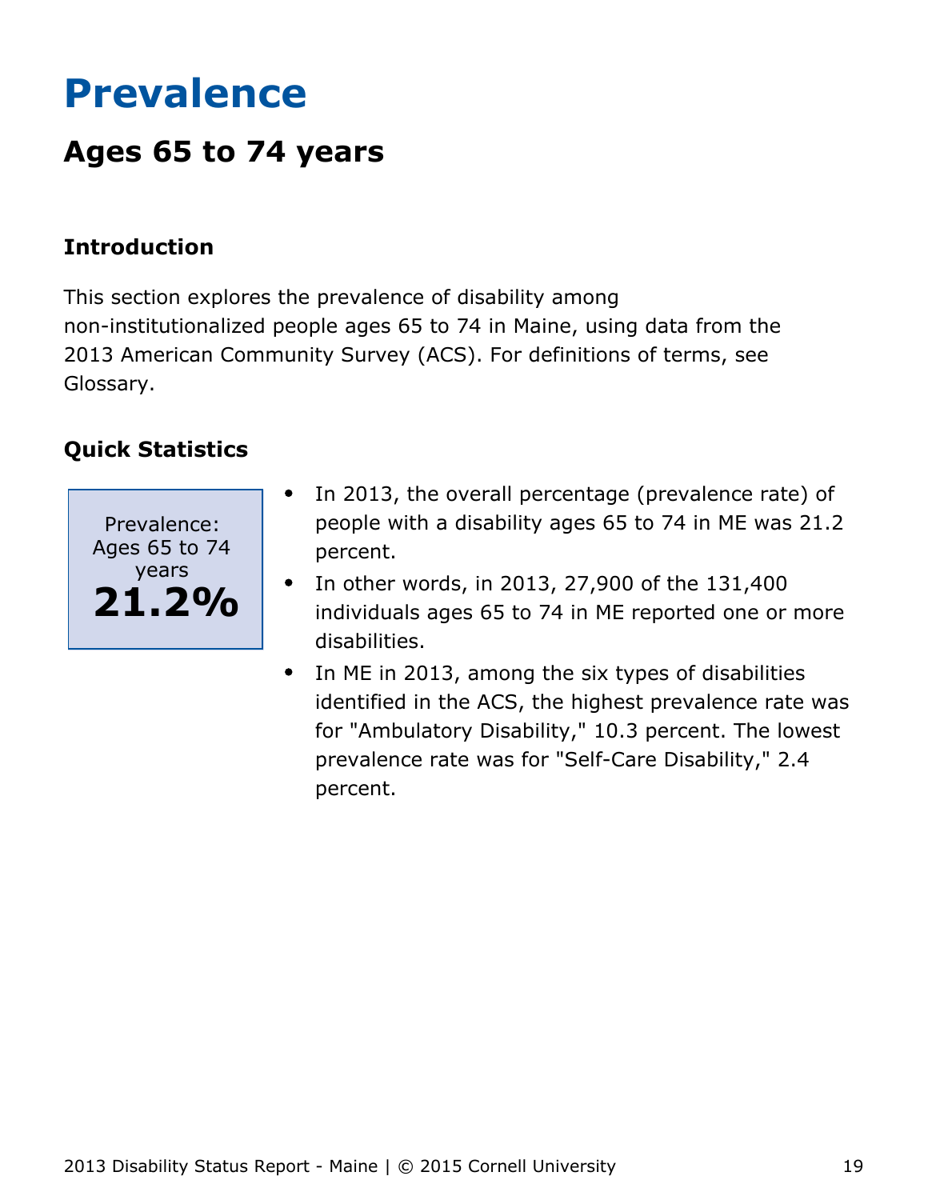# Prevalence

## Ages 65 to 74 years

### Introduction

This section explores the prevalence of disability among non-institutionalized people ages 65 to 74 in Maine, using data from the 2013 American Community Survey (ACS). For definitions of terms, see Glossary.

### Quick Statistics

Prevalence: Ages 65 to 74 years

**21.2%**

- In 2013, the overall percentage (prevalence rate) of people with a disability ages 65 to 74 in ME was 21.2 percent.
- In other words, in 2013, 27,900 of the 131,400 individuals ages 65 to 74 in ME reported one or more disabilities.
- In ME in 2013, among the six types of disabilities identified in the ACS, the highest prevalence rate was for "Ambulatory Disability," 10.3 percent. The lowest prevalence rate was for "Self-Care Disability," 2.4 percent.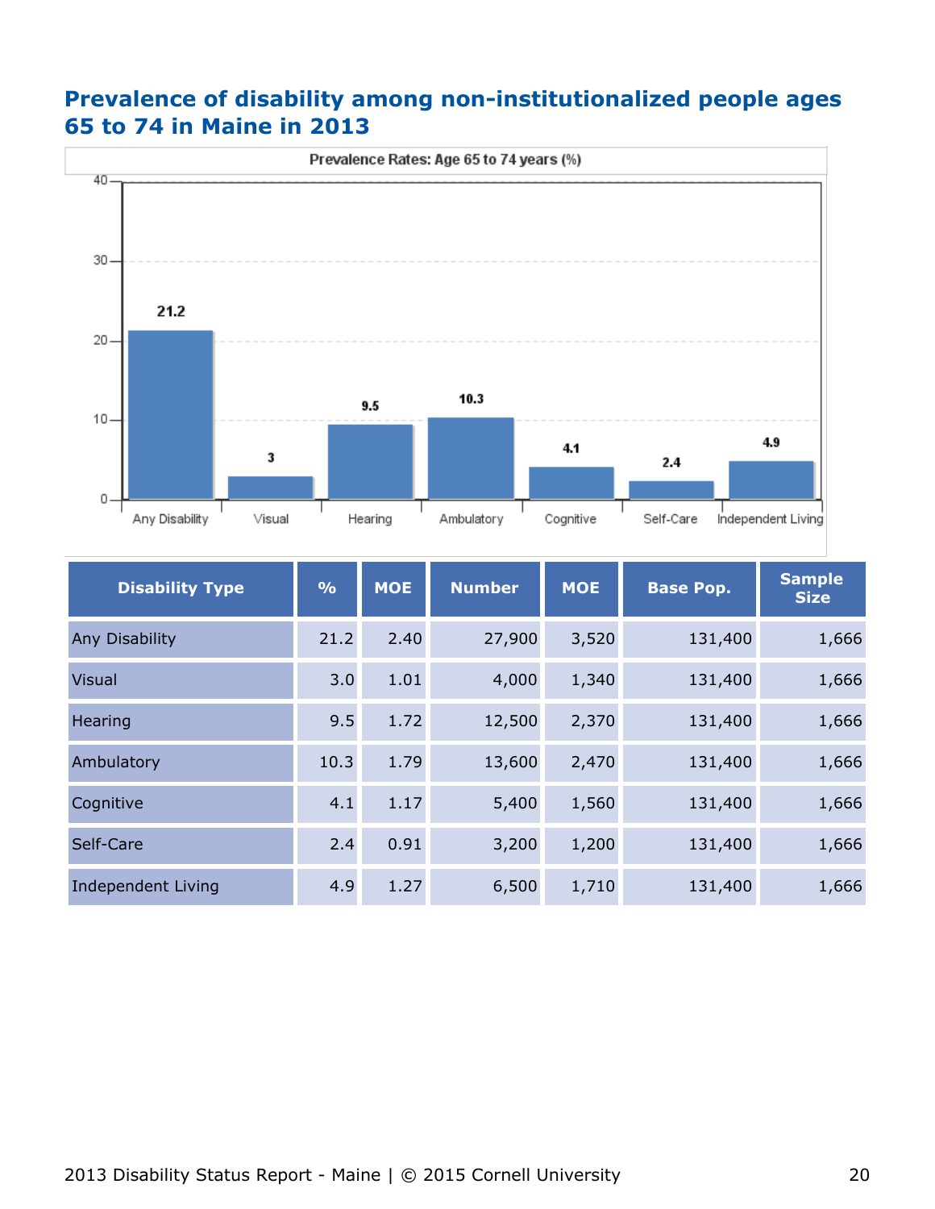## Prevalence of disability among non-institutionalized people ages 65 to 74 in Maine in 2013

Prevalence Rates: Age 65 to 74 years (%)

| Disability Type | % | MOE | Number | MOE | Base Pop. | Sample Size |
|---|---|---|---|---|---|---|
| Any Disability | 21.2 | 2.40 | 27,900 | 3,520 | 131,400 | 1,666 |
| Visual | 3.0 | 1.01 | 4,000 | 1,340 | 131,400 | 1,666 |
| Hearing | 9.5 | 1.72 | 12,500 | 2,370 | 131,400 | 1,666 |
| Ambulatory | 10.3 | 1.79 | 13,600 | 2,470 | 131,400 | 1,666 |
| Cognitive | 4.1 | 1.17 | 5,400 | 1,560 | 131,400 | 1,666 |
| Self-Care | 2.4 | 0.91 | 3,200 | 1,200 | 131,400 | 1,666 |
| Independent Living | 4.9 | 1.27 | 6,500 | 1,710 | 131,400 | 1,666 |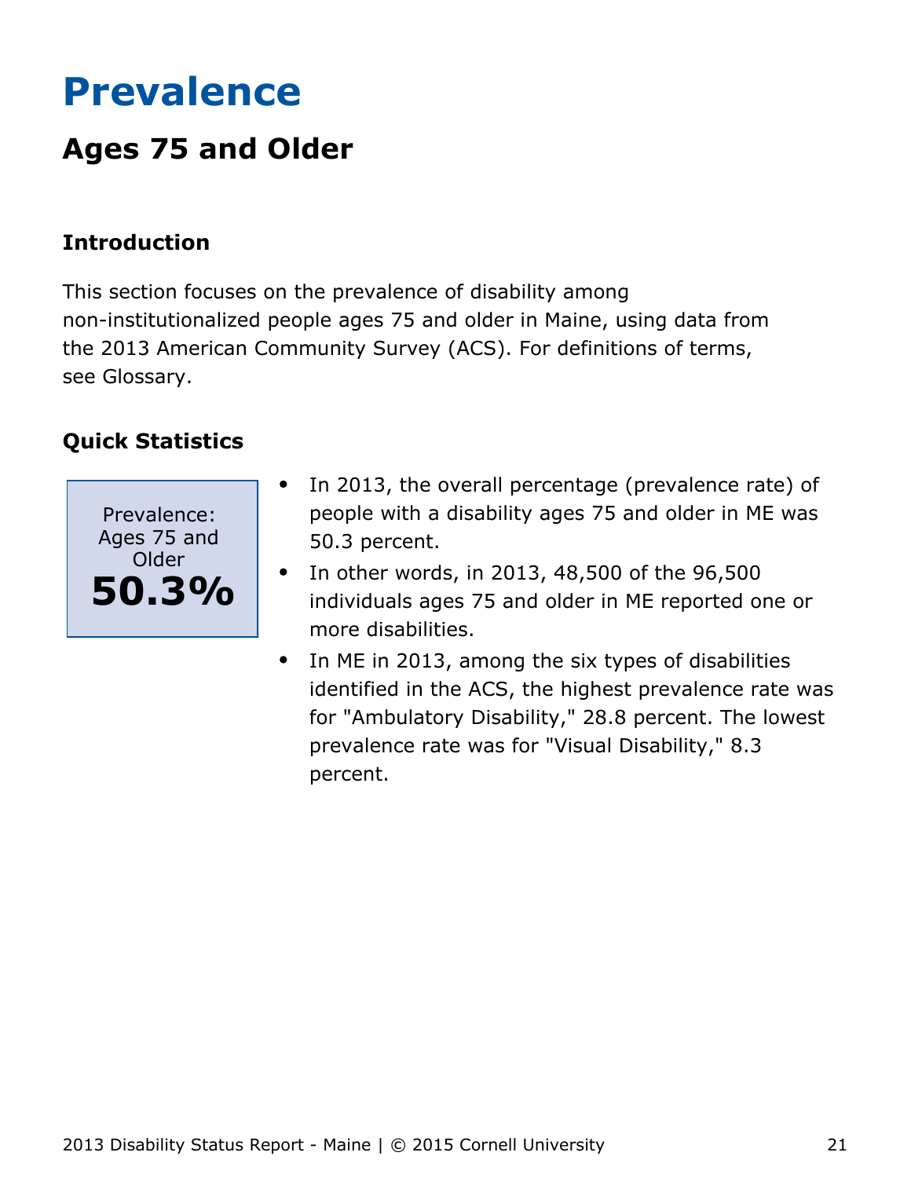# Prevalence

## Ages 75 and Older

### Introduction

This section focuses on the prevalence of disability among non-institutionalized people ages 75 and older in Maine, using data from the 2013 American Community Survey (ACS). For definitions of terms, see Glossary.

### Quick Statistics

Prevalence: Ages 75 and Older
**50.3%**

- In 2013, the overall percentage (prevalence rate) of people with a disability ages 75 and older in ME was 50.3 percent.
- In other words, in 2013, 48,500 of the 96,500 individuals ages 75 and older in ME reported one or more disabilities.
- In ME in 2013, among the six types of disabilities identified in the ACS, the highest prevalence rate was for "Ambulatory Disability," 28.8 percent. The lowest prevalence rate was for "Visual Disability," 8.3 percent.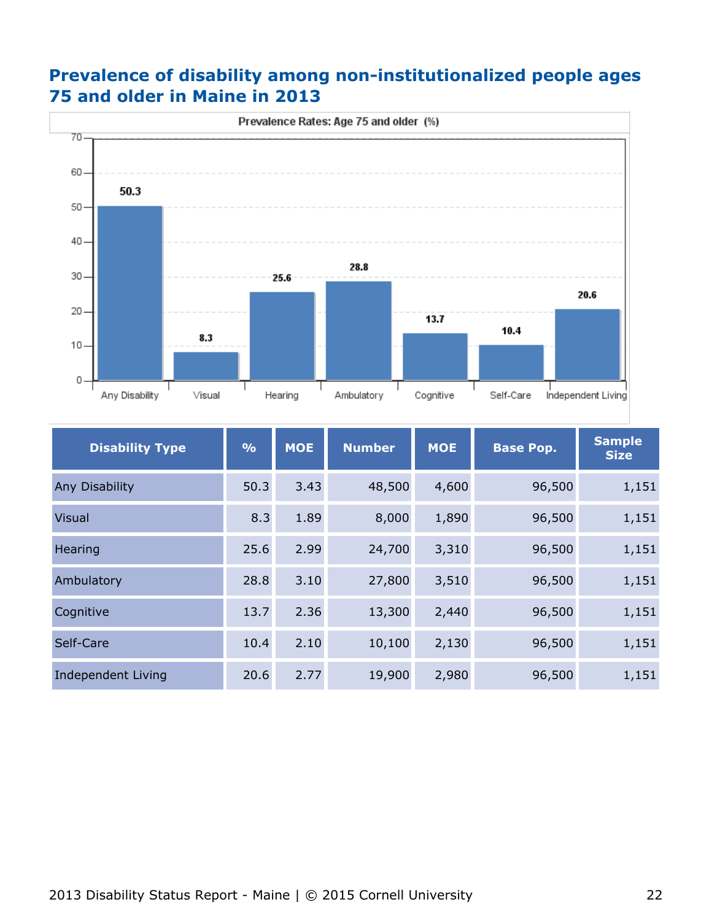## Prevalence of disability among non-institutionalized people ages 75 and older in Maine in 2013

| Disability Type | % | MOE | Number | MOE | Base Pop. | Sample Size |
|---|---|---|---|---|---|---|
| Any Disability | 50.3 | 3.43 | 48,500 | 4,600 | 96,500 | 1,151 |
| Visual | 8.3 | 1.89 | 8,000 | 1,890 | 96,500 | 1,151 |
| Hearing | 25.6 | 2.99 | 24,700 | 3,310 | 96,500 | 1,151 |
| Ambulatory | 28.8 | 3.10 | 27,800 | 3,510 | 96,500 | 1,151 |
| Cognitive | 13.7 | 2.36 | 13,300 | 2,440 | 96,500 | 1,151 |
| Self-Care | 10.4 | 2.10 | 10,100 | 2,130 | 96,500 | 1,151 |
| Independent Living | 20.6 | 2.77 | 19,900 | 2,980 | 96,500 | 1,151 |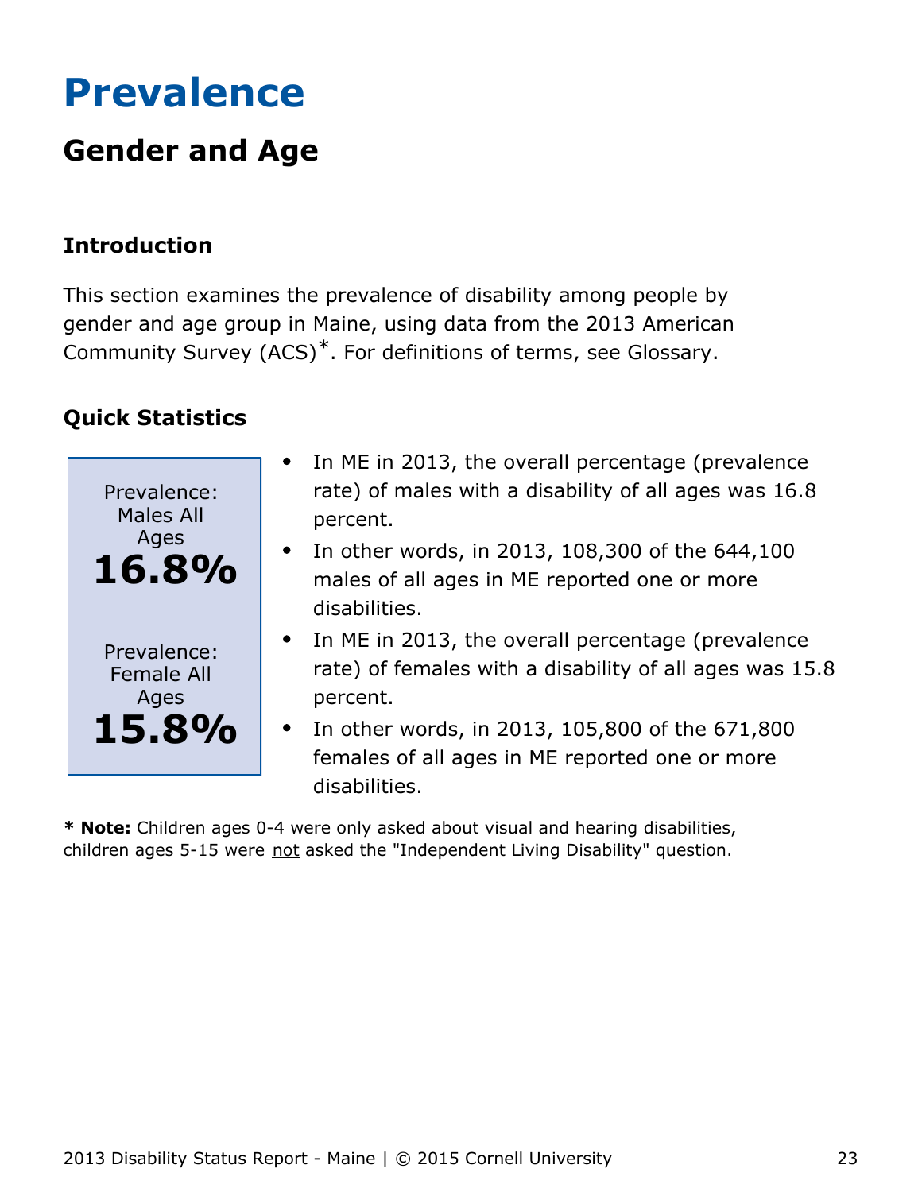# Prevalence

## Gender and Age

### Introduction

This section examines the prevalence of disability among people by gender and age group in Maine, using data from the 2013 American Community Survey (ACS)*. For definitions of terms, see Glossary.

### Quick Statistics

Prevalence: Males All Ages
**16.8%**

Prevalence: Female All Ages
**15.8%**

- In ME in 2013, the overall percentage (prevalence rate) of males with a disability of all ages was 16.8 percent.
- In other words, in 2013, 108,300 of the 644,100 males of all ages in ME reported one or more disabilities.
- In ME in 2013, the overall percentage (prevalence rate) of females with a disability of all ages was 15.8 percent.
- In other words, in 2013, 105,800 of the 671,800 females of all ages in ME reported one or more disabilities.

**\* Note:** Children ages 0-4 were only asked about visual and hearing disabilities, children ages 5-15 were not asked the "Independent Living Disability" question.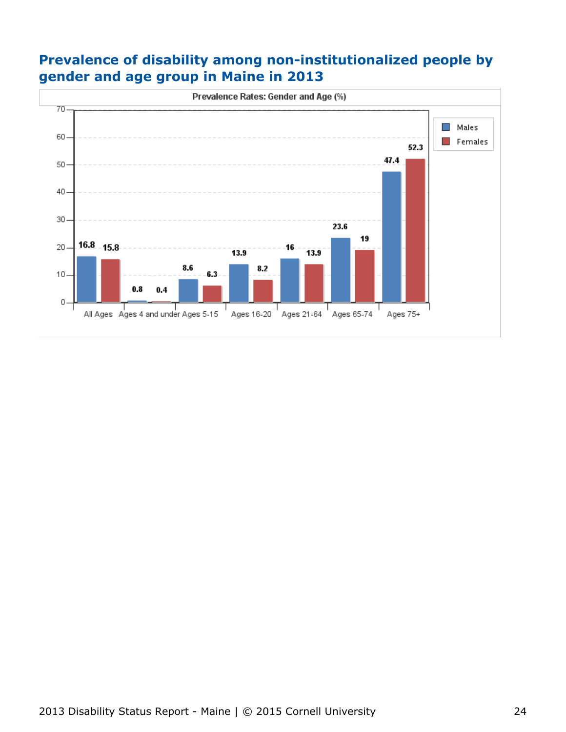## Prevalence of disability among non-institutionalized people by gender and age group in Maine in 2013

**Prevalence Rates: Gender and Age (%)**

| | Males | Females |
|---|---|---|
| All Ages | 16.8 | 15.8 |
| Ages 4 and under | 0.8 | 0.4 |
| Ages 5-15 | 8.6 | 6.3 |
| Ages 16-20 | 13.9 | 8.2 |
| Ages 21-64 | 16 | 13.9 |
| Ages 65-74 | 23.6 | 19 |
| Ages 75+ | 47.4 | 52.3 |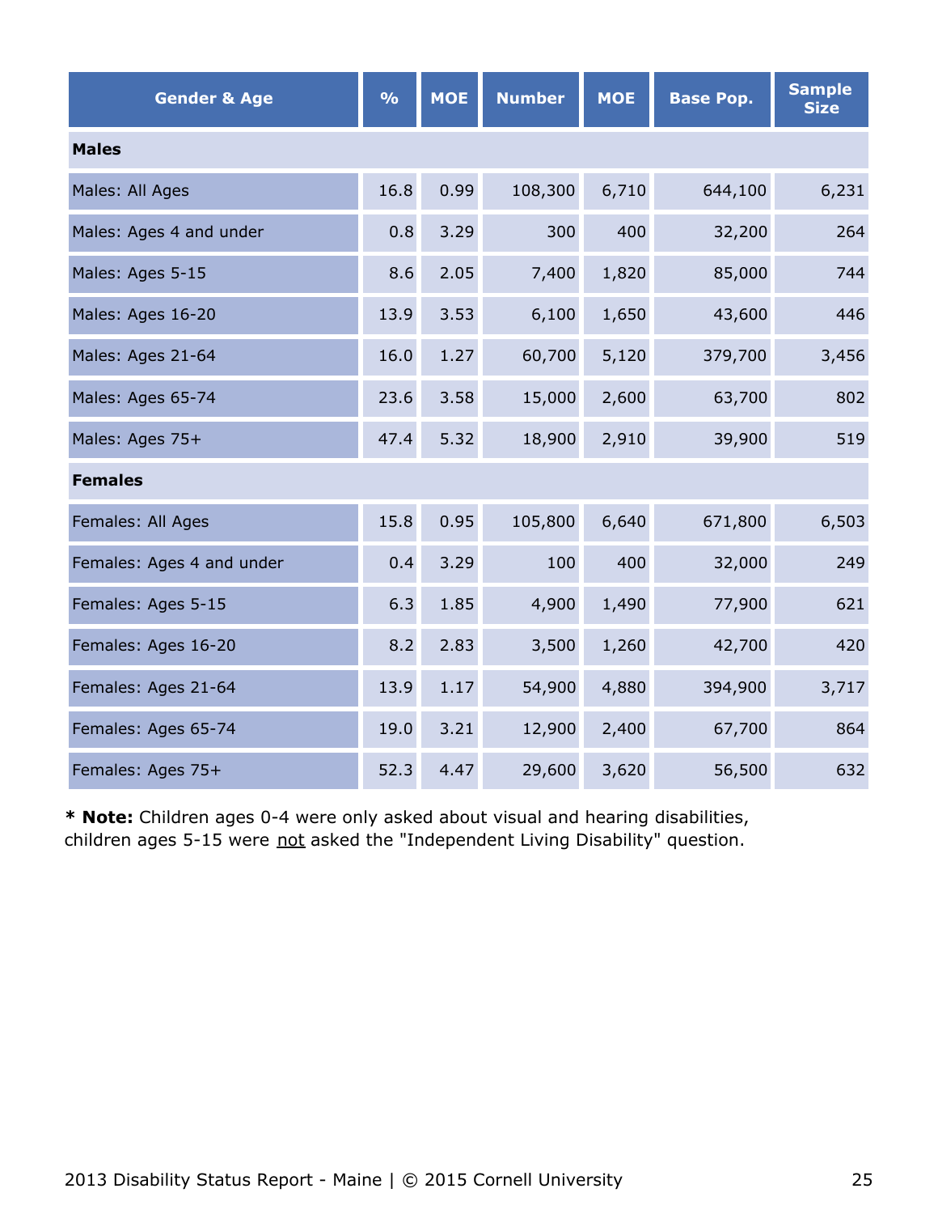| Gender & Age | % | MOE | Number | MOE | Base Pop. | Sample Size |
|---|---|---|---|---|---|---|
| **Males** | | | | | | |
| Males: All Ages | 16.8 | 0.99 | 108,300 | 6,710 | 644,100 | 6,231 |
| Males: Ages 4 and under | 0.8 | 3.29 | 300 | 400 | 32,200 | 264 |
| Males: Ages 5-15 | 8.6 | 2.05 | 7,400 | 1,820 | 85,000 | 744 |
| Males: Ages 16-20 | 13.9 | 3.53 | 6,100 | 1,650 | 43,600 | 446 |
| Males: Ages 21-64 | 16.0 | 1.27 | 60,700 | 5,120 | 379,700 | 3,456 |
| Males: Ages 65-74 | 23.6 | 3.58 | 15,000 | 2,600 | 63,700 | 802 |
| Males: Ages 75+ | 47.4 | 5.32 | 18,900 | 2,910 | 39,900 | 519 |
| **Females** | | | | | | |
| Females: All Ages | 15.8 | 0.95 | 105,800 | 6,640 | 671,800 | 6,503 |
| Females: Ages 4 and under | 0.4 | 3.29 | 100 | 400 | 32,000 | 249 |
| Females: Ages 5-15 | 6.3 | 1.85 | 4,900 | 1,490 | 77,900 | 621 |
| Females: Ages 16-20 | 8.2 | 2.83 | 3,500 | 1,260 | 42,700 | 420 |
| Females: Ages 21-64 | 13.9 | 1.17 | 54,900 | 4,880 | 394,900 | 3,717 |
| Females: Ages 65-74 | 19.0 | 3.21 | 12,900 | 2,400 | 67,700 | 864 |
| Females: Ages 75+ | 52.3 | 4.47 | 29,600 | 3,620 | 56,500 | 632 |

* **Note:** Children ages 0-4 were only asked about visual and hearing disabilities, children ages 5-15 were not asked the "Independent Living Disability" question.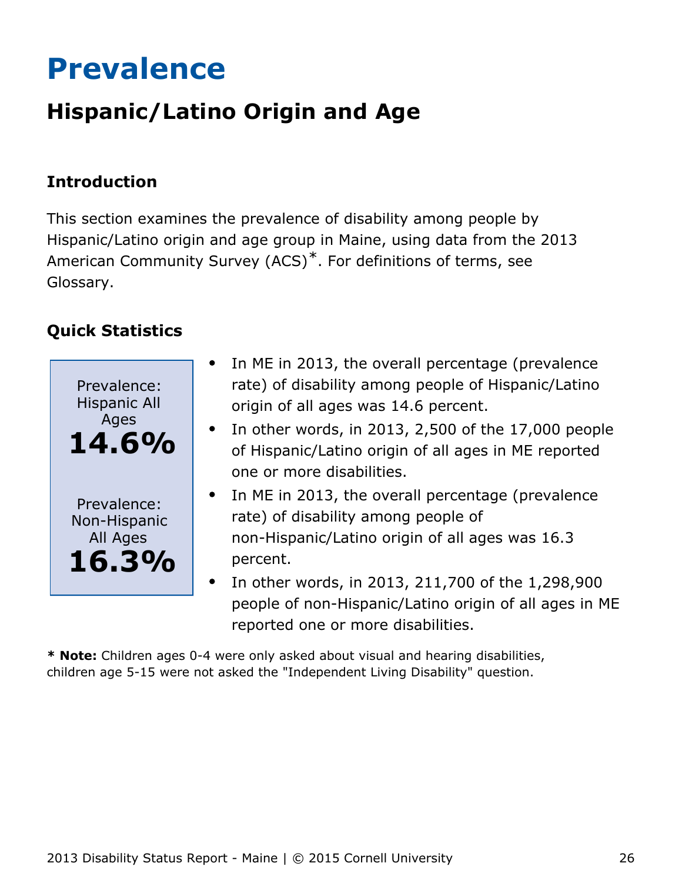# Prevalence

## Hispanic/Latino Origin and Age

### Introduction

This section examines the prevalence of disability among people by Hispanic/Latino origin and age group in Maine, using data from the 2013 American Community Survey (ACS)*. For definitions of terms, see Glossary.

### Quick Statistics

Prevalence: Hispanic All Ages
**14.6%**

Prevalence: Non-Hispanic All Ages
**16.3%**

- In ME in 2013, the overall percentage (prevalence rate) of disability among people of Hispanic/Latino origin of all ages was 14.6 percent.
- In other words, in 2013, 2,500 of the 17,000 people of Hispanic/Latino origin of all ages in ME reported one or more disabilities.
- In ME in 2013, the overall percentage (prevalence rate) of disability among people of non-Hispanic/Latino origin of all ages was 16.3 percent.
- In other words, in 2013, 211,700 of the 1,298,900 people of non-Hispanic/Latino origin of all ages in ME reported one or more disabilities.

**\* Note:** Children ages 0-4 were only asked about visual and hearing disabilities, children age 5-15 were not asked the "Independent Living Disability" question.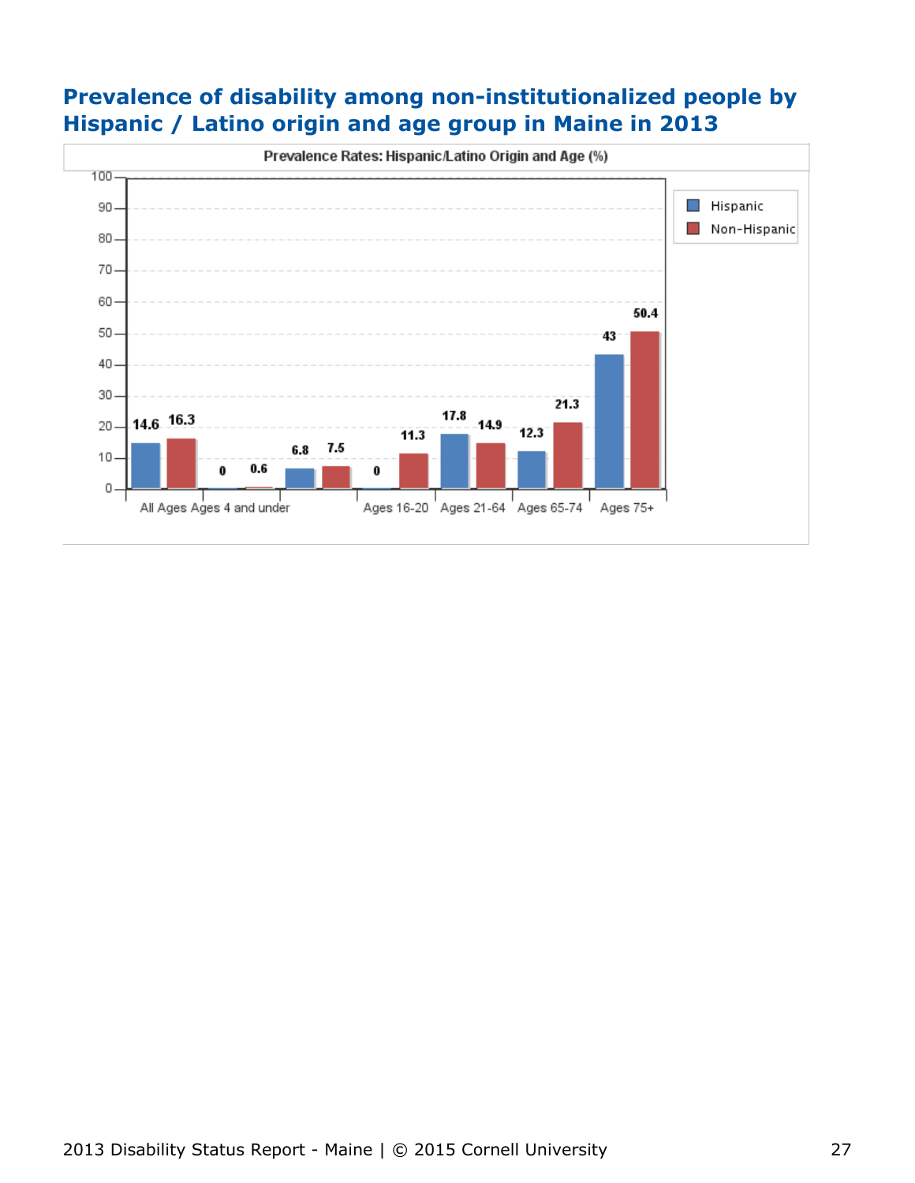## Prevalence of disability among non-institutionalized people by Hispanic / Latino origin and age group in Maine in 2013

**Prevalence Rates: Hispanic/Latino Origin and Age (%)**

| Age Group | Hispanic | Non-Hispanic |
|---|---|---|
| All Ages | 14.6 | 16.3 |
| Ages 4 and under | 0 | 0.6 |
| | 6.8 | 7.5 |
| Ages 16-20 | 0 | 11.3 |
| Ages 21-64 | 17.8 | 14.9 |
| Ages 65-74 | 12.3 | 21.3 |
| Ages 75+ | 43 | 50.4 |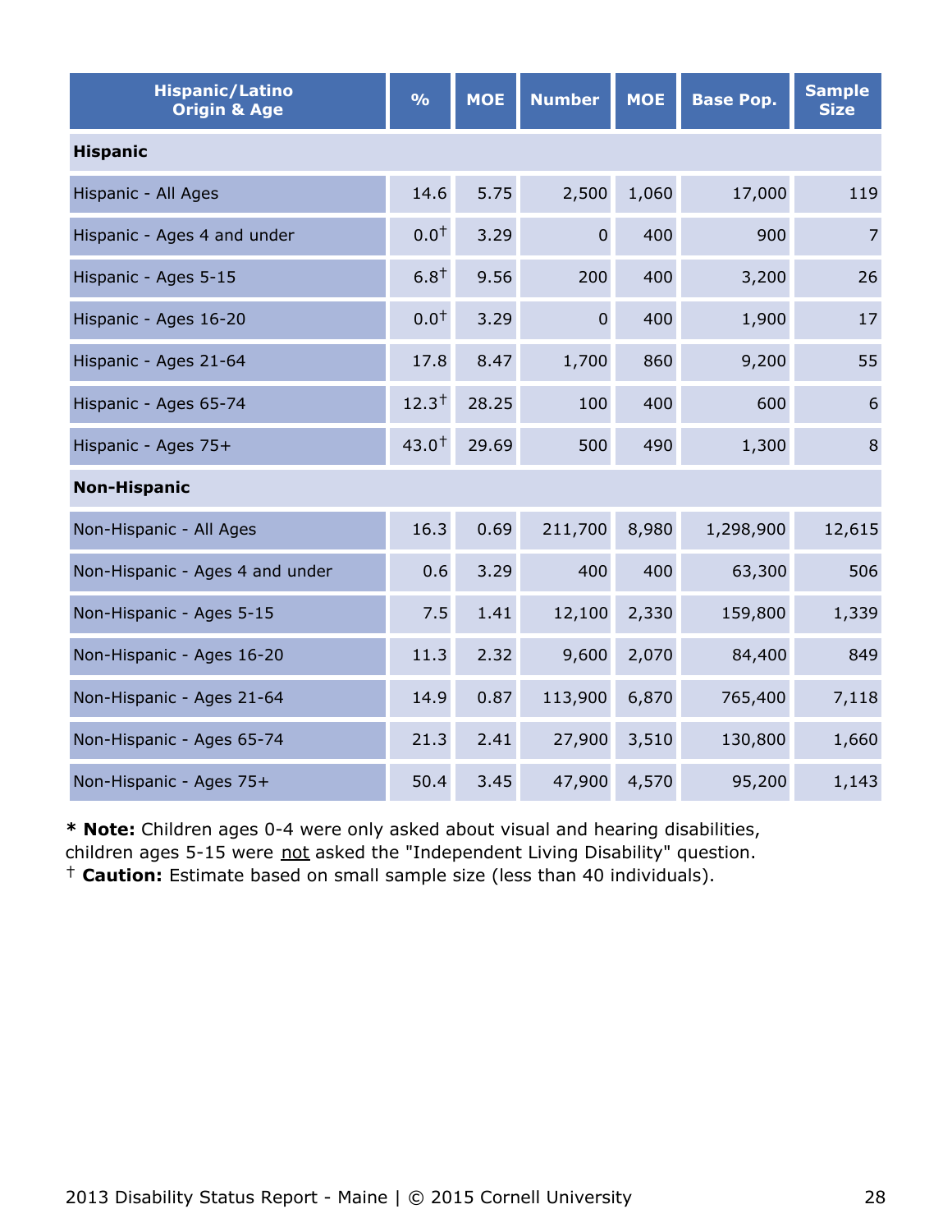| Hispanic/Latino Origin & Age | % | MOE | Number | MOE | Base Pop. | Sample Size |
|---|---|---|---|---|---|---|
| **Hispanic** | | | | | | |
| Hispanic - All Ages | 14.6 | 5.75 | 2,500 | 1,060 | 17,000 | 119 |
| Hispanic - Ages 4 and under | 0.0† | 3.29 | 0 | 400 | 900 | 7 |
| Hispanic - Ages 5-15 | 6.8† | 9.56 | 200 | 400 | 3,200 | 26 |
| Hispanic - Ages 16-20 | 0.0† | 3.29 | 0 | 400 | 1,900 | 17 |
| Hispanic - Ages 21-64 | 17.8 | 8.47 | 1,700 | 860 | 9,200 | 55 |
| Hispanic - Ages 65-74 | 12.3† | 28.25 | 100 | 400 | 600 | 6 |
| Hispanic - Ages 75+ | 43.0† | 29.69 | 500 | 490 | 1,300 | 8 |
| **Non-Hispanic** | | | | | | |
| Non-Hispanic - All Ages | 16.3 | 0.69 | 211,700 | 8,980 | 1,298,900 | 12,615 |
| Non-Hispanic - Ages 4 and under | 0.6 | 3.29 | 400 | 400 | 63,300 | 506 |
| Non-Hispanic - Ages 5-15 | 7.5 | 1.41 | 12,100 | 2,330 | 159,800 | 1,339 |
| Non-Hispanic - Ages 16-20 | 11.3 | 2.32 | 9,600 | 2,070 | 84,400 | 849 |
| Non-Hispanic - Ages 21-64 | 14.9 | 0.87 | 113,900 | 6,870 | 765,400 | 7,118 |
| Non-Hispanic - Ages 65-74 | 21.3 | 2.41 | 27,900 | 3,510 | 130,800 | 1,660 |
| Non-Hispanic - Ages 75+ | 50.4 | 3.45 | 47,900 | 4,570 | 95,200 | 1,143 |

* **Note:** Children ages 0-4 were only asked about visual and hearing disabilities, children ages 5-15 were not asked the "Independent Living Disability" question.
† **Caution:** Estimate based on small sample size (less than 40 individuals).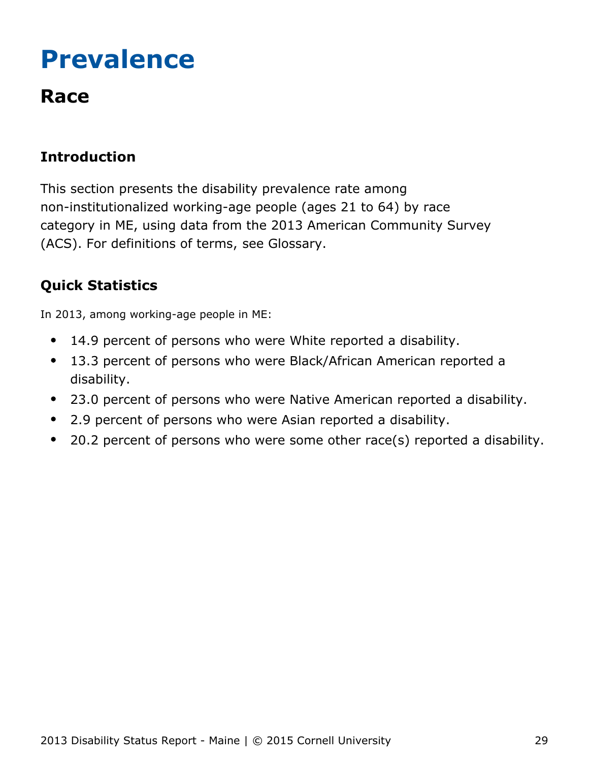# Prevalence

## Race

### Introduction

This section presents the disability prevalence rate among non-institutionalized working-age people (ages 21 to 64) by race category in ME, using data from the 2013 American Community Survey (ACS). For definitions of terms, see Glossary.

### Quick Statistics

In 2013, among working-age people in ME:

- 14.9 percent of persons who were White reported a disability.
- 13.3 percent of persons who were Black/African American reported a disability.
- 23.0 percent of persons who were Native American reported a disability.
- 2.9 percent of persons who were Asian reported a disability.
- 20.2 percent of persons who were some other race(s) reported a disability.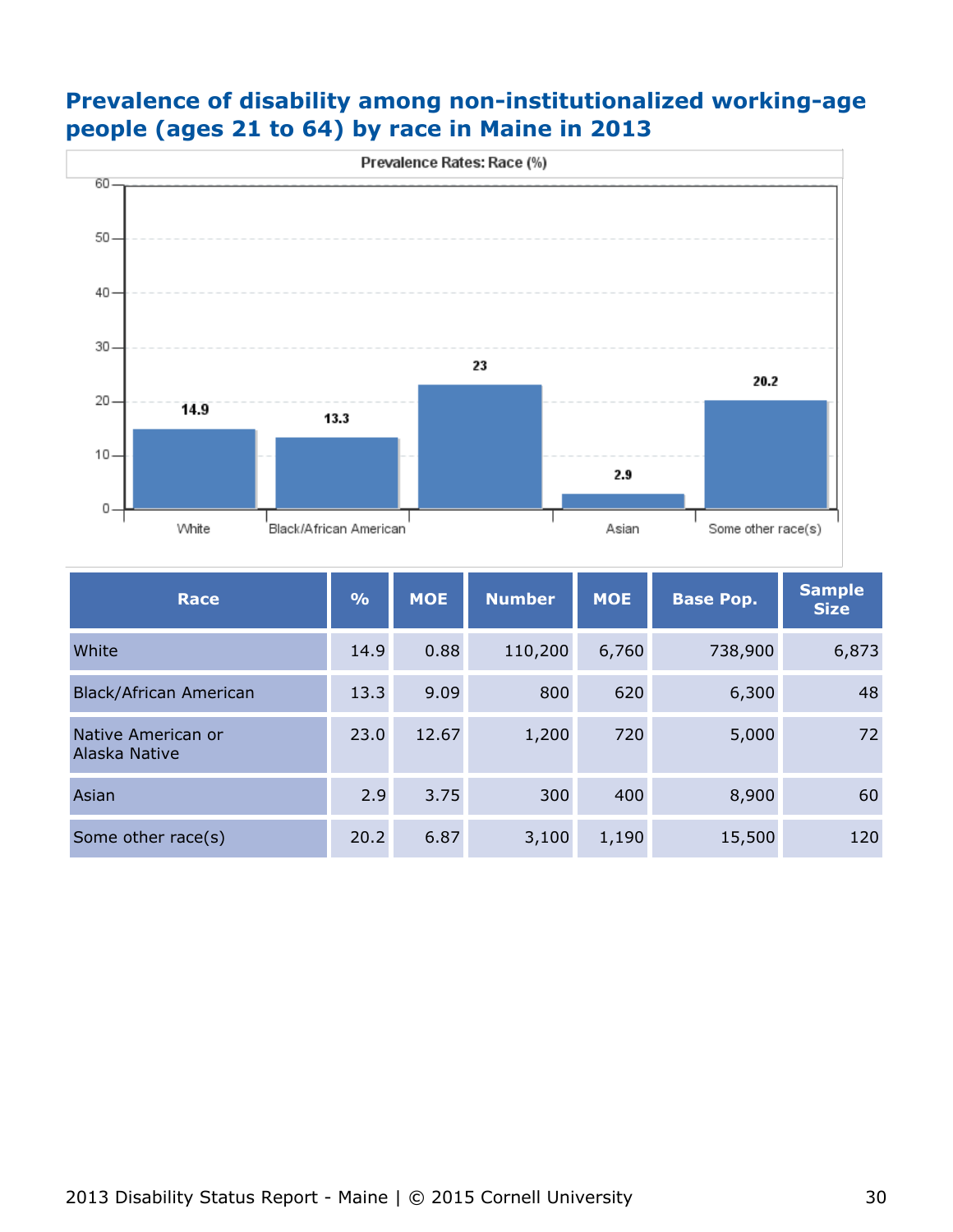## Prevalence of disability among non-institutionalized working-age people (ages 21 to 64) by race in Maine in 2013

Prevalence Rates: Race (%)

| Race | % | MOE | Number | MOE | Base Pop. | Sample Size |
|---|---|---|---|---|---|---|
| White | 14.9 | 0.88 | 110,200 | 6,760 | 738,900 | 6,873 |
| Black/African American | 13.3 | 9.09 | 800 | 620 | 6,300 | 48 |
| Native American or Alaska Native | 23.0 | 12.67 | 1,200 | 720 | 5,000 | 72 |
| Asian | 2.9 | 3.75 | 300 | 400 | 8,900 | 60 |
| Some other race(s) | 20.2 | 6.87 | 3,100 | 1,190 | 15,500 | 120 |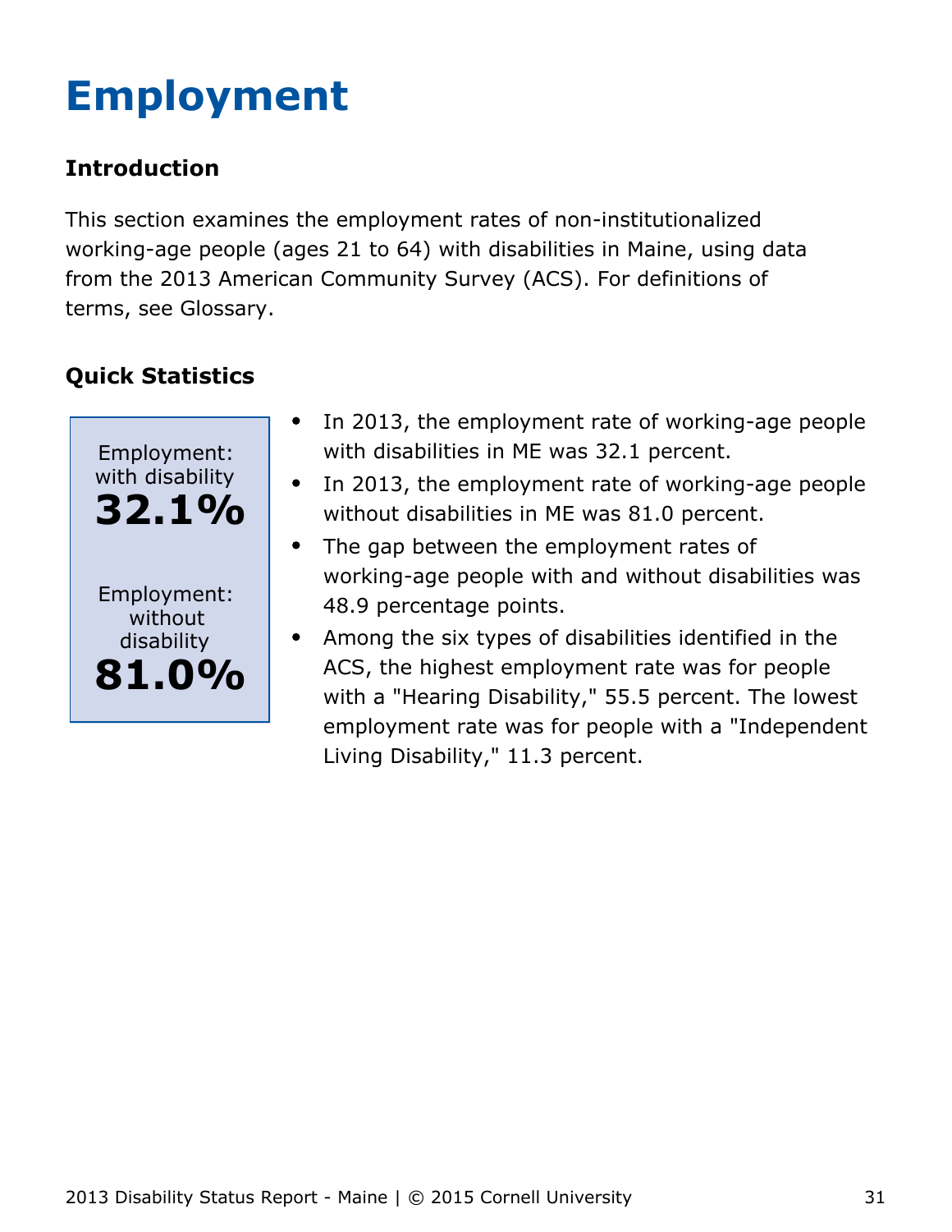# Employment

## Introduction

This section examines the employment rates of non-institutionalized working-age people (ages 21 to 64) with disabilities in Maine, using data from the 2013 American Community Survey (ACS). For definitions of terms, see Glossary.

## Quick Statistics

Employment: with disability
**32.1%**

Employment: without disability
**81.0%**

- In 2013, the employment rate of working-age people with disabilities in ME was 32.1 percent.
- In 2013, the employment rate of working-age people without disabilities in ME was 81.0 percent.
- The gap between the employment rates of working-age people with and without disabilities was 48.9 percentage points.
- Among the six types of disabilities identified in the ACS, the highest employment rate was for people with a "Hearing Disability," 55.5 percent. The lowest employment rate was for people with a "Independent Living Disability," 11.3 percent.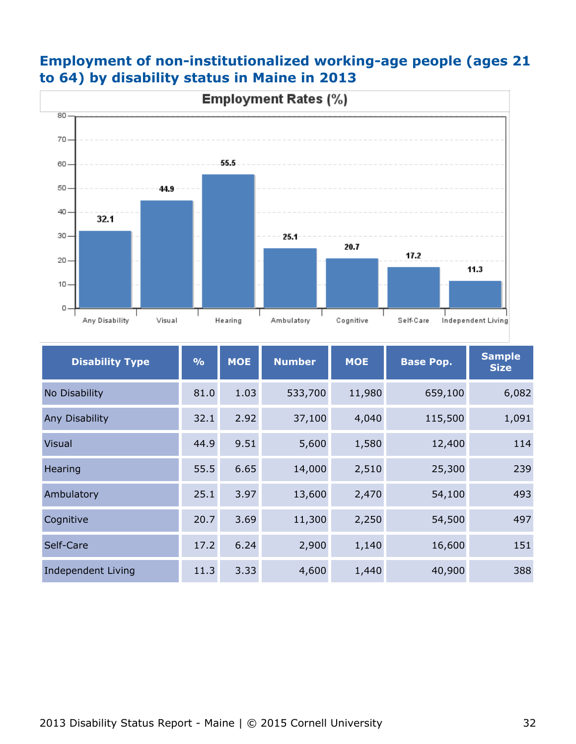## Employment of non-institutionalized working-age people (ages 21 to 64) by disability status in Maine in 2013

**Employment Rates (%)**

| Disability Type | % | MOE | Number | MOE | Base Pop. | Sample Size |
|---|---|---|---|---|---|---|
| No Disability | 81.0 | 1.03 | 533,700 | 11,980 | 659,100 | 6,082 |
| Any Disability | 32.1 | 2.92 | 37,100 | 4,040 | 115,500 | 1,091 |
| Visual | 44.9 | 9.51 | 5,600 | 1,580 | 12,400 | 114 |
| Hearing | 55.5 | 6.65 | 14,000 | 2,510 | 25,300 | 239 |
| Ambulatory | 25.1 | 3.97 | 13,600 | 2,470 | 54,100 | 493 |
| Cognitive | 20.7 | 3.69 | 11,300 | 2,250 | 54,500 | 497 |
| Self-Care | 17.2 | 6.24 | 2,900 | 1,140 | 16,600 | 151 |
| Independent Living | 11.3 | 3.33 | 4,600 | 1,440 | 40,900 | 388 |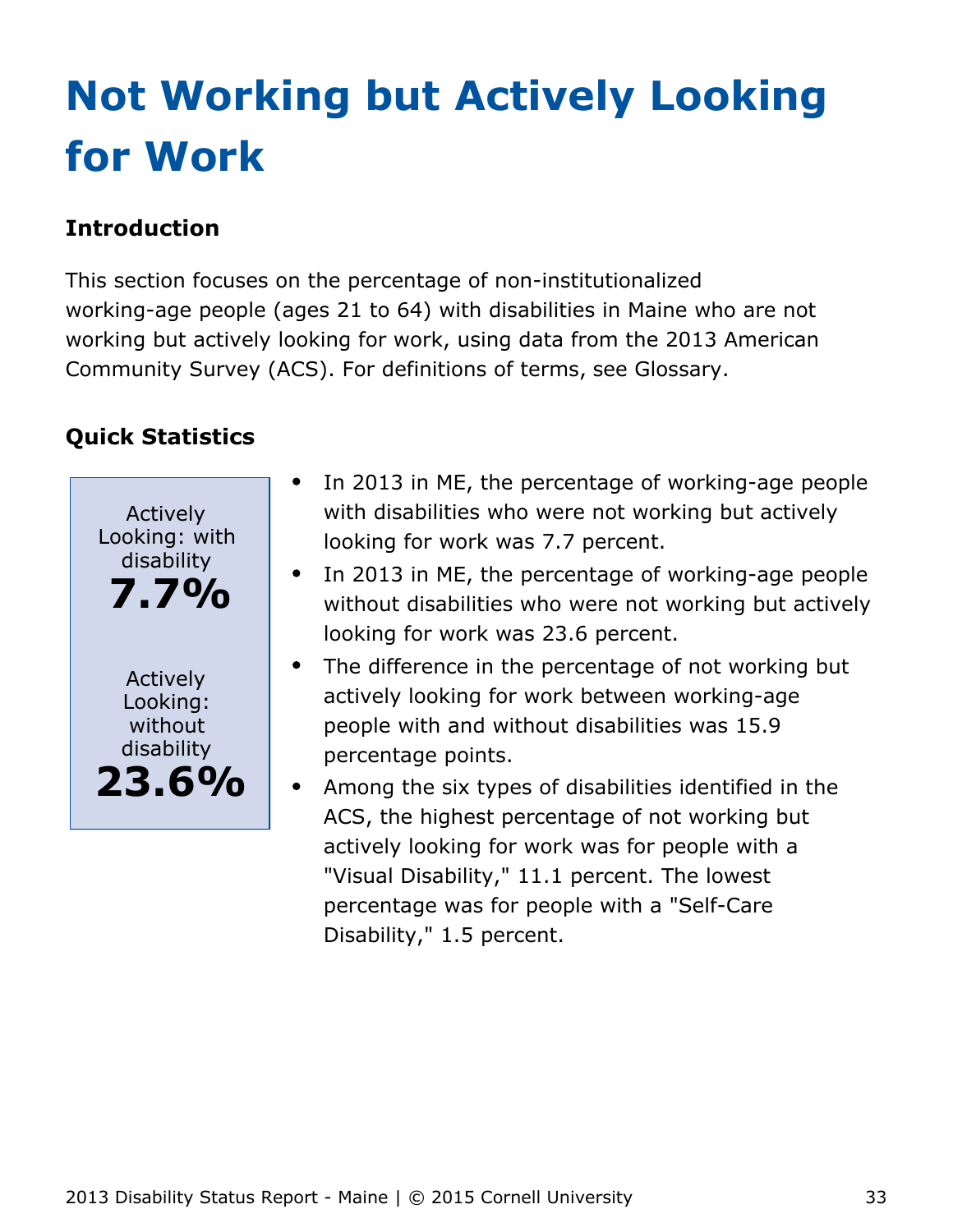# Not Working but Actively Looking for Work

### Introduction

This section focuses on the percentage of non-institutionalized working-age people (ages 21 to 64) with disabilities in Maine who are not working but actively looking for work, using data from the 2013 American Community Survey (ACS). For definitions of terms, see Glossary.

### Quick Statistics

Actively Looking: with disability
**7.7%**

Actively Looking: without disability
**23.6%**

- In 2013 in ME, the percentage of working-age people with disabilities who were not working but actively looking for work was 7.7 percent.
- In 2013 in ME, the percentage of working-age people without disabilities who were not working but actively looking for work was 23.6 percent.
- The difference in the percentage of not working but actively looking for work between working-age people with and without disabilities was 15.9 percentage points.
- Among the six types of disabilities identified in the ACS, the highest percentage of not working but actively looking for work was for people with a "Visual Disability," 11.1 percent. The lowest percentage was for people with a "Self-Care Disability," 1.5 percent.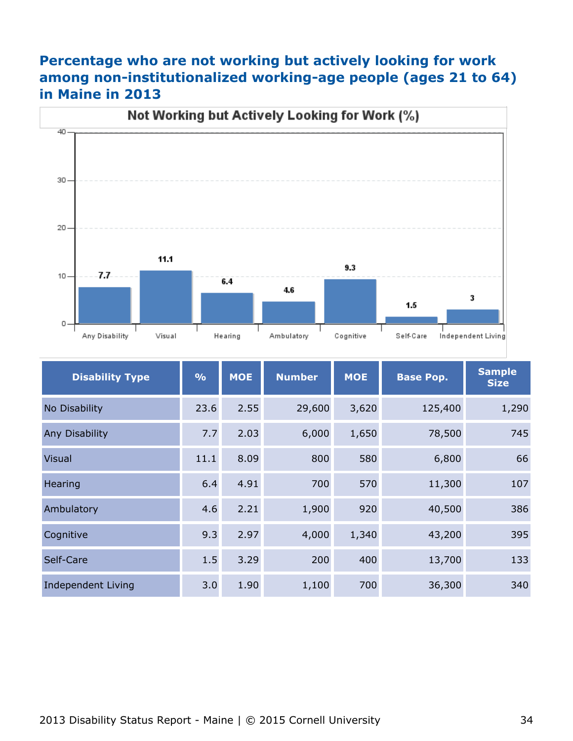## Percentage who are not working but actively looking for work among non-institutionalized working-age people (ages 21 to 64) in Maine in 2013

Not Working but Actively Looking for Work (%)

| Disability Type | % | MOE | Number | MOE | Base Pop. | Sample Size |
|---|---|---|---|---|---|---|
| No Disability | 23.6 | 2.55 | 29,600 | 3,620 | 125,400 | 1,290 |
| Any Disability | 7.7 | 2.03 | 6,000 | 1,650 | 78,500 | 745 |
| Visual | 11.1 | 8.09 | 800 | 580 | 6,800 | 66 |
| Hearing | 6.4 | 4.91 | 700 | 570 | 11,300 | 107 |
| Ambulatory | 4.6 | 2.21 | 1,900 | 920 | 40,500 | 386 |
| Cognitive | 9.3 | 2.97 | 4,000 | 1,340 | 43,200 | 395 |
| Self-Care | 1.5 | 3.29 | 200 | 400 | 13,700 | 133 |
| Independent Living | 3.0 | 1.90 | 1,100 | 700 | 36,300 | 340 |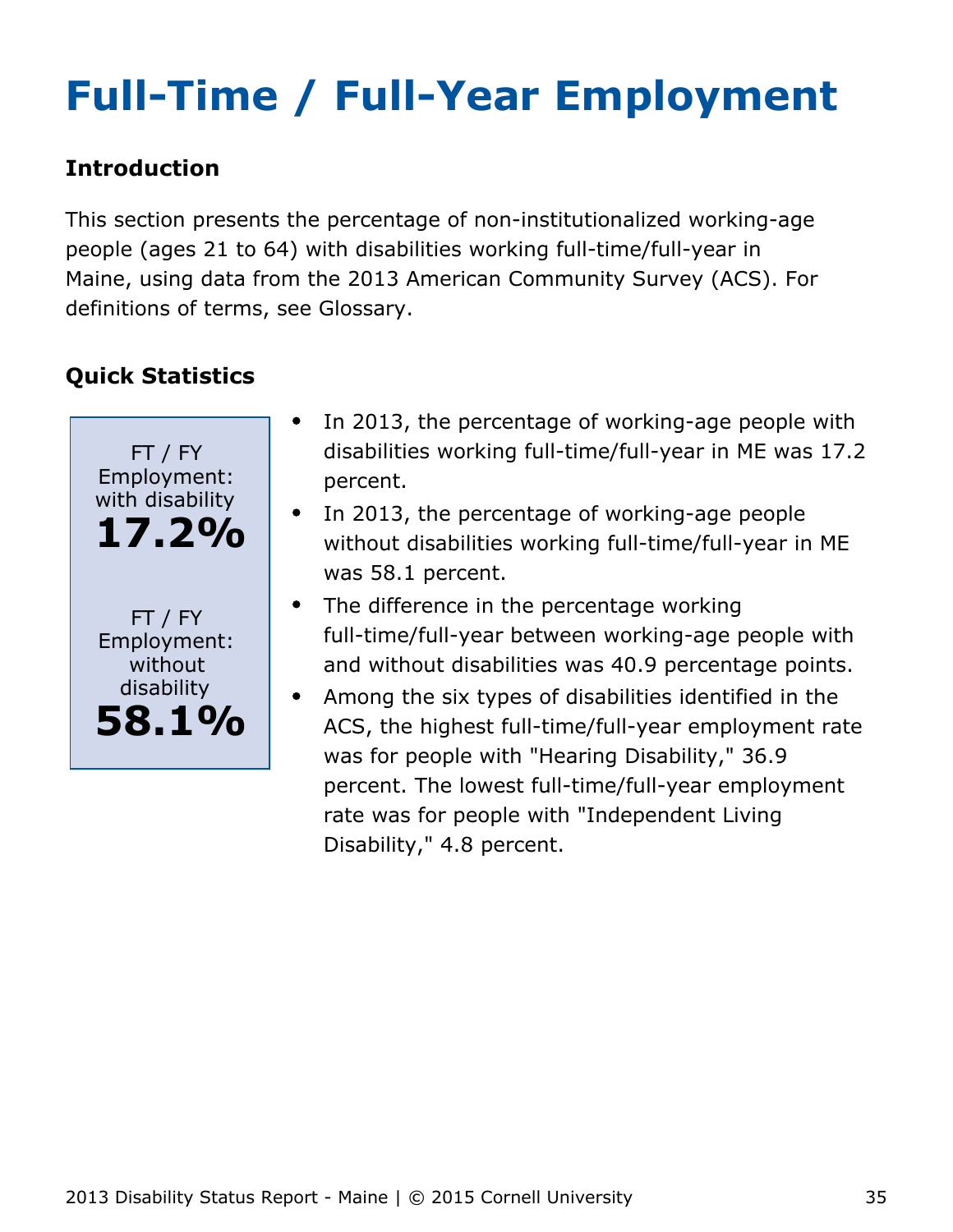# Full-Time / Full-Year Employment

### Introduction

This section presents the percentage of non-institutionalized working-age people (ages 21 to 64) with disabilities working full-time/full-year in Maine, using data from the 2013 American Community Survey (ACS). For definitions of terms, see Glossary.

### Quick Statistics

FT / FY Employment: with disability
**17.2%**

FT / FY Employment: without disability
**58.1%**

- In 2013, the percentage of working-age people with disabilities working full-time/full-year in ME was 17.2 percent.
- In 2013, the percentage of working-age people without disabilities working full-time/full-year in ME was 58.1 percent.
- The difference in the percentage working full-time/full-year between working-age people with and without disabilities was 40.9 percentage points.
- Among the six types of disabilities identified in the ACS, the highest full-time/full-year employment rate was for people with "Hearing Disability," 36.9 percent. The lowest full-time/full-year employment rate was for people with "Independent Living Disability," 4.8 percent.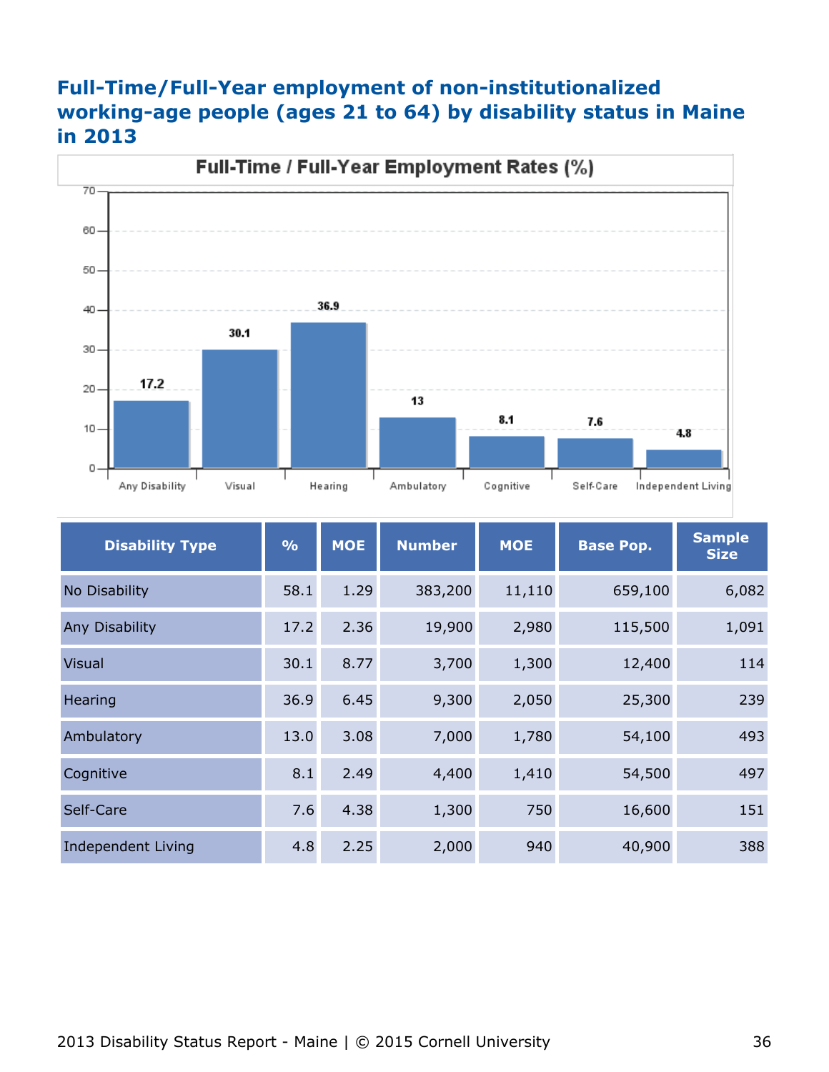## Full-Time/Full-Year employment of non-institutionalized working-age people (ages 21 to 64) by disability status in Maine in 2013

Full-Time / Full-Year Employment Rates (%)

| Disability Type | % | MOE | Number | MOE | Base Pop. | Sample Size |
| --- | --- | --- | --- | --- | --- | --- |
| No Disability | 58.1 | 1.29 | 383,200 | 11,110 | 659,100 | 6,082 |
| Any Disability | 17.2 | 2.36 | 19,900 | 2,980 | 115,500 | 1,091 |
| Visual | 30.1 | 8.77 | 3,700 | 1,300 | 12,400 | 114 |
| Hearing | 36.9 | 6.45 | 9,300 | 2,050 | 25,300 | 239 |
| Ambulatory | 13.0 | 3.08 | 7,000 | 1,780 | 54,100 | 493 |
| Cognitive | 8.1 | 2.49 | 4,400 | 1,410 | 54,500 | 497 |
| Self-Care | 7.6 | 4.38 | 1,300 | 750 | 16,600 | 151 |
| Independent Living | 4.8 | 2.25 | 2,000 | 940 | 40,900 | 388 |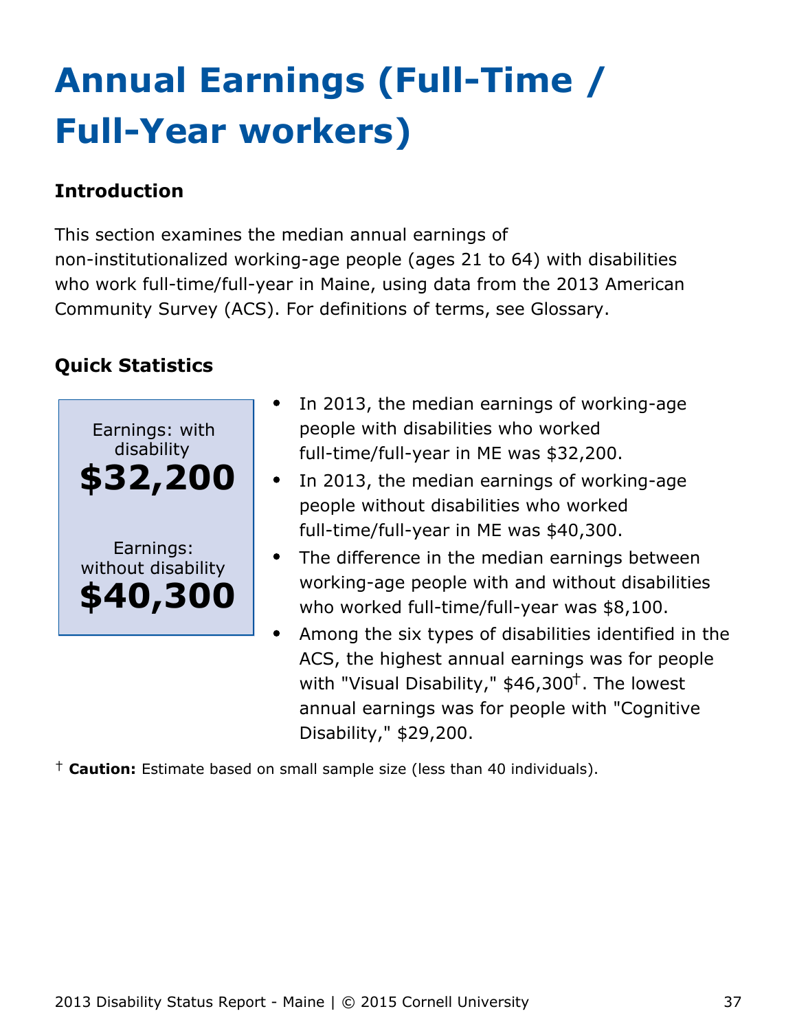# Annual Earnings (Full-Time / Full-Year workers)

### Introduction

This section examines the median annual earnings of non-institutionalized working-age people (ages 21 to 64) with disabilities who work full-time/full-year in Maine, using data from the 2013 American Community Survey (ACS). For definitions of terms, see Glossary.

### Quick Statistics

Earnings: with disability
**$32,200**

Earnings: without disability
**$40,300**

- In 2013, the median earnings of working-age people with disabilities who worked full-time/full-year in ME was $32,200.
- In 2013, the median earnings of working-age people without disabilities who worked full-time/full-year in ME was $40,300.
- The difference in the median earnings between working-age people with and without disabilities who worked full-time/full-year was $8,100.
- Among the six types of disabilities identified in the ACS, the highest annual earnings was for people with "Visual Disability," $46,300[†]. The lowest annual earnings was for people with "Cognitive Disability," $29,200.

[†] **Caution:** Estimate based on small sample size (less than 40 individuals).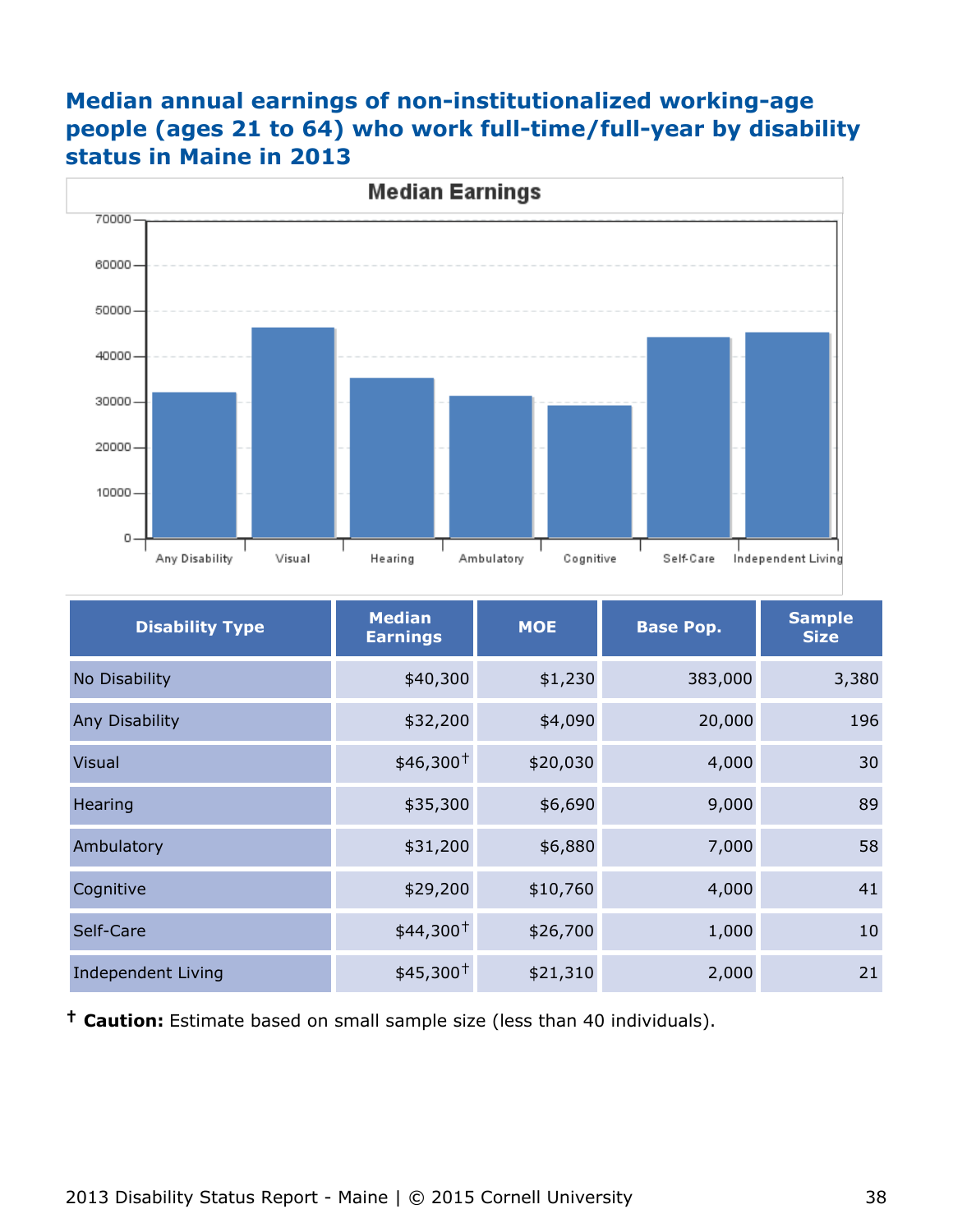## Median annual earnings of non-institutionalized working-age people (ages 21 to 64) who work full-time/full-year by disability status in Maine in 2013

| Disability Type | Median Earnings | MOE | Base Pop. | Sample Size |
|---|---|---|---|---|
| No Disability | $40,300 | $1,230 | 383,000 | 3,380 |
| Any Disability | $32,200 | $4,090 | 20,000 | 196 |
| Visual | $46,300† | $20,030 | 4,000 | 30 |
| Hearing | $35,300 | $6,690 | 9,000 | 89 |
| Ambulatory | $31,200 | $6,880 | 7,000 | 58 |
| Cognitive | $29,200 | $10,760 | 4,000 | 41 |
| Self-Care | $44,300† | $26,700 | 1,000 | 10 |
| Independent Living | $45,300† | $21,310 | 2,000 | 21 |

† **Caution:** Estimate based on small sample size (less than 40 individuals).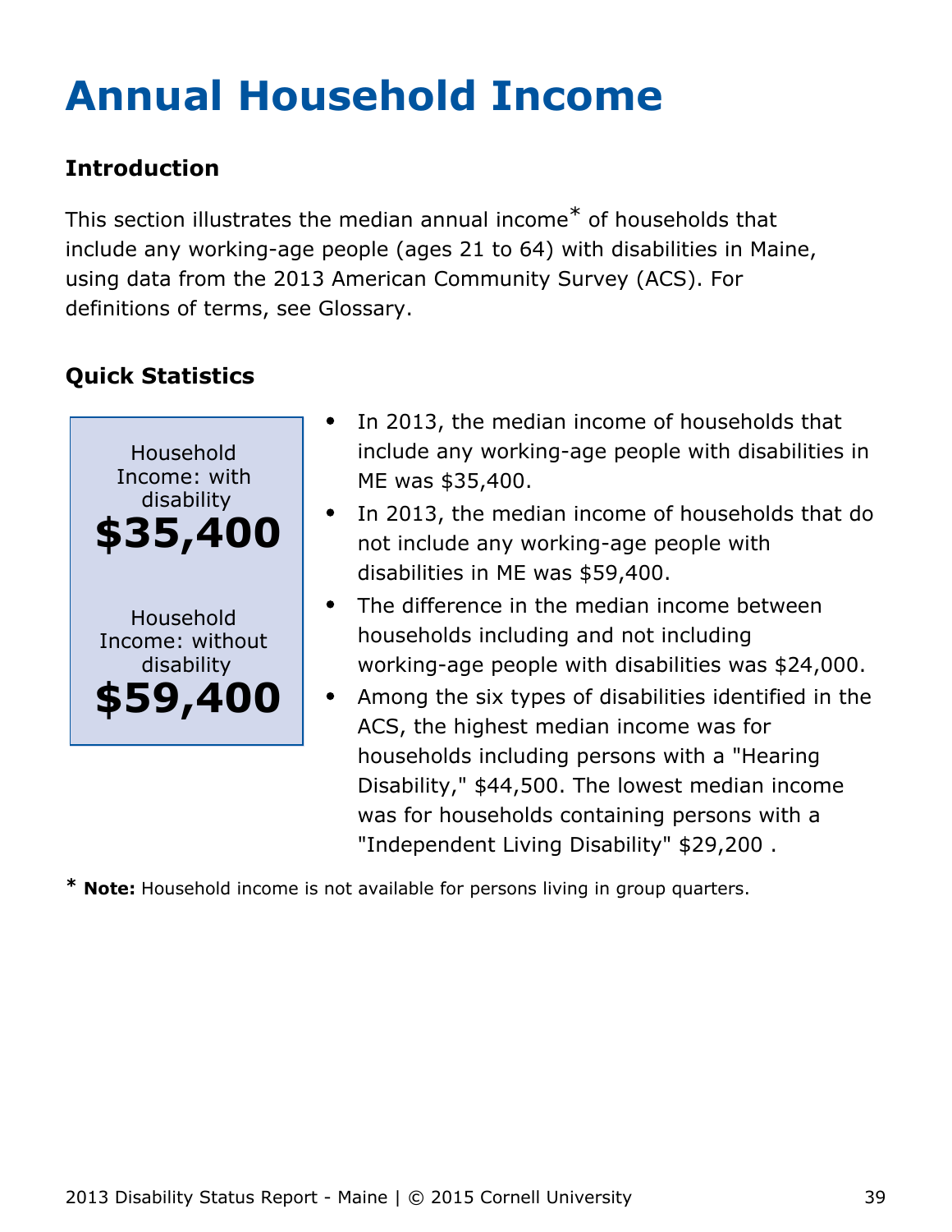# Annual Household Income

## Introduction

This section illustrates the median annual income* of households that include any working-age people (ages 21 to 64) with disabilities in Maine, using data from the 2013 American Community Survey (ACS). For definitions of terms, see Glossary.

## Quick Statistics

Household Income: with disability
**$35,400**

Household Income: without disability
**$59,400**

- In 2013, the median income of households that include any working-age people with disabilities in ME was $35,400.
- In 2013, the median income of households that do not include any working-age people with disabilities in ME was $59,400.
- The difference in the median income between households including and not including working-age people with disabilities was $24,000.
- Among the six types of disabilities identified in the ACS, the highest median income was for households including persons with a "Hearing Disability," $44,500. The lowest median income was for households containing persons with a "Independent Living Disability" $29,200 .

\* **Note:** Household income is not available for persons living in group quarters.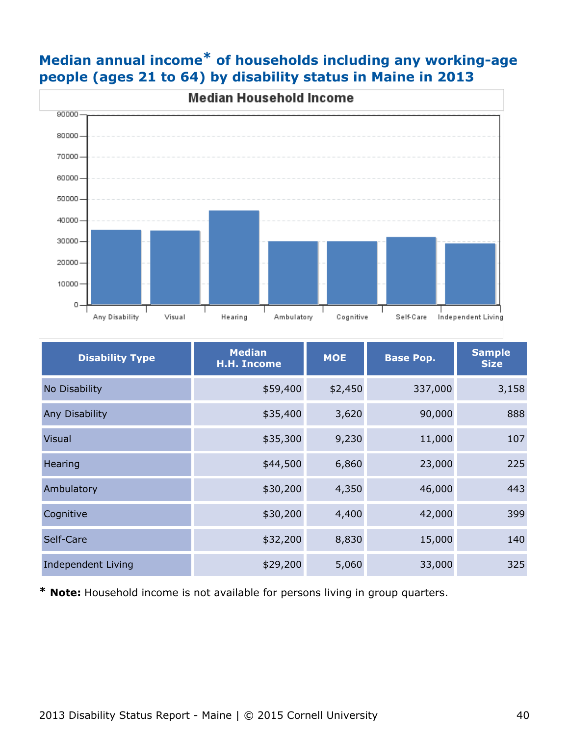## Median annual income* of households including any working-age people (ages 21 to 64) by disability status in Maine in 2013

| Disability Type | Median H.H. Income | MOE | Base Pop. | Sample Size |
|---|---|---|---|---|
| No Disability | $59,400 | $2,450 | 337,000 | 3,158 |
| Any Disability | $35,400 | 3,620 | 90,000 | 888 |
| Visual | $35,300 | 9,230 | 11,000 | 107 |
| Hearing | $44,500 | 6,860 | 23,000 | 225 |
| Ambulatory | $30,200 | 4,350 | 46,000 | 443 |
| Cognitive | $30,200 | 4,400 | 42,000 | 399 |
| Self-Care | $32,200 | 8,830 | 15,000 | 140 |
| Independent Living | $29,200 | 5,060 | 33,000 | 325 |

* **Note:** Household income is not available for persons living in group quarters.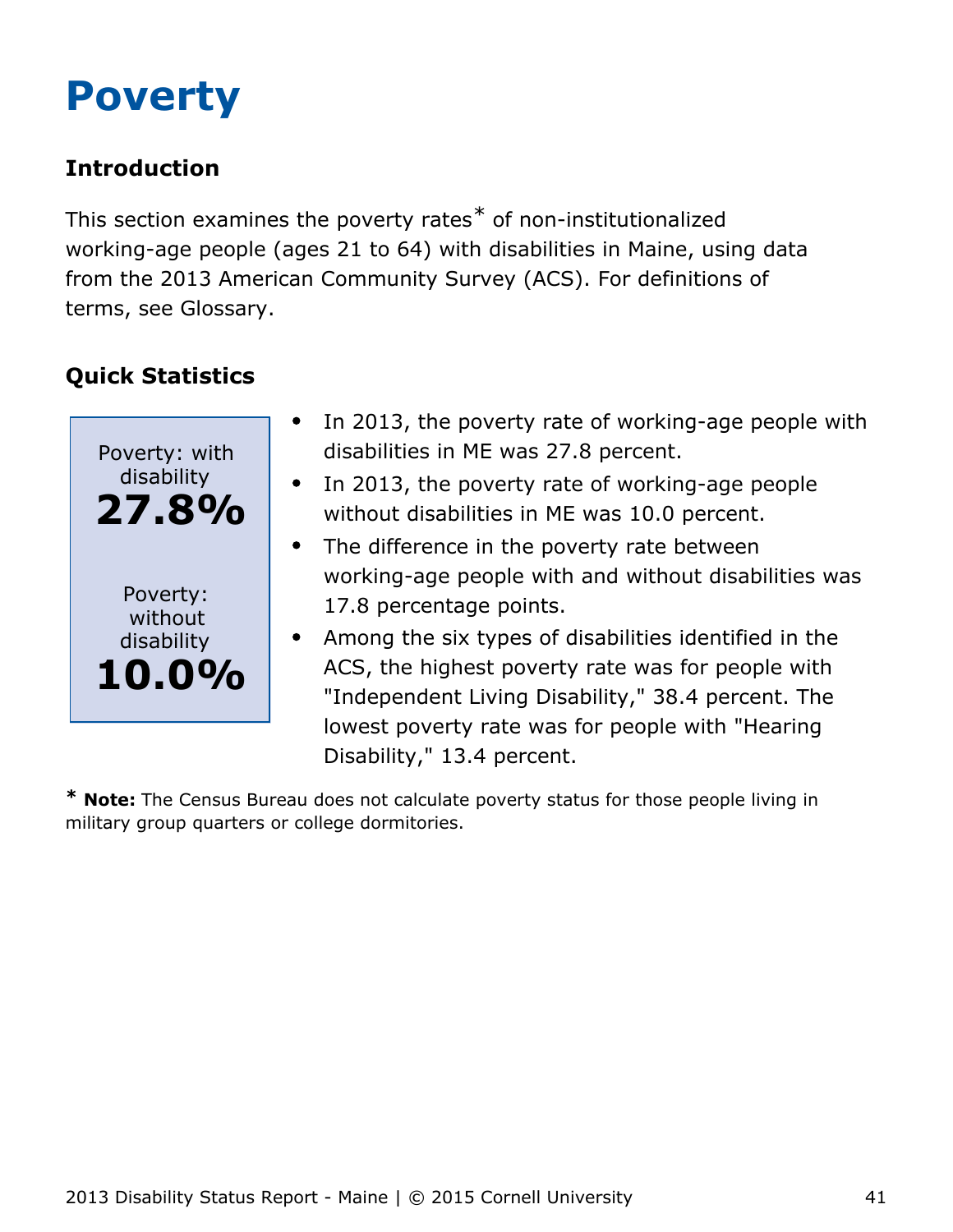# Poverty

### Introduction

This section examines the poverty rates* of non-institutionalized working-age people (ages 21 to 64) with disabilities in Maine, using data from the 2013 American Community Survey (ACS). For definitions of terms, see Glossary.

### Quick Statistics

Poverty: with disability
**27.8%**

Poverty: without disability
**10.0%**

- In 2013, the poverty rate of working-age people with disabilities in ME was 27.8 percent.
- In 2013, the poverty rate of working-age people without disabilities in ME was 10.0 percent.
- The difference in the poverty rate between working-age people with and without disabilities was 17.8 percentage points.
- Among the six types of disabilities identified in the ACS, the highest poverty rate was for people with "Independent Living Disability," 38.4 percent. The lowest poverty rate was for people with "Hearing Disability," 13.4 percent.

* **Note:** The Census Bureau does not calculate poverty status for those people living in military group quarters or college dormitories.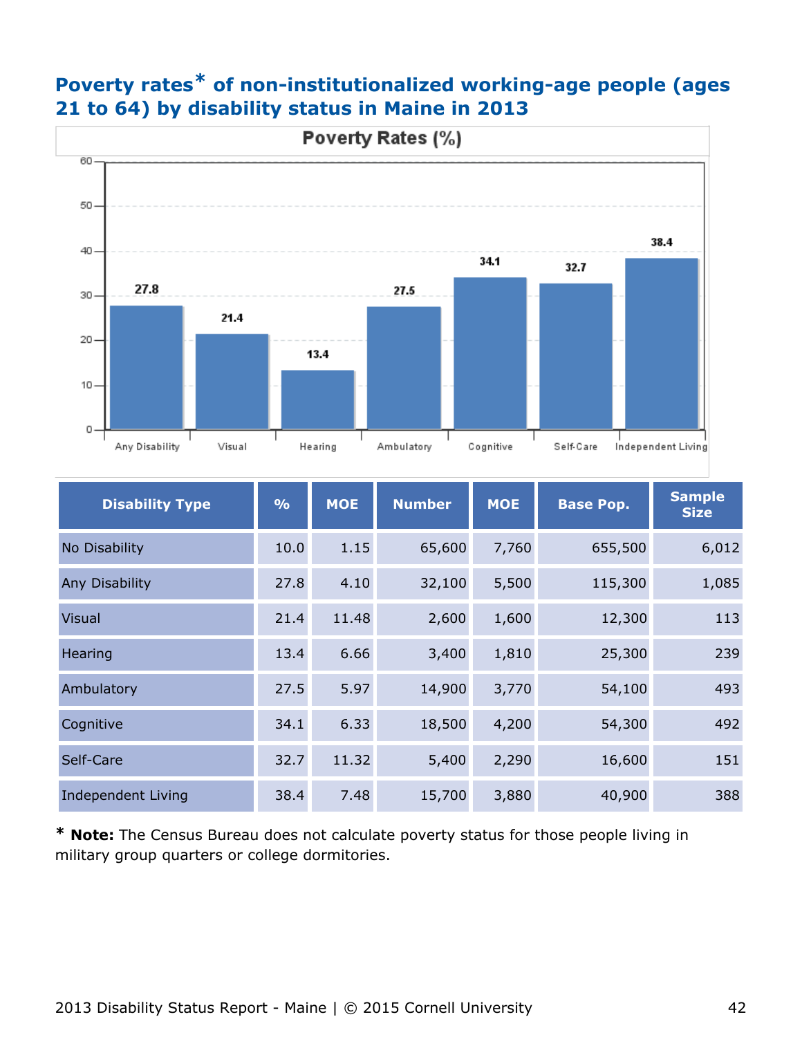## Poverty rates* of non-institutionalized working-age people (ages 21 to 64) by disability status in Maine in 2013

| Disability Type | % | MOE | Number | MOE | Base Pop. | Sample Size |
|---|---|---|---|---|---|---|
| No Disability | 10.0 | 1.15 | 65,600 | 7,760 | 655,500 | 6,012 |
| Any Disability | 27.8 | 4.10 | 32,100 | 5,500 | 115,300 | 1,085 |
| Visual | 21.4 | 11.48 | 2,600 | 1,600 | 12,300 | 113 |
| Hearing | 13.4 | 6.66 | 3,400 | 1,810 | 25,300 | 239 |
| Ambulatory | 27.5 | 5.97 | 14,900 | 3,770 | 54,100 | 493 |
| Cognitive | 34.1 | 6.33 | 18,500 | 4,200 | 54,300 | 492 |
| Self-Care | 32.7 | 11.32 | 5,400 | 2,290 | 16,600 | 151 |
| Independent Living | 38.4 | 7.48 | 15,700 | 3,880 | 40,900 | 388 |

* **Note:** The Census Bureau does not calculate poverty status for those people living in military group quarters or college dormitories.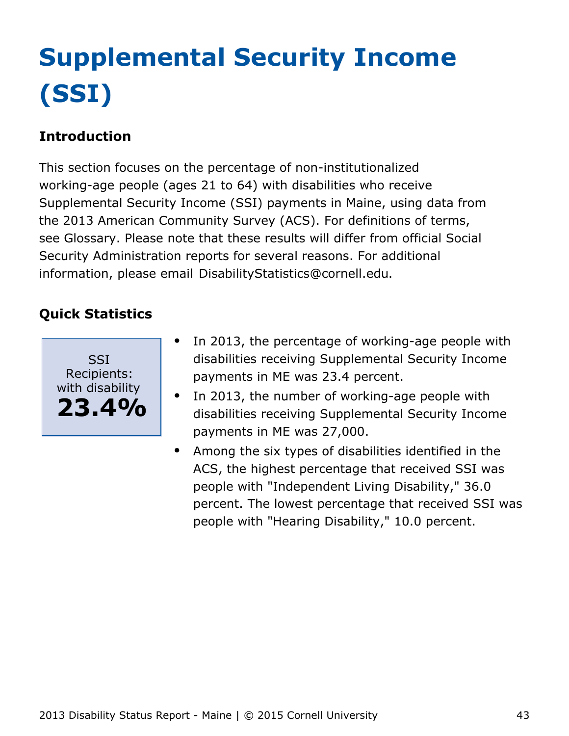# Supplemental Security Income (SSI)

## Introduction

This section focuses on the percentage of non-institutionalized working-age people (ages 21 to 64) with disabilities who receive Supplemental Security Income (SSI) payments in Maine, using data from the 2013 American Community Survey (ACS). For definitions of terms, see Glossary. Please note that these results will differ from official Social Security Administration reports for several reasons. For additional information, please email DisabilityStatistics@cornell.edu.

## Quick Statistics

SSI Recipients: with disability
**23.4%**

- In 2013, the percentage of working-age people with disabilities receiving Supplemental Security Income payments in ME was 23.4 percent.
- In 2013, the number of working-age people with disabilities receiving Supplemental Security Income payments in ME was 27,000.
- Among the six types of disabilities identified in the ACS, the highest percentage that received SSI was people with "Independent Living Disability," 36.0 percent. The lowest percentage that received SSI was people with "Hearing Disability," 10.0 percent.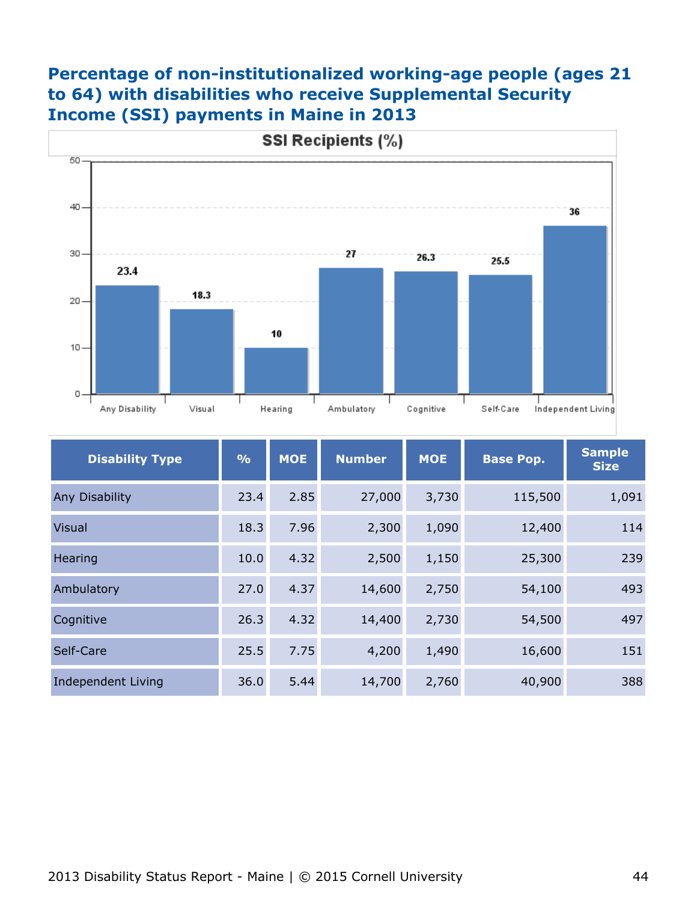# Percentage of non-institutionalized working-age people (ages 21 to 64) with disabilities who receive Supplemental Security Income (SSI) payments in Maine in 2013

| Disability Type | % | MOE | Number | MOE | Base Pop. | Sample Size |
|---|---|---|---|---|---|---|
| Any Disability | 23.4 | 2.85 | 27,000 | 3,730 | 115,500 | 1,091 |
| Visual | 18.3 | 7.96 | 2,300 | 1,090 | 12,400 | 114 |
| Hearing | 10.0 | 4.32 | 2,500 | 1,150 | 25,300 | 239 |
| Ambulatory | 27.0 | 4.37 | 14,600 | 2,750 | 54,100 | 493 |
| Cognitive | 26.3 | 4.32 | 14,400 | 2,730 | 54,500 | 497 |
| Self-Care | 25.5 | 7.75 | 4,200 | 1,490 | 16,600 | 151 |
| Independent Living | 36.0 | 5.44 | 14,700 | 2,760 | 40,900 | 388 |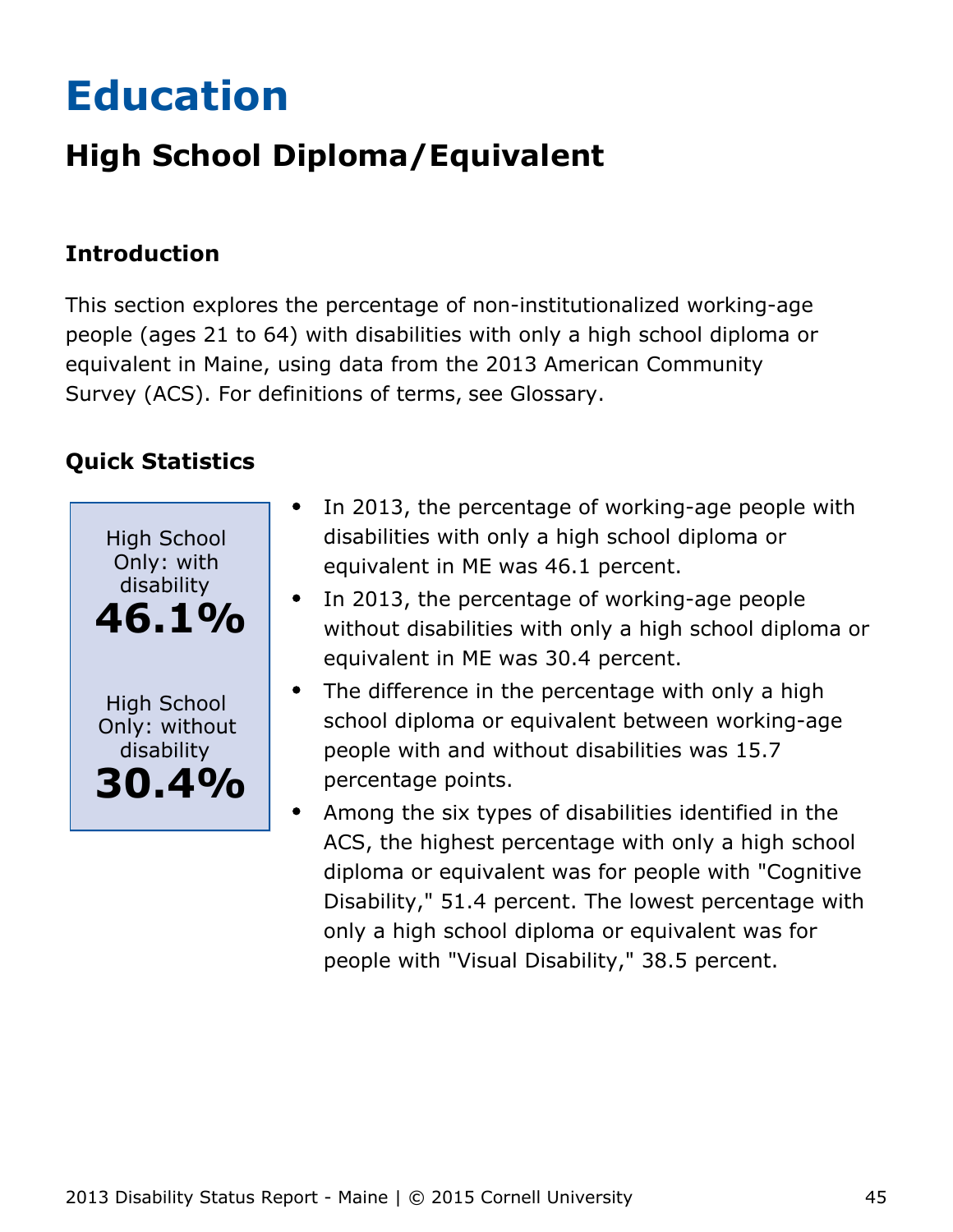# Education

## High School Diploma/Equivalent

### Introduction

This section explores the percentage of non-institutionalized working-age people (ages 21 to 64) with disabilities with only a high school diploma or equivalent in Maine, using data from the 2013 American Community Survey (ACS). For definitions of terms, see Glossary.

### Quick Statistics

High School Only: with disability
**46.1%**

High School Only: without disability
**30.4%**

- In 2013, the percentage of working-age people with disabilities with only a high school diploma or equivalent in ME was 46.1 percent.
- In 2013, the percentage of working-age people without disabilities with only a high school diploma or equivalent in ME was 30.4 percent.
- The difference in the percentage with only a high school diploma or equivalent between working-age people with and without disabilities was 15.7 percentage points.
- Among the six types of disabilities identified in the ACS, the highest percentage with only a high school diploma or equivalent was for people with "Cognitive Disability," 51.4 percent. The lowest percentage with only a high school diploma or equivalent was for people with "Visual Disability," 38.5 percent.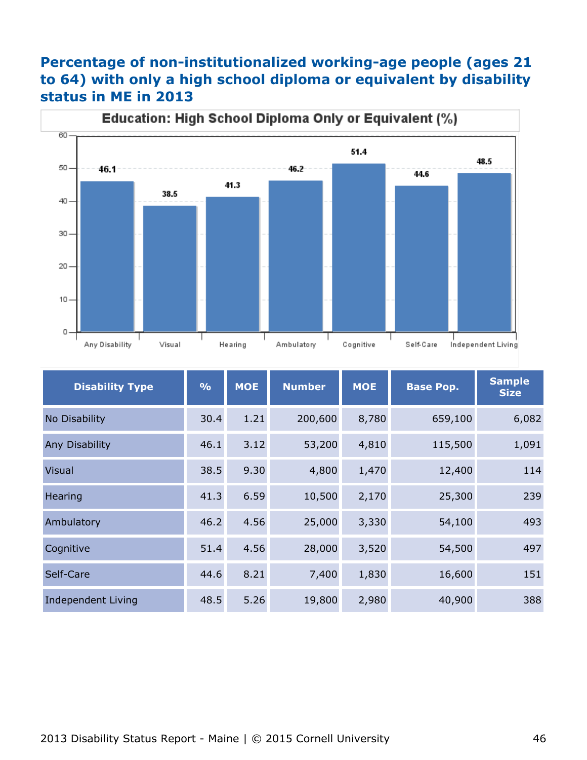## Percentage of non-institutionalized working-age people (ages 21 to 64) with only a high school diploma or equivalent by disability status in ME in 2013

| Disability Type | % | MOE | Number | MOE | Base Pop. | Sample Size |
|---|---|---|---|---|---|---|
| No Disability | 30.4 | 1.21 | 200,600 | 8,780 | 659,100 | 6,082 |
| Any Disability | 46.1 | 3.12 | 53,200 | 4,810 | 115,500 | 1,091 |
| Visual | 38.5 | 9.30 | 4,800 | 1,470 | 12,400 | 114 |
| Hearing | 41.3 | 6.59 | 10,500 | 2,170 | 25,300 | 239 |
| Ambulatory | 46.2 | 4.56 | 25,000 | 3,330 | 54,100 | 493 |
| Cognitive | 51.4 | 4.56 | 28,000 | 3,520 | 54,500 | 497 |
| Self-Care | 44.6 | 8.21 | 7,400 | 1,830 | 16,600 | 151 |
| Independent Living | 48.5 | 5.26 | 19,800 | 2,980 | 40,900 | 388 |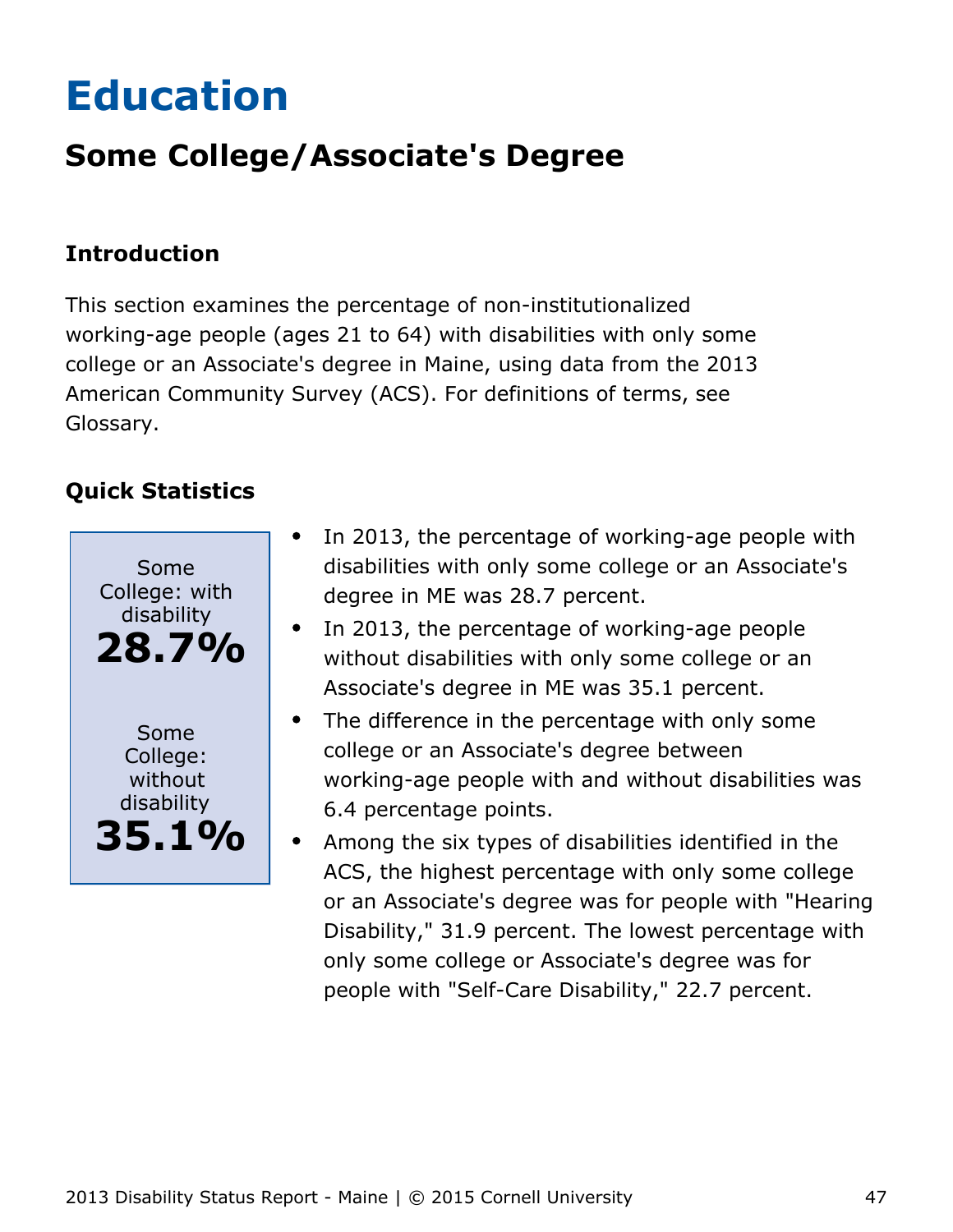# Education

## Some College/Associate's Degree

### Introduction

This section examines the percentage of non-institutionalized working-age people (ages 21 to 64) with disabilities with only some college or an Associate's degree in Maine, using data from the 2013 American Community Survey (ACS). For definitions of terms, see Glossary.

### Quick Statistics

Some College: with disability
**28.7%**

Some College: without disability
**35.1%**

- In 2013, the percentage of working-age people with disabilities with only some college or an Associate's degree in ME was 28.7 percent.
- In 2013, the percentage of working-age people without disabilities with only some college or an Associate's degree in ME was 35.1 percent.
- The difference in the percentage with only some college or an Associate's degree between working-age people with and without disabilities was 6.4 percentage points.
- Among the six types of disabilities identified in the ACS, the highest percentage with only some college or an Associate's degree was for people with "Hearing Disability," 31.9 percent. The lowest percentage with only some college or Associate's degree was for people with "Self-Care Disability," 22.7 percent.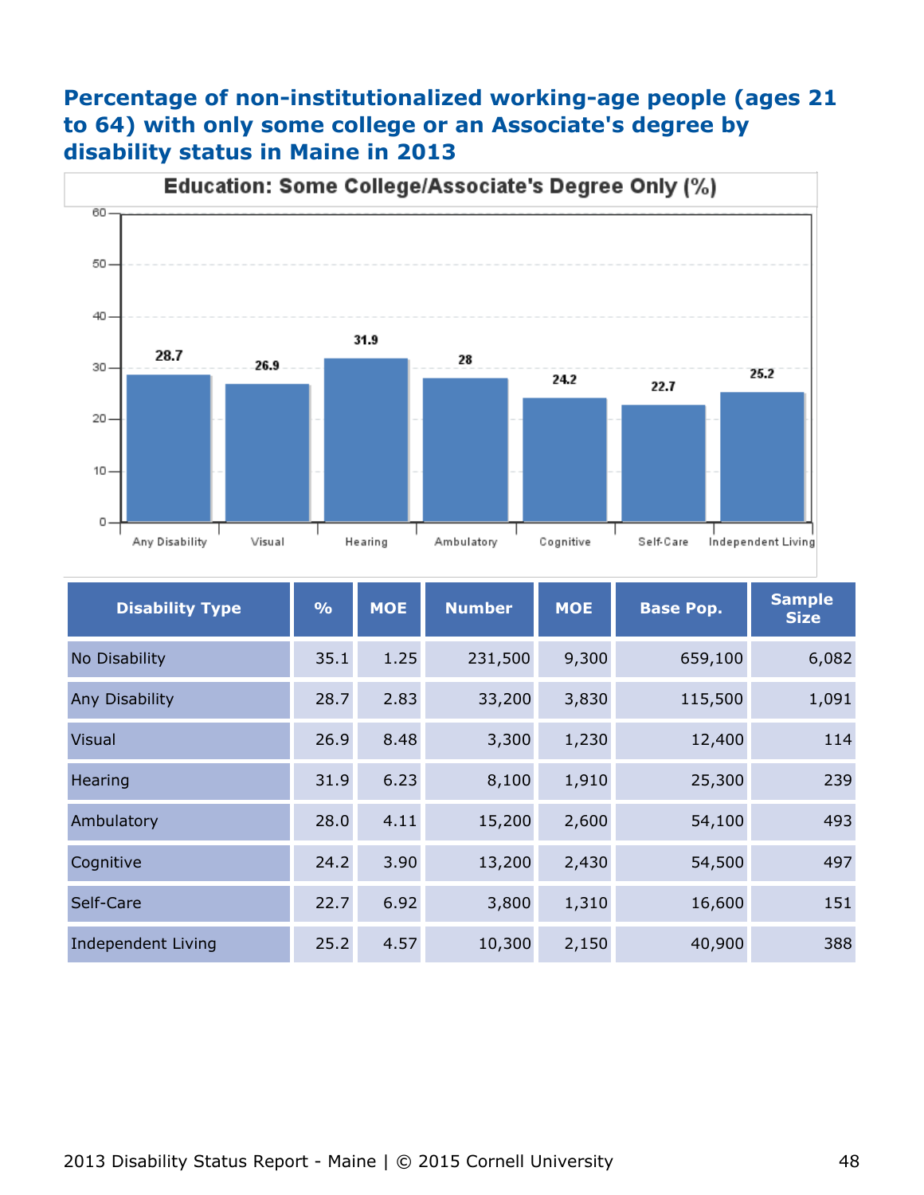## Percentage of non-institutionalized working-age people (ages 21 to 64) with only some college or an Associate's degree by disability status in Maine in 2013

**Education: Some College/Associate's Degree Only (%)**

| Disability Type | % |
|---|---|
| Any Disability | 28.7 |
| Visual | 26.9 |
| Hearing | 31.9 |
| Ambulatory | 28 |
| Cognitive | 24.2 |
| Self-Care | 22.7 |
| Independent Living | 25.2 |

| Disability Type | % | MOE | Number | MOE | Base Pop. | Sample Size |
|---|---|---|---|---|---|---|
| No Disability | 35.1 | 1.25 | 231,500 | 9,300 | 659,100 | 6,082 |
| Any Disability | 28.7 | 2.83 | 33,200 | 3,830 | 115,500 | 1,091 |
| Visual | 26.9 | 8.48 | 3,300 | 1,230 | 12,400 | 114 |
| Hearing | 31.9 | 6.23 | 8,100 | 1,910 | 25,300 | 239 |
| Ambulatory | 28.0 | 4.11 | 15,200 | 2,600 | 54,100 | 493 |
| Cognitive | 24.2 | 3.90 | 13,200 | 2,430 | 54,500 | 497 |
| Self-Care | 22.7 | 6.92 | 3,800 | 1,310 | 16,600 | 151 |
| Independent Living | 25.2 | 4.57 | 10,300 | 2,150 | 40,900 | 388 |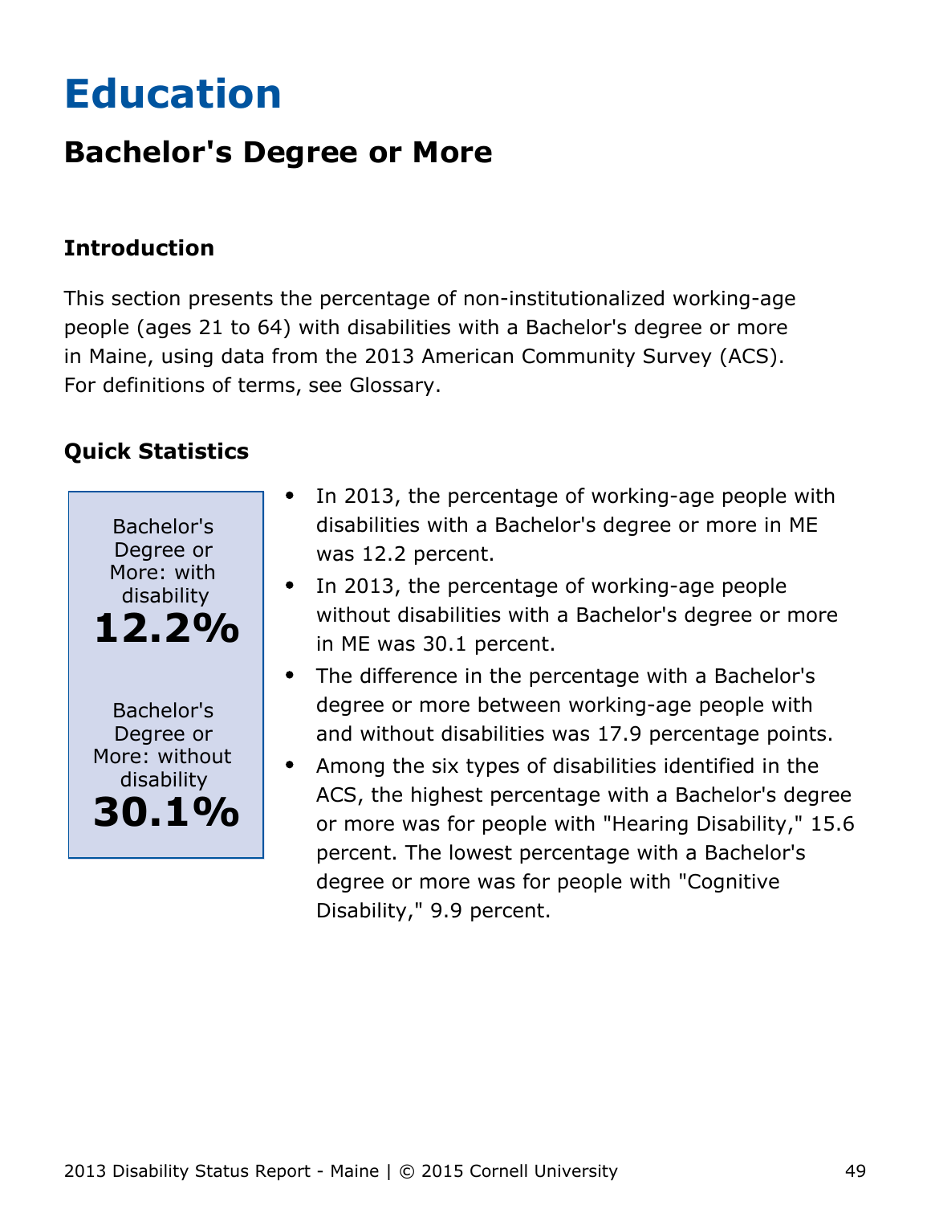# Education

## Bachelor's Degree or More

### Introduction

This section presents the percentage of non-institutionalized working-age people (ages 21 to 64) with disabilities with a Bachelor's degree or more in Maine, using data from the 2013 American Community Survey (ACS). For definitions of terms, see Glossary.

### Quick Statistics

Bachelor's Degree or More: with disability

**12.2%**

Bachelor's Degree or More: without disability

**30.1%**

- In 2013, the percentage of working-age people with disabilities with a Bachelor's degree or more in ME was 12.2 percent.
- In 2013, the percentage of working-age people without disabilities with a Bachelor's degree or more in ME was 30.1 percent.
- The difference in the percentage with a Bachelor's degree or more between working-age people with and without disabilities was 17.9 percentage points.
- Among the six types of disabilities identified in the ACS, the highest percentage with a Bachelor's degree or more was for people with "Hearing Disability," 15.6 percent. The lowest percentage with a Bachelor's degree or more was for people with "Cognitive Disability," 9.9 percent.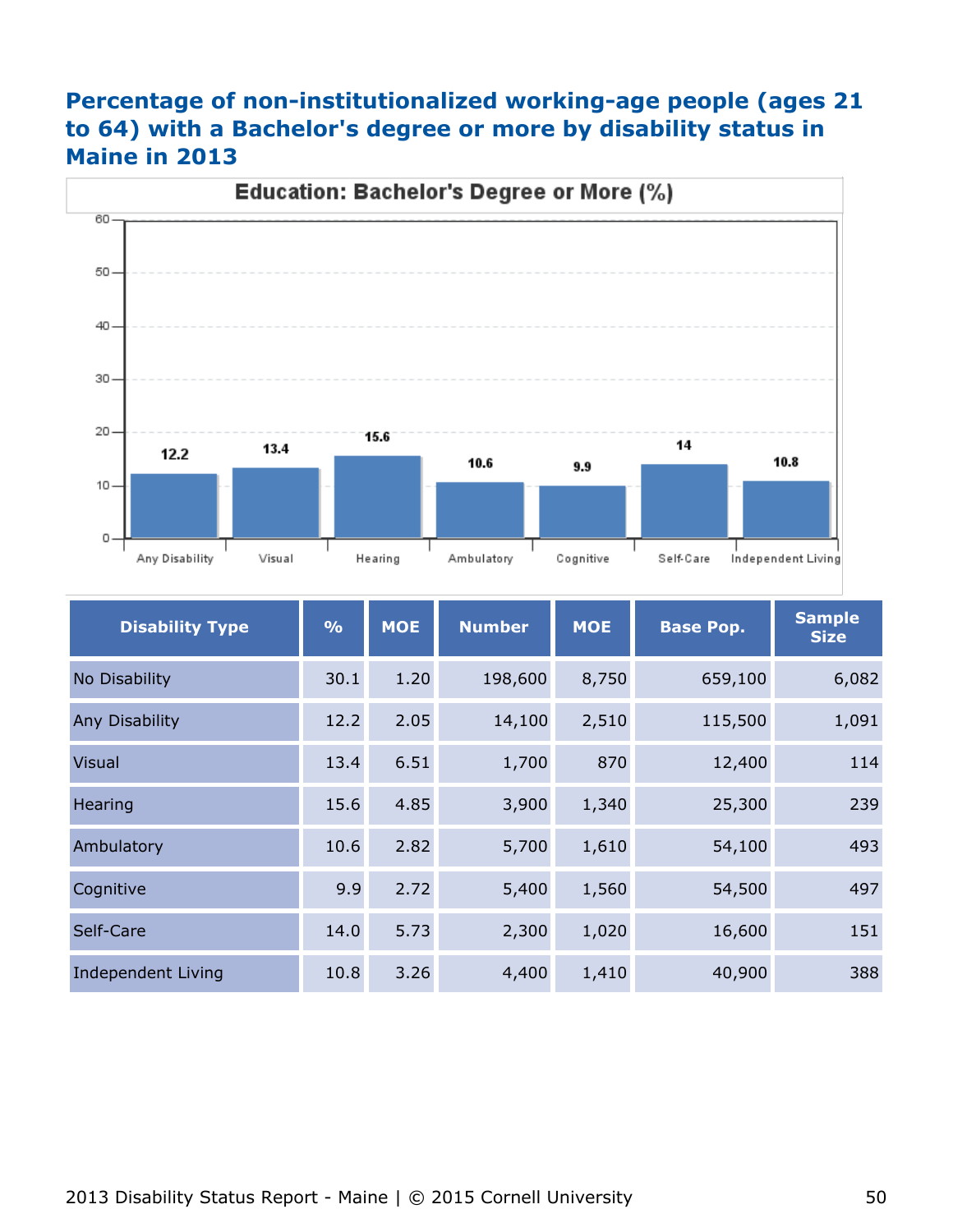## Percentage of non-institutionalized working-age people (ages 21 to 64) with a Bachelor's degree or more by disability status in Maine in 2013

| Disability Type | % | MOE | Number | MOE | Base Pop. | Sample Size |
|---|---|---|---|---|---|---|
| No Disability | 30.1 | 1.20 | 198,600 | 8,750 | 659,100 | 6,082 |
| Any Disability | 12.2 | 2.05 | 14,100 | 2,510 | 115,500 | 1,091 |
| Visual | 13.4 | 6.51 | 1,700 | 870 | 12,400 | 114 |
| Hearing | 15.6 | 4.85 | 3,900 | 1,340 | 25,300 | 239 |
| Ambulatory | 10.6 | 2.82 | 5,700 | 1,610 | 54,100 | 493 |
| Cognitive | 9.9 | 2.72 | 5,400 | 1,560 | 54,500 | 497 |
| Self-Care | 14.0 | 5.73 | 2,300 | 1,020 | 16,600 | 151 |
| Independent Living | 10.8 | 3.26 | 4,400 | 1,410 | 40,900 | 388 |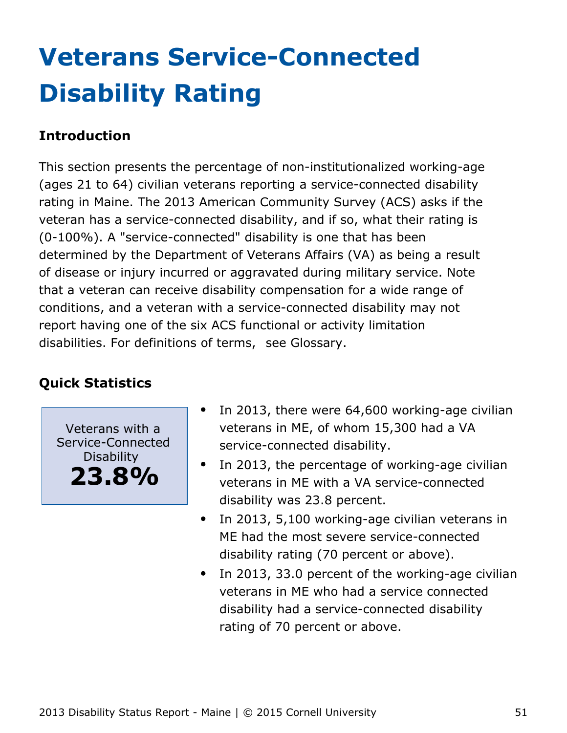# Veterans Service-Connected Disability Rating

## Introduction

This section presents the percentage of non-institutionalized working-age (ages 21 to 64) civilian veterans reporting a service-connected disability rating in Maine. The 2013 American Community Survey (ACS) asks if the veteran has a service-connected disability, and if so, what their rating is (0-100%). A "service-connected" disability is one that has been determined by the Department of Veterans Affairs (VA) as being a result of disease or injury incurred or aggravated during military service. Note that a veteran can receive disability compensation for a wide range of conditions, and a veteran with a service-connected disability may not report having one of the six ACS functional or activity limitation disabilities. For definitions of terms, see Glossary.

## Quick Statistics

Veterans with a Service-Connected Disability

**23.8%**

- In 2013, there were 64,600 working-age civilian veterans in ME, of whom 15,300 had a VA service-connected disability.
- In 2013, the percentage of working-age civilian veterans in ME with a VA service-connected disability was 23.8 percent.
- In 2013, 5,100 working-age civilian veterans in ME had the most severe service-connected disability rating (70 percent or above).
- In 2013, 33.0 percent of the working-age civilian veterans in ME who had a service connected disability had a service-connected disability rating of 70 percent or above.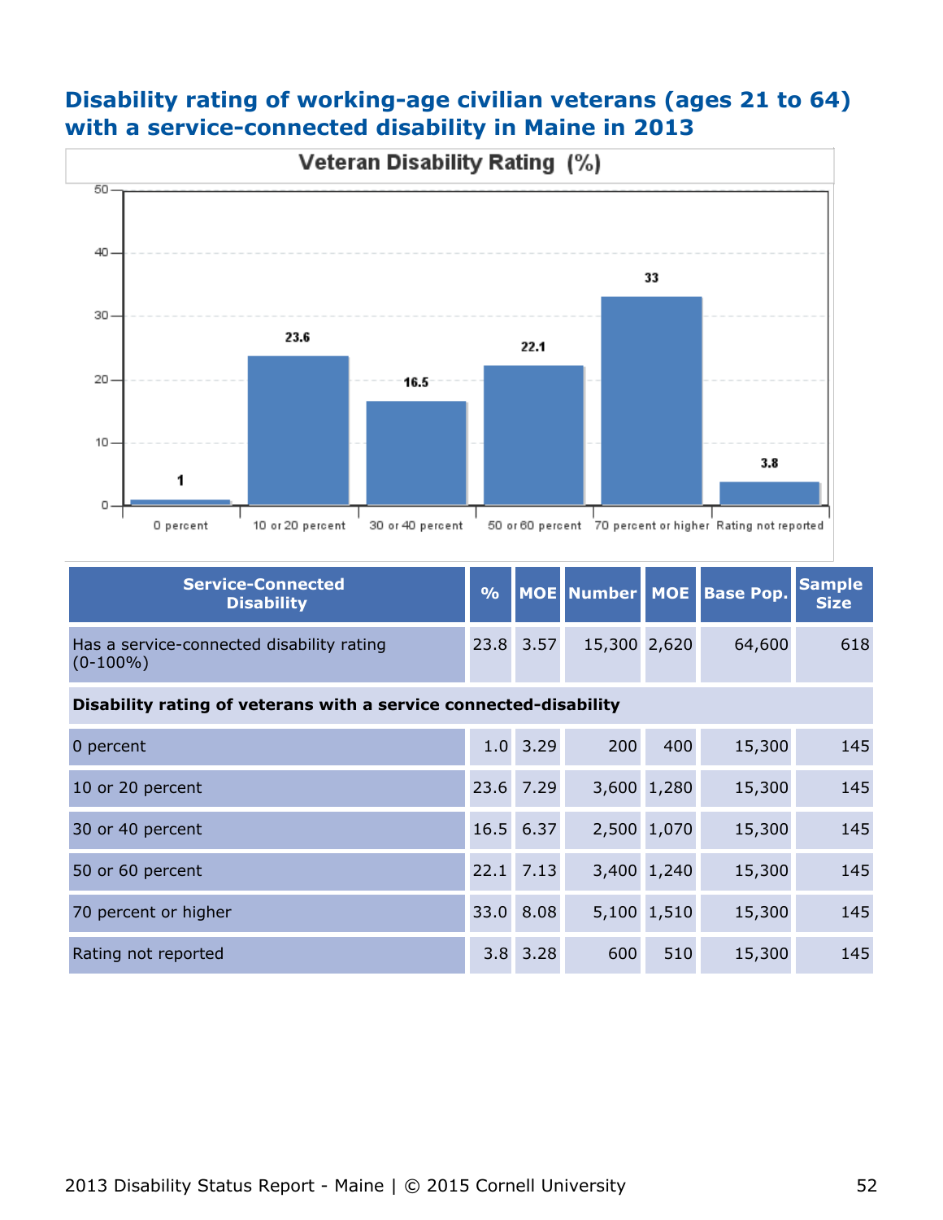## Disability rating of working-age civilian veterans (ages 21 to 64) with a service-connected disability in Maine in 2013

Veteran Disability Rating (%)

| Category | % |
|---|---|
| 0 percent | 1 |
| 10 or 20 percent | 23.6 |
| 30 or 40 percent | 16.5 |
| 50 or 60 percent | 22.1 |
| 70 percent or higher | 33 |
| Rating not reported | 3.8 |

| Service-Connected Disability | % | MOE | Number | MOE | Base Pop. | Sample Size |
|---|---|---|---|---|---|---|
| Has a service-connected disability rating (0-100%) | 23.8 | 3.57 | 15,300 | 2,620 | 64,600 | 618 |
| **Disability rating of veterans with a service connected-disability** | | | | | | |
| 0 percent | 1.0 | 3.29 | 200 | 400 | 15,300 | 145 |
| 10 or 20 percent | 23.6 | 7.29 | 3,600 | 1,280 | 15,300 | 145 |
| 30 or 40 percent | 16.5 | 6.37 | 2,500 | 1,070 | 15,300 | 145 |
| 50 or 60 percent | 22.1 | 7.13 | 3,400 | 1,240 | 15,300 | 145 |
| 70 percent or higher | 33.0 | 8.08 | 5,100 | 1,510 | 15,300 | 145 |
| Rating not reported | 3.8 | 3.28 | 600 | 510 | 15,300 | 145 |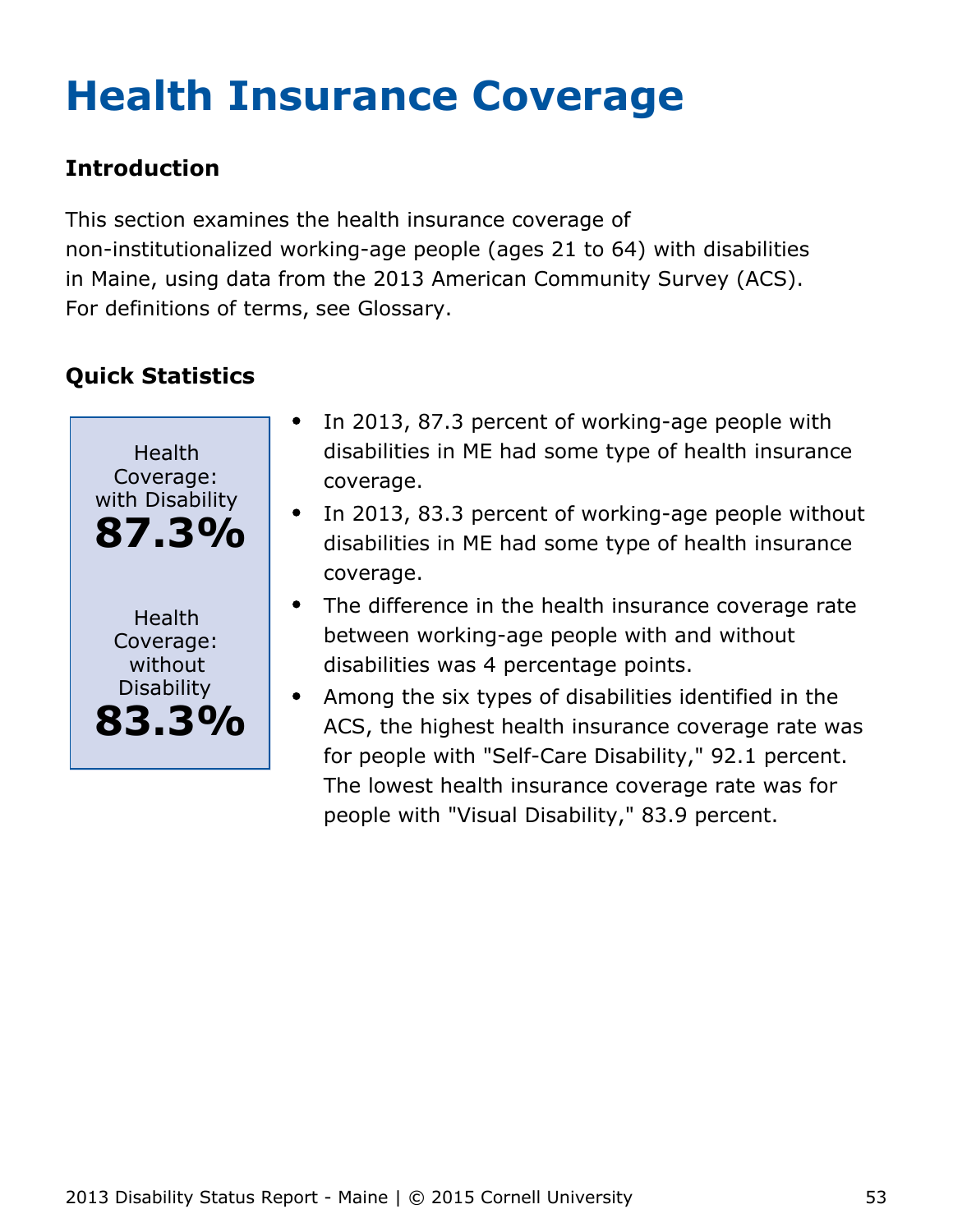# Health Insurance Coverage

## Introduction

This section examines the health insurance coverage of non-institutionalized working-age people (ages 21 to 64) with disabilities in Maine, using data from the 2013 American Community Survey (ACS). For definitions of terms, see Glossary.

## Quick Statistics

Health Coverage: with Disability
**87.3%**

Health Coverage: without Disability
**83.3%**

- In 2013, 87.3 percent of working-age people with disabilities in ME had some type of health insurance coverage.
- In 2013, 83.3 percent of working-age people without disabilities in ME had some type of health insurance coverage.
- The difference in the health insurance coverage rate between working-age people with and without disabilities was 4 percentage points.
- Among the six types of disabilities identified in the ACS, the highest health insurance coverage rate was for people with "Self-Care Disability," 92.1 percent. The lowest health insurance coverage rate was for people with "Visual Disability," 83.9 percent.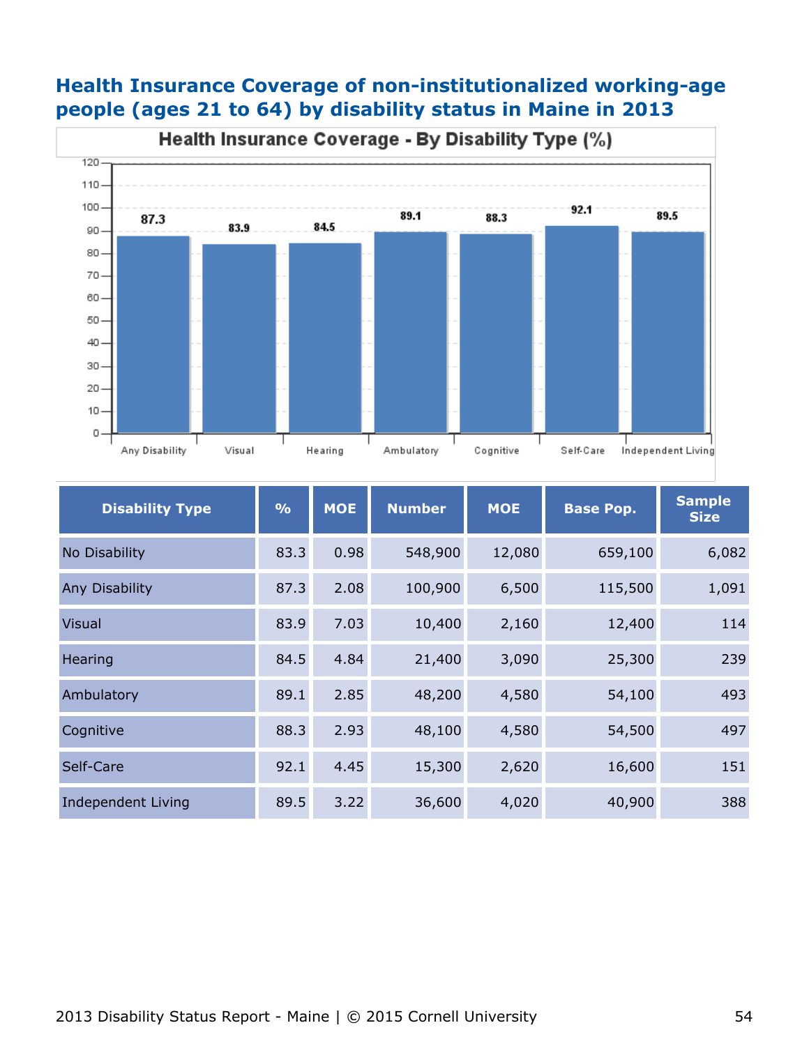## Health Insurance Coverage of non-institutionalized working-age people (ages 21 to 64) by disability status in Maine in 2013

**Health Insurance Coverage - By Disability Type (%)**

| Disability Type | % |
|---|---|
| Any Disability | 87.3 |
| Visual | 83.9 |
| Hearing | 84.5 |
| Ambulatory | 89.1 |
| Cognitive | 88.3 |
| Self-Care | 92.1 |
| Independent Living | 89.5 |

| Disability Type | % | MOE | Number | MOE | Base Pop. | Sample Size |
|---|---|---|---|---|---|---|
| No Disability | 83.3 | 0.98 | 548,900 | 12,080 | 659,100 | 6,082 |
| Any Disability | 87.3 | 2.08 | 100,900 | 6,500 | 115,500 | 1,091 |
| Visual | 83.9 | 7.03 | 10,400 | 2,160 | 12,400 | 114 |
| Hearing | 84.5 | 4.84 | 21,400 | 3,090 | 25,300 | 239 |
| Ambulatory | 89.1 | 2.85 | 48,200 | 4,580 | 54,100 | 493 |
| Cognitive | 88.3 | 2.93 | 48,100 | 4,580 | 54,500 | 497 |
| Self-Care | 92.1 | 4.45 | 15,300 | 2,620 | 16,600 | 151 |
| Independent Living | 89.5 | 3.22 | 36,600 | 4,020 | 40,900 | 388 |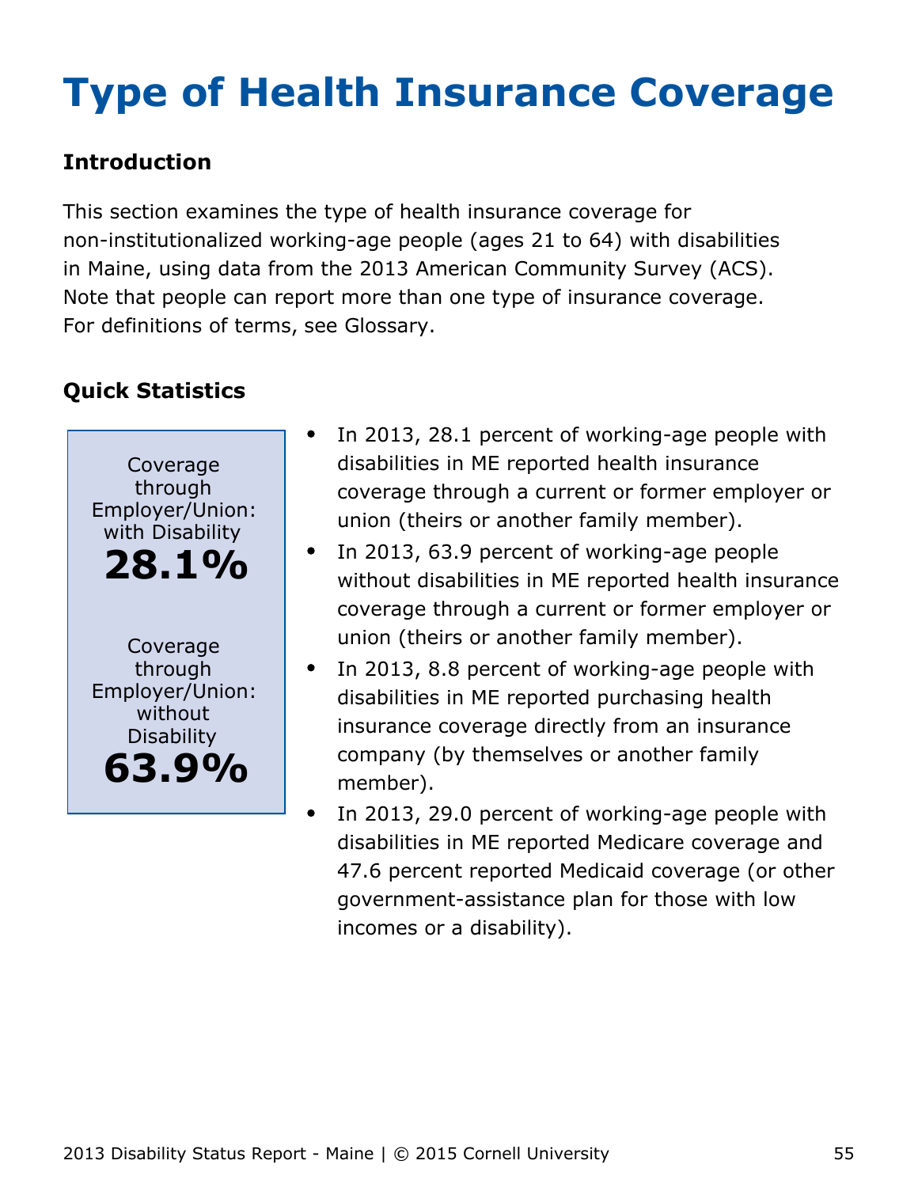# Type of Health Insurance Coverage

## Introduction

This section examines the type of health insurance coverage for non-institutionalized working-age people (ages 21 to 64) with disabilities in Maine, using data from the 2013 American Community Survey (ACS). Note that people can report more than one type of insurance coverage. For definitions of terms, see Glossary.

## Quick Statistics

Coverage through Employer/Union: with Disability
**28.1%**

Coverage through Employer/Union: without Disability
**63.9%**

- In 2013, 28.1 percent of working-age people with disabilities in ME reported health insurance coverage through a current or former employer or union (theirs or another family member).
- In 2013, 63.9 percent of working-age people without disabilities in ME reported health insurance coverage through a current or former employer or union (theirs or another family member).
- In 2013, 8.8 percent of working-age people with disabilities in ME reported purchasing health insurance coverage directly from an insurance company (by themselves or another family member).
- In 2013, 29.0 percent of working-age people with disabilities in ME reported Medicare coverage and 47.6 percent reported Medicaid coverage (or other government-assistance plan for those with low incomes or a disability).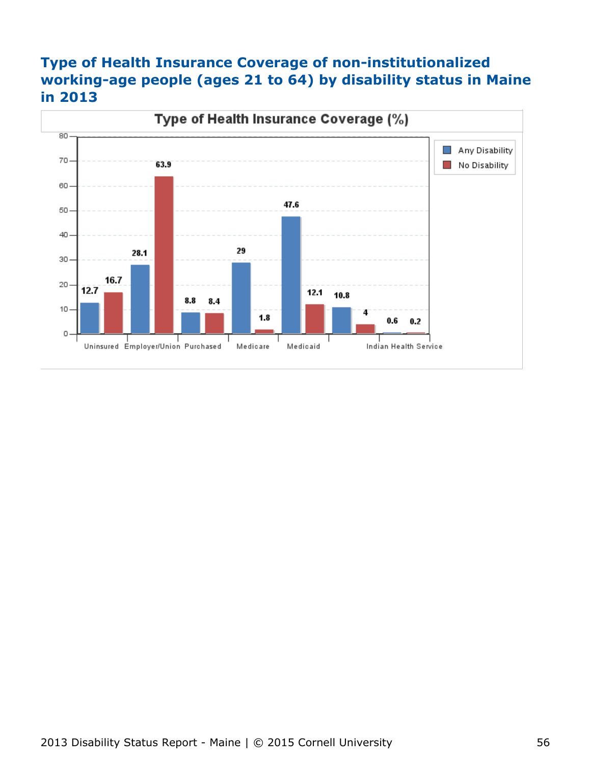# Type of Health Insurance Coverage of non-institutionalized working-age people (ages 21 to 64) by disability status in Maine in 2013

**Type of Health Insurance Coverage (%)**

| Coverage Type | Any Disability | No Disability |
| --- | --- | --- |
| Uninsured | 12.7 | 16.7 |
| Employer/Union | 28.1 | 63.9 |
| Purchased | 8.8 | 8.4 |
| Medicare | 29 | 1.8 |
| Medicaid | 47.6 | 12.1 |
| | 10.8 | 4 |
| Indian Health Service | 0.6 | 0.2 |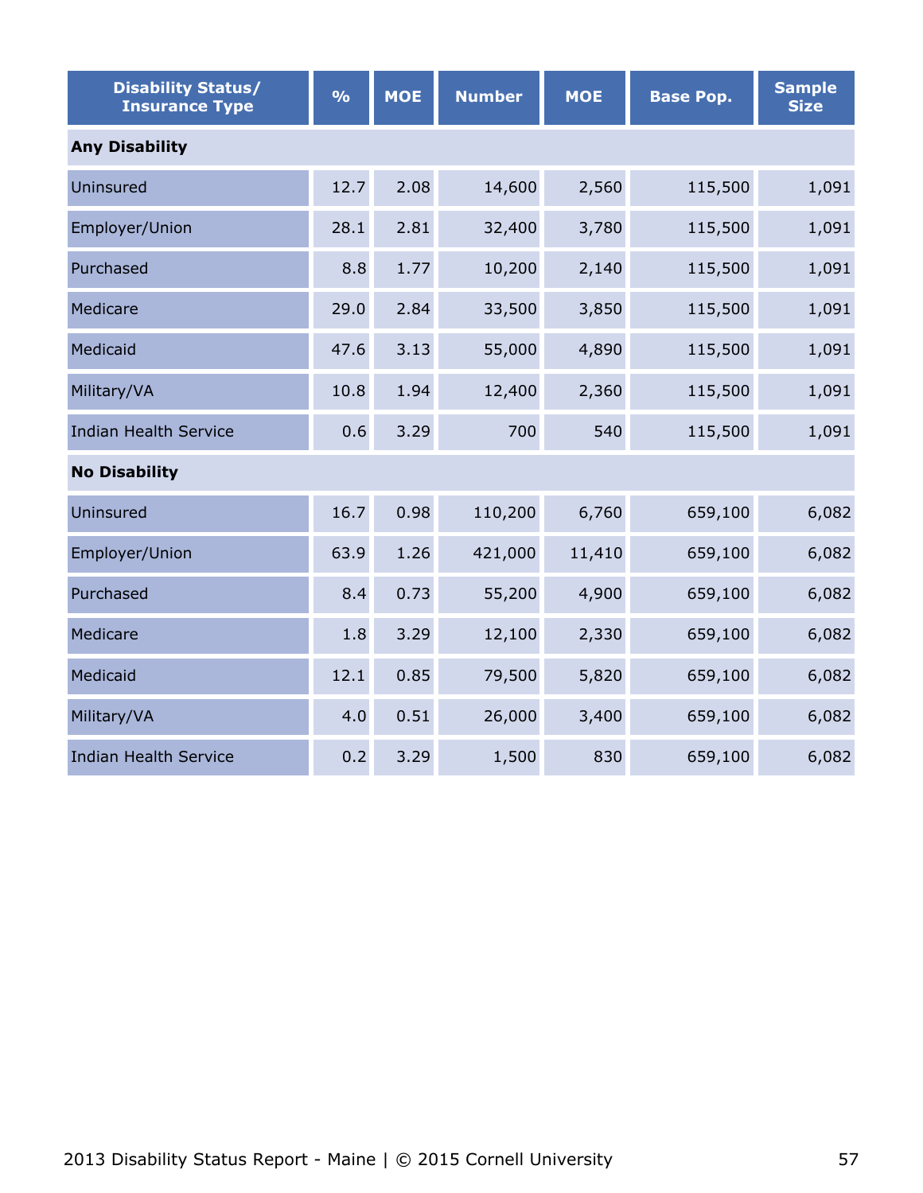| Disability Status/ Insurance Type | % | MOE | Number | MOE | Base Pop. | Sample Size |
|---|---|---|---|---|---|---|
| **Any Disability** | | | | | | |
| Uninsured | 12.7 | 2.08 | 14,600 | 2,560 | 115,500 | 1,091 |
| Employer/Union | 28.1 | 2.81 | 32,400 | 3,780 | 115,500 | 1,091 |
| Purchased | 8.8 | 1.77 | 10,200 | 2,140 | 115,500 | 1,091 |
| Medicare | 29.0 | 2.84 | 33,500 | 3,850 | 115,500 | 1,091 |
| Medicaid | 47.6 | 3.13 | 55,000 | 4,890 | 115,500 | 1,091 |
| Military/VA | 10.8 | 1.94 | 12,400 | 2,360 | 115,500 | 1,091 |
| Indian Health Service | 0.6 | 3.29 | 700 | 540 | 115,500 | 1,091 |
| **No Disability** | | | | | | |
| Uninsured | 16.7 | 0.98 | 110,200 | 6,760 | 659,100 | 6,082 |
| Employer/Union | 63.9 | 1.26 | 421,000 | 11,410 | 659,100 | 6,082 |
| Purchased | 8.4 | 0.73 | 55,200 | 4,900 | 659,100 | 6,082 |
| Medicare | 1.8 | 3.29 | 12,100 | 2,330 | 659,100 | 6,082 |
| Medicaid | 12.1 | 0.85 | 79,500 | 5,820 | 659,100 | 6,082 |
| Military/VA | 4.0 | 0.51 | 26,000 | 3,400 | 659,100 | 6,082 |
| Indian Health Service | 0.2 | 3.29 | 1,500 | 830 | 659,100 | 6,082 |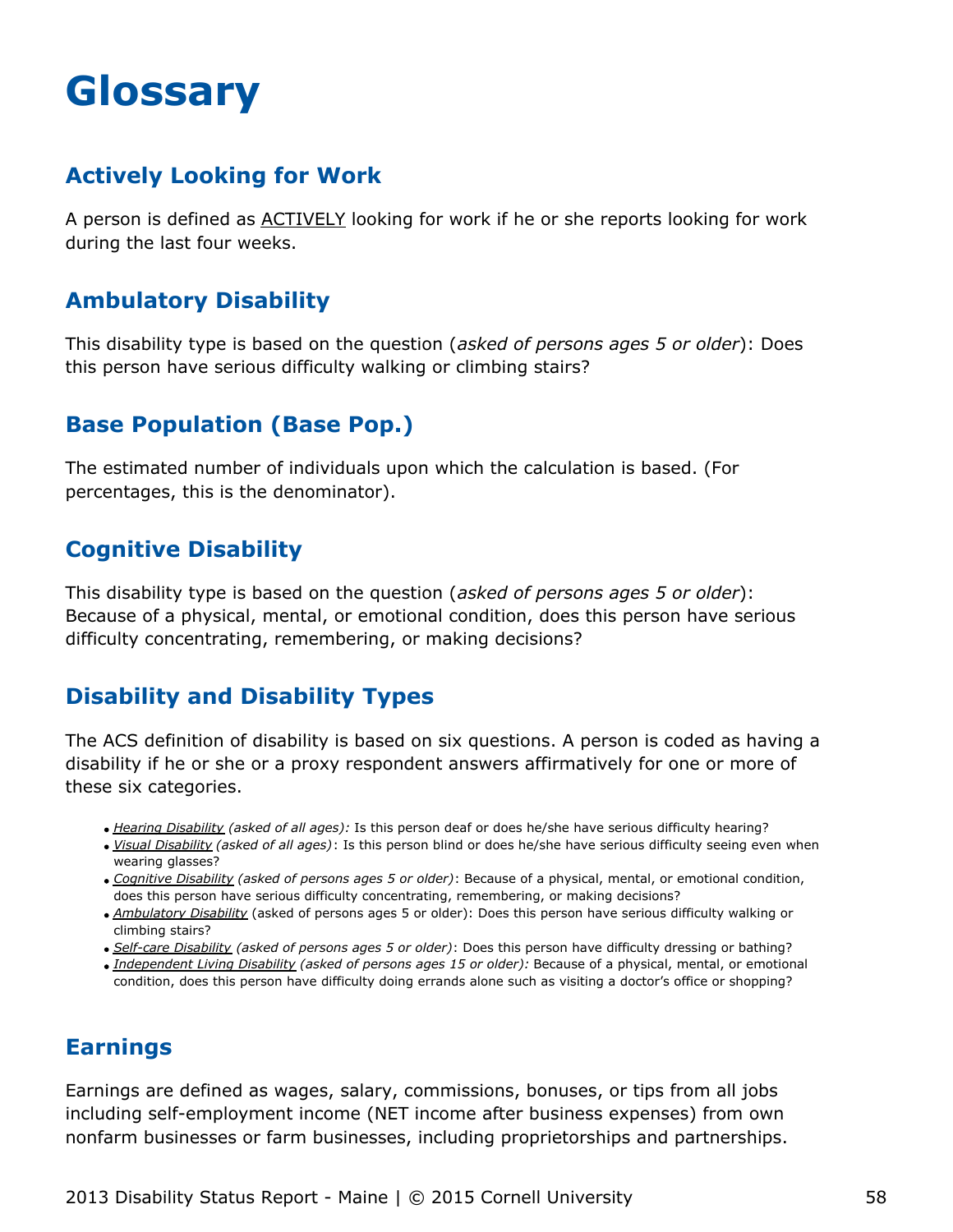# Glossary

## Actively Looking for Work

A person is defined as ACTIVELY looking for work if he or she reports looking for work during the last four weeks.

## Ambulatory Disability

This disability type is based on the question (*asked of persons ages 5 or older*): Does this person have serious difficulty walking or climbing stairs?

## Base Population (Base Pop.)

The estimated number of individuals upon which the calculation is based. (For percentages, this is the denominator).

## Cognitive Disability

This disability type is based on the question (*asked of persons ages 5 or older*): Because of a physical, mental, or emotional condition, does this person have serious difficulty concentrating, remembering, or making decisions?

## Disability and Disability Types

The ACS definition of disability is based on six questions. A person is coded as having a disability if he or she or a proxy respondent answers affirmatively for one or more of these six categories.

- *Hearing Disability* *(asked of all ages):* Is this person deaf or does he/she have serious difficulty hearing?
- *Visual Disability* *(asked of all ages)*: Is this person blind or does he/she have serious difficulty seeing even when wearing glasses?
- *Cognitive Disability* *(asked of persons ages 5 or older)*: Because of a physical, mental, or emotional condition, does this person have serious difficulty concentrating, remembering, or making decisions?
- *Ambulatory Disability* (asked of persons ages 5 or older): Does this person have serious difficulty walking or climbing stairs?
- *Self-care Disability* *(asked of persons ages 5 or older)*: Does this person have difficulty dressing or bathing?
- *Independent Living Disability* *(asked of persons ages 15 or older):* Because of a physical, mental, or emotional condition, does this person have difficulty doing errands alone such as visiting a doctor's office or shopping?

## Earnings

Earnings are defined as wages, salary, commissions, bonuses, or tips from all jobs including self-employment income (NET income after business expenses) from own nonfarm businesses or farm businesses, including proprietorships and partnerships.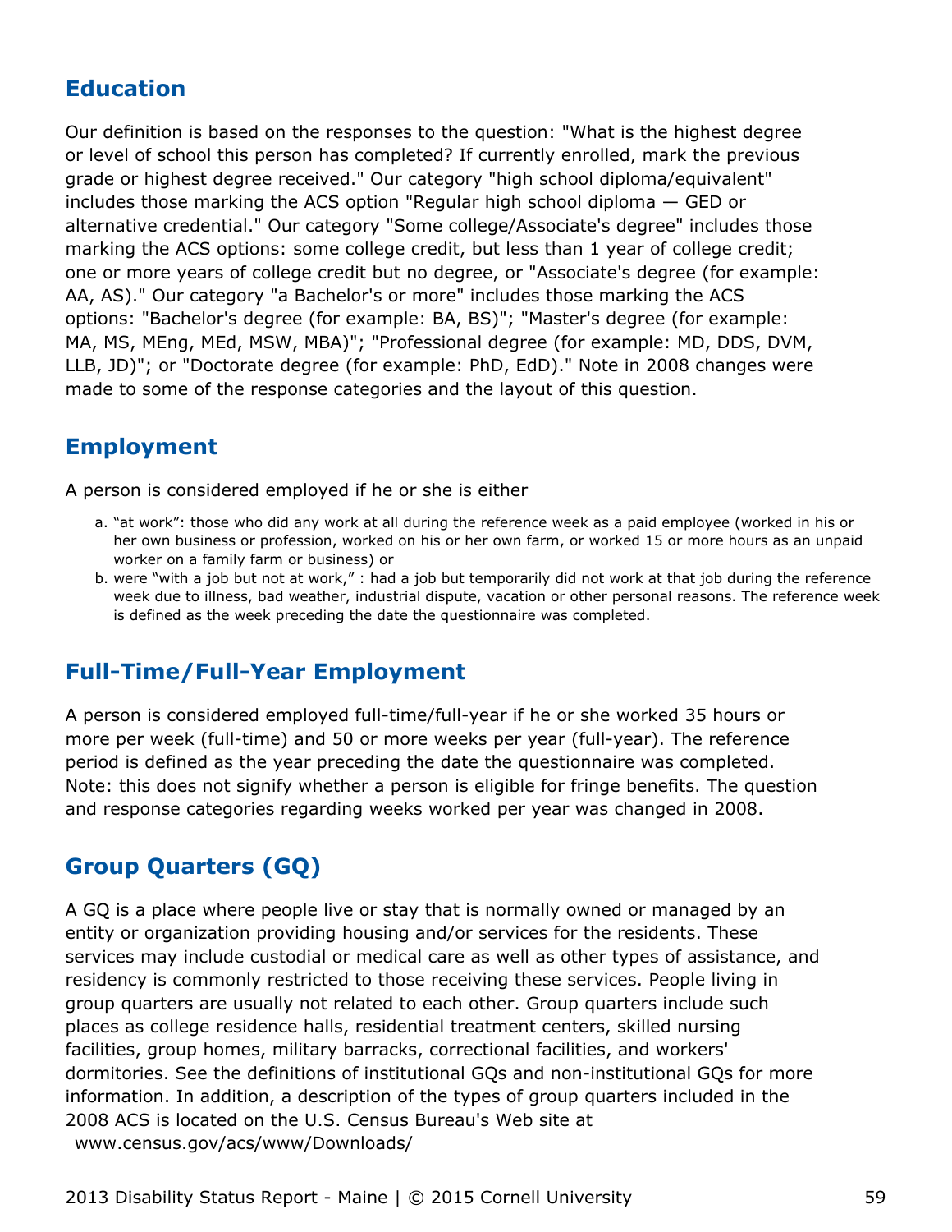## Education

Our definition is based on the responses to the question: "What is the highest degree or level of school this person has completed? If currently enrolled, mark the previous grade or highest degree received." Our category "high school diploma/equivalent" includes those marking the ACS option "Regular high school diploma — GED or alternative credential." Our category "Some college/Associate's degree" includes those marking the ACS options: some college credit, but less than 1 year of college credit; one or more years of college credit but no degree, or "Associate's degree (for example: AA, AS)." Our category "a Bachelor's or more" includes those marking the ACS options: "Bachelor's degree (for example: BA, BS)"; "Master's degree (for example: MA, MS, MEng, MEd, MSW, MBA)"; "Professional degree (for example: MD, DDS, DVM, LLB, JD)"; or "Doctorate degree (for example: PhD, EdD)." Note in 2008 changes were made to some of the response categories and the layout of this question.

## Employment

A person is considered employed if he or she is either

a. "at work": those who did any work at all during the reference week as a paid employee (worked in his or her own business or profession, worked on his or her own farm, or worked 15 or more hours as an unpaid worker on a family farm or business) or
b. were "with a job but not at work," : had a job but temporarily did not work at that job during the reference week due to illness, bad weather, industrial dispute, vacation or other personal reasons. The reference week is defined as the week preceding the date the questionnaire was completed.

## Full-Time/Full-Year Employment

A person is considered employed full-time/full-year if he or she worked 35 hours or more per week (full-time) and 50 or more weeks per year (full-year). The reference period is defined as the year preceding the date the questionnaire was completed. Note: this does not signify whether a person is eligible for fringe benefits. The question and response categories regarding weeks worked per year was changed in 2008.

## Group Quarters (GQ)

A GQ is a place where people live or stay that is normally owned or managed by an entity or organization providing housing and/or services for the residents. These services may include custodial or medical care as well as other types of assistance, and residency is commonly restricted to those receiving these services. People living in group quarters are usually not related to each other. Group quarters include such places as college residence halls, residential treatment centers, skilled nursing facilities, group homes, military barracks, correctional facilities, and workers' dormitories. See the definitions of institutional GQs and non-institutional GQs for more information. In addition, a description of the types of group quarters included in the 2008 ACS is located on the U.S. Census Bureau's Web site at www.census.gov/acs/www/Downloads/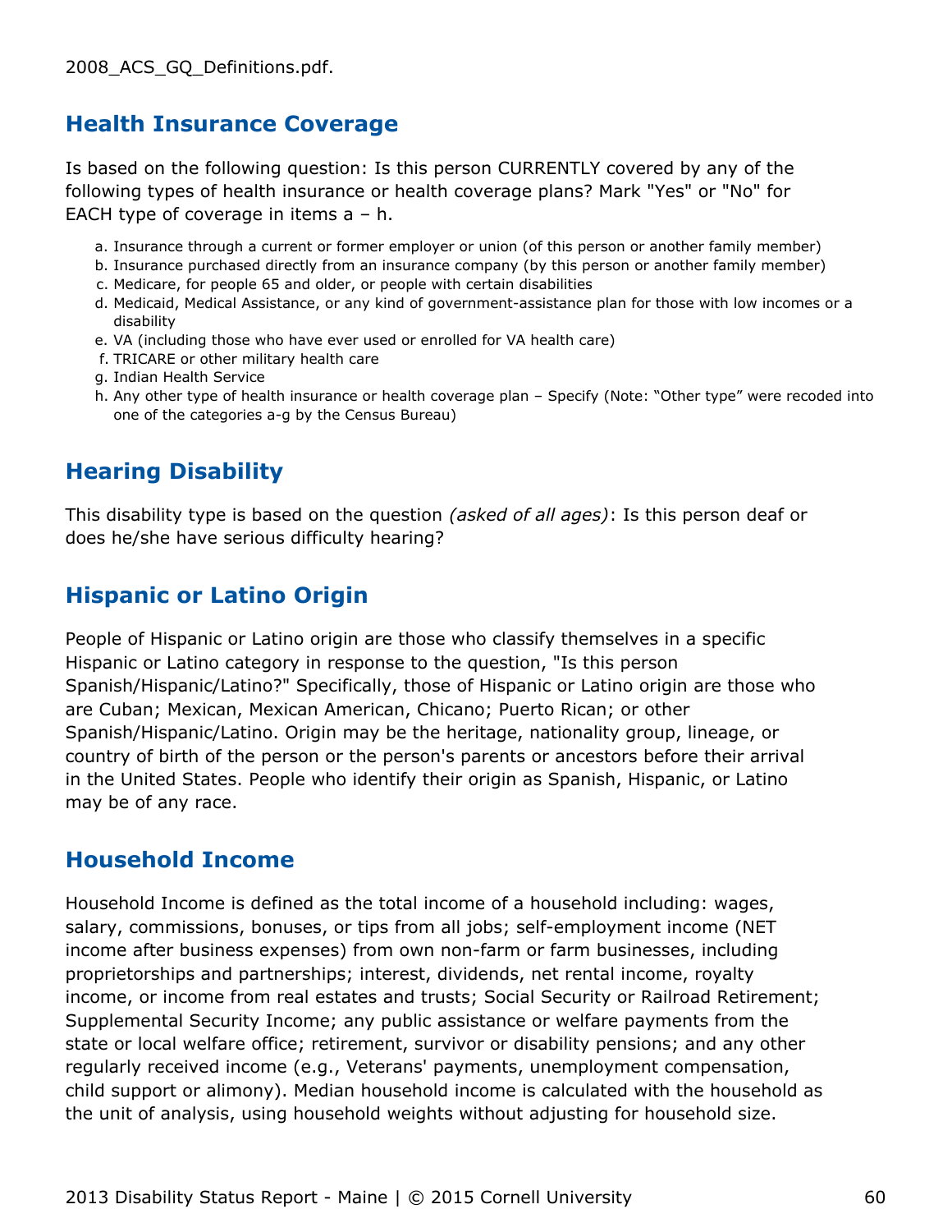2008_ACS_GQ_Definitions.pdf.

## Health Insurance Coverage

Is based on the following question: Is this person CURRENTLY covered by any of the following types of health insurance or health coverage plans? Mark "Yes" or "No" for EACH type of coverage in items a – h.

a. Insurance through a current or former employer or union (of this person or another family member)
b. Insurance purchased directly from an insurance company (by this person or another family member)
c. Medicare, for people 65 and older, or people with certain disabilities
d. Medicaid, Medical Assistance, or any kind of government-assistance plan for those with low incomes or a disability
e. VA (including those who have ever used or enrolled for VA health care)
f. TRICARE or other military health care
g. Indian Health Service
h. Any other type of health insurance or health coverage plan – Specify (Note: "Other type" were recoded into one of the categories a-g by the Census Bureau)

## Hearing Disability

This disability type is based on the question *(asked of all ages)*: Is this person deaf or does he/she have serious difficulty hearing?

## Hispanic or Latino Origin

People of Hispanic or Latino origin are those who classify themselves in a specific Hispanic or Latino category in response to the question, "Is this person Spanish/Hispanic/Latino?" Specifically, those of Hispanic or Latino origin are those who are Cuban; Mexican, Mexican American, Chicano; Puerto Rican; or other Spanish/Hispanic/Latino. Origin may be the heritage, nationality group, lineage, or country of birth of the person or the person's parents or ancestors before their arrival in the United States. People who identify their origin as Spanish, Hispanic, or Latino may be of any race.

## Household Income

Household Income is defined as the total income of a household including: wages, salary, commissions, bonuses, or tips from all jobs; self-employment income (NET income after business expenses) from own non-farm or farm businesses, including proprietorships and partnerships; interest, dividends, net rental income, royalty income, or income from real estates and trusts; Social Security or Railroad Retirement; Supplemental Security Income; any public assistance or welfare payments from the state or local welfare office; retirement, survivor or disability pensions; and any other regularly received income (e.g., Veterans' payments, unemployment compensation, child support or alimony). Median household income is calculated with the household as the unit of analysis, using household weights without adjusting for household size.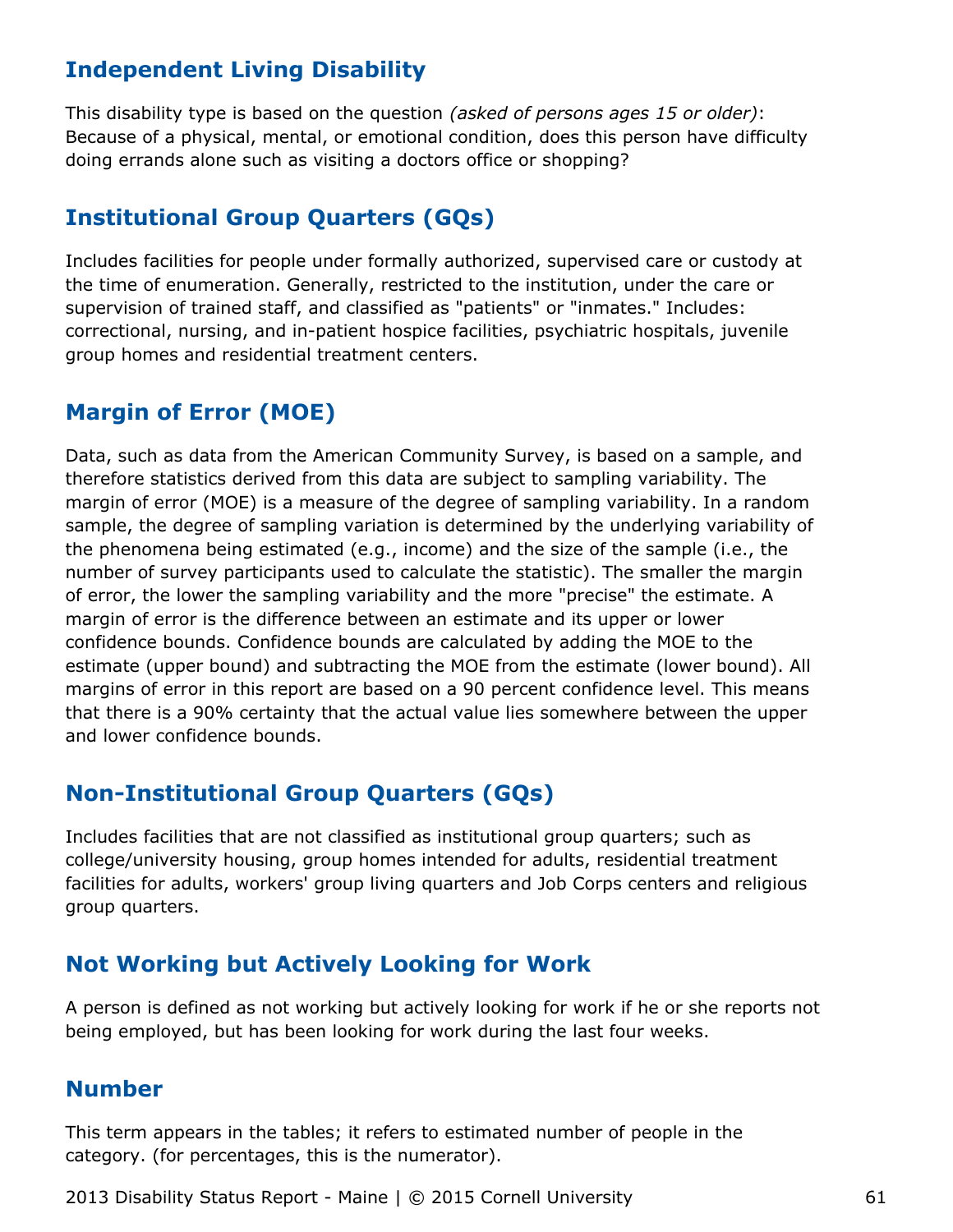## Independent Living Disability

This disability type is based on the question *(asked of persons ages 15 or older)*: Because of a physical, mental, or emotional condition, does this person have difficulty doing errands alone such as visiting a doctors office or shopping?

## Institutional Group Quarters (GQs)

Includes facilities for people under formally authorized, supervised care or custody at the time of enumeration. Generally, restricted to the institution, under the care or supervision of trained staff, and classified as "patients" or "inmates." Includes: correctional, nursing, and in-patient hospice facilities, psychiatric hospitals, juvenile group homes and residential treatment centers.

## Margin of Error (MOE)

Data, such as data from the American Community Survey, is based on a sample, and therefore statistics derived from this data are subject to sampling variability. The margin of error (MOE) is a measure of the degree of sampling variability. In a random sample, the degree of sampling variation is determined by the underlying variability of the phenomena being estimated (e.g., income) and the size of the sample (i.e., the number of survey participants used to calculate the statistic). The smaller the margin of error, the lower the sampling variability and the more "precise" the estimate. A margin of error is the difference between an estimate and its upper or lower confidence bounds. Confidence bounds are calculated by adding the MOE to the estimate (upper bound) and subtracting the MOE from the estimate (lower bound). All margins of error in this report are based on a 90 percent confidence level. This means that there is a 90% certainty that the actual value lies somewhere between the upper and lower confidence bounds.

## Non-Institutional Group Quarters (GQs)

Includes facilities that are not classified as institutional group quarters; such as college/university housing, group homes intended for adults, residential treatment facilities for adults, workers' group living quarters and Job Corps centers and religious group quarters.

## Not Working but Actively Looking for Work

A person is defined as not working but actively looking for work if he or she reports not being employed, but has been looking for work during the last four weeks.

## Number

This term appears in the tables; it refers to estimated number of people in the category. (for percentages, this is the numerator).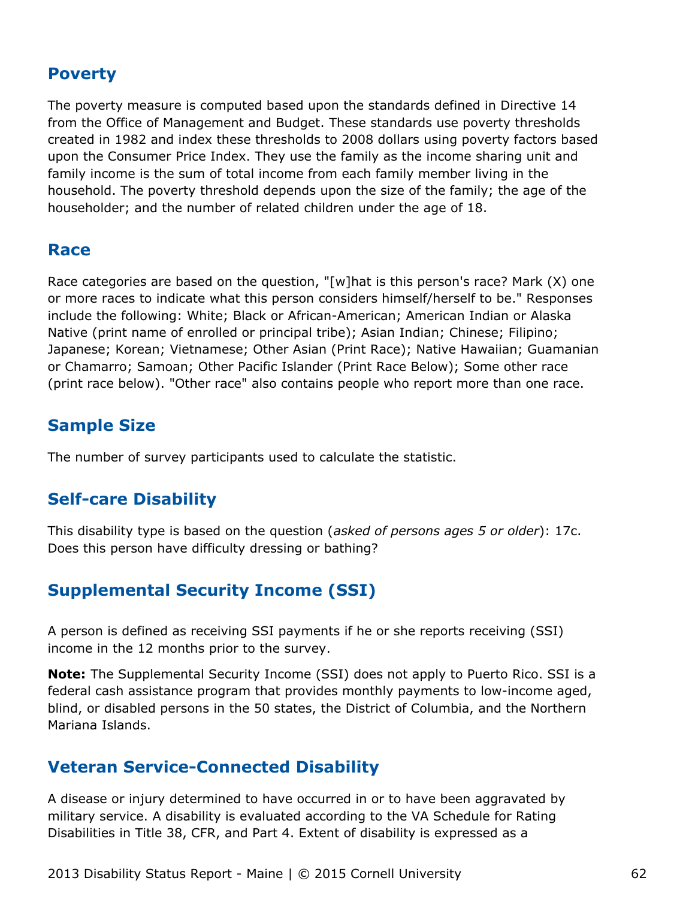## Poverty

The poverty measure is computed based upon the standards defined in Directive 14 from the Office of Management and Budget. These standards use poverty thresholds created in 1982 and index these thresholds to 2008 dollars using poverty factors based upon the Consumer Price Index. They use the family as the income sharing unit and family income is the sum of total income from each family member living in the household. The poverty threshold depends upon the size of the family; the age of the householder; and the number of related children under the age of 18.

## Race

Race categories are based on the question, "[w]hat is this person's race? Mark (X) one or more races to indicate what this person considers himself/herself to be." Responses include the following: White; Black or African-American; American Indian or Alaska Native (print name of enrolled or principal tribe); Asian Indian; Chinese; Filipino; Japanese; Korean; Vietnamese; Other Asian (Print Race); Native Hawaiian; Guamanian or Chamarro; Samoan; Other Pacific Islander (Print Race Below); Some other race (print race below). "Other race" also contains people who report more than one race.

## Sample Size

The number of survey participants used to calculate the statistic.

## Self-care Disability

This disability type is based on the question (*asked of persons ages 5 or older*): 17c. Does this person have difficulty dressing or bathing?

## Supplemental Security Income (SSI)

A person is defined as receiving SSI payments if he or she reports receiving (SSI) income in the 12 months prior to the survey.

**Note:** The Supplemental Security Income (SSI) does not apply to Puerto Rico. SSI is a federal cash assistance program that provides monthly payments to low-income aged, blind, or disabled persons in the 50 states, the District of Columbia, and the Northern Mariana Islands.

## Veteran Service-Connected Disability

A disease or injury determined to have occurred in or to have been aggravated by military service. A disability is evaluated according to the VA Schedule for Rating Disabilities in Title 38, CFR, and Part 4. Extent of disability is expressed as a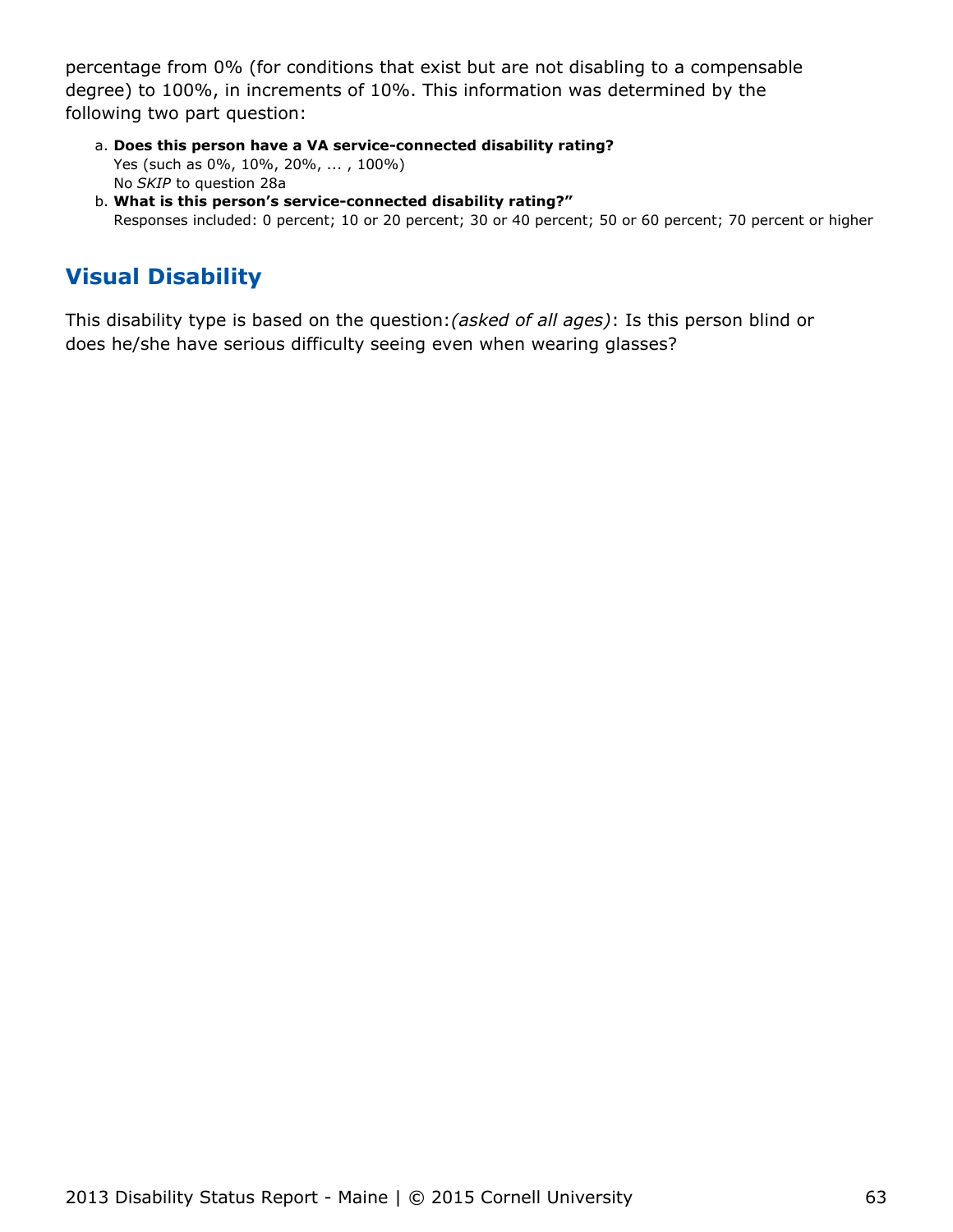percentage from 0% (for conditions that exist but are not disabling to a compensable degree) to 100%, in increments of 10%. This information was determined by the following two part question:

a. **Does this person have a VA service-connected disability rating?**
   Yes (such as 0%, 10%, 20%, ... , 100%)
   No *SKIP* to question 28a
b. **What is this person's service-connected disability rating?"**
   Responses included: 0 percent; 10 or 20 percent; 30 or 40 percent; 50 or 60 percent; 70 percent or higher

## Visual Disability

This disability type is based on the question:*(asked of all ages)*: Is this person blind or does he/she have serious difficulty seeing even when wearing glasses?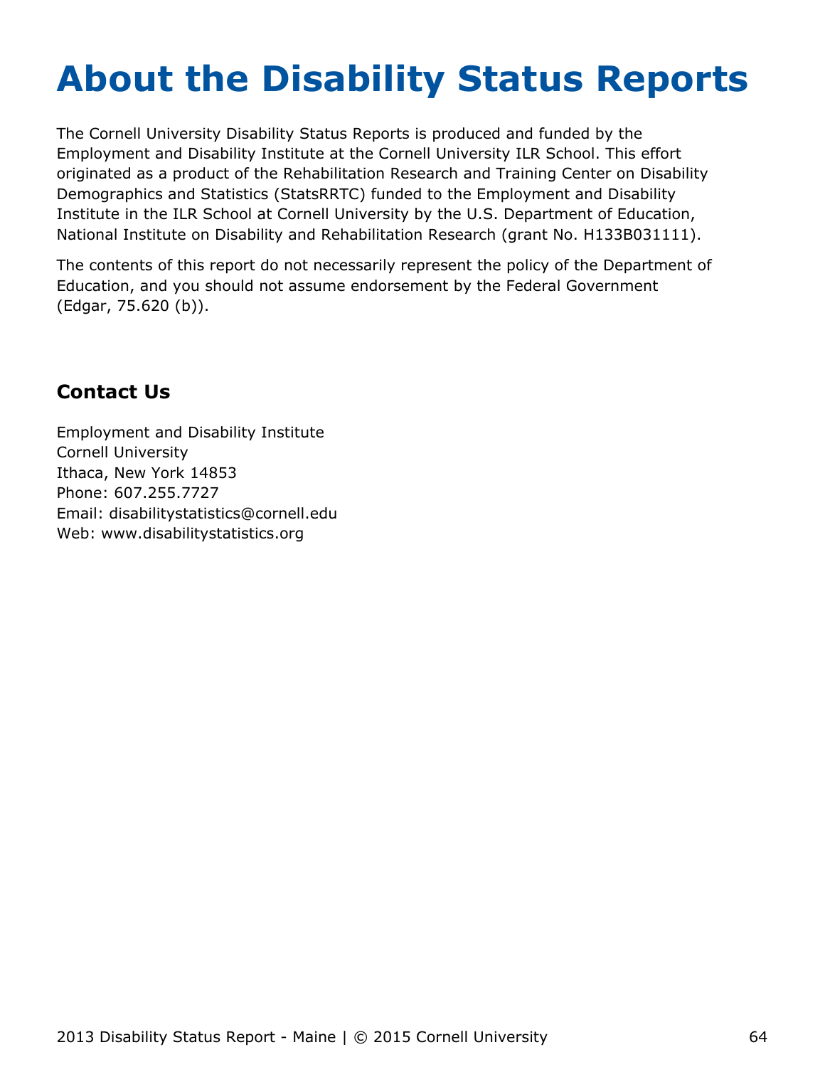# About the Disability Status Reports

The Cornell University Disability Status Reports is produced and funded by the Employment and Disability Institute at the Cornell University ILR School. This effort originated as a product of the Rehabilitation Research and Training Center on Disability Demographics and Statistics (StatsRRTC) funded to the Employment and Disability Institute in the ILR School at Cornell University by the U.S. Department of Education, National Institute on Disability and Rehabilitation Research (grant No. H133B031111).

The contents of this report do not necessarily represent the policy of the Department of Education, and you should not assume endorsement by the Federal Government (Edgar, 75.620 (b)).

## Contact Us

Employment and Disability Institute
Cornell University
Ithaca, New York 14853
Phone: 607.255.7727
Email: disabilitystatistics@cornell.edu
Web: www.disabilitystatistics.org